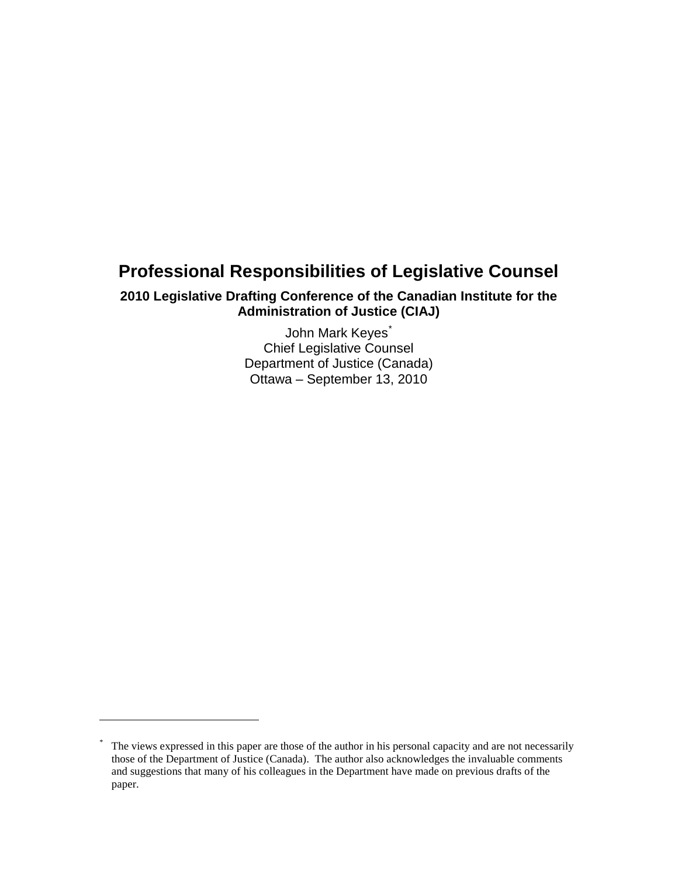# Professional Responsibilities of Legislative Counsel

## 2010 Legislative Drafting Conference of the Canadian Institute for the Administration of Justice (CIAJ)

John Mark Keyes[*]
Chief Legislative Counsel
Department of Justice (Canada)
Ottawa – September 13, 2010

---

[*] The views expressed in this paper are those of the author in his personal capacity and are not necessarily those of the Department of Justice (Canada). The author also acknowledges the invaluable comments and suggestions that many of his colleagues in the Department have made on previous drafts of the paper.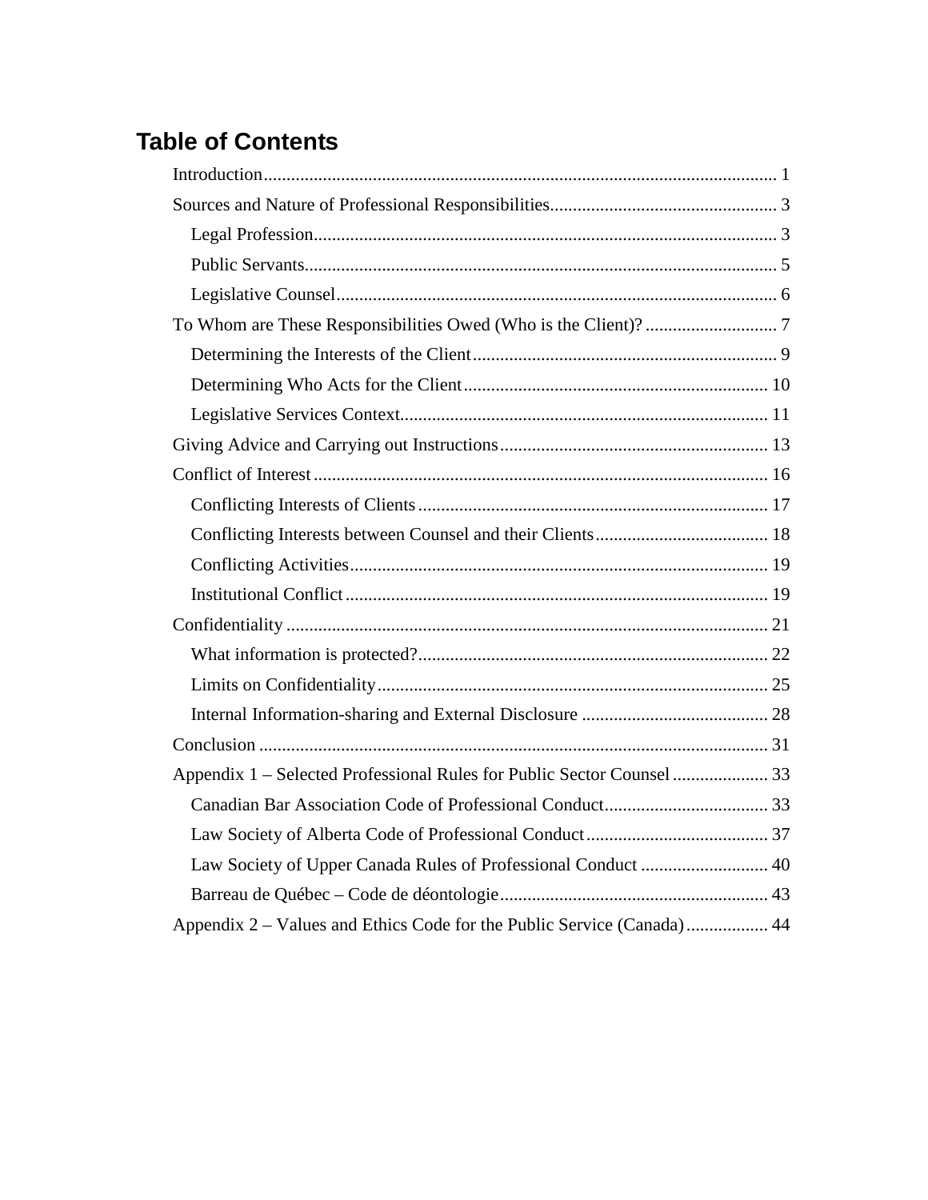# Table of Contents

- Introduction ... 1
- Sources and Nature of Professional Responsibilities ... 3
  - Legal Profession ... 3
  - Public Servants ... 5
  - Legislative Counsel ... 6
- To Whom are These Responsibilities Owed (Who is the Client)? ... 7
  - Determining the Interests of the Client ... 9
  - Determining Who Acts for the Client ... 10
  - Legislative Services Context ... 11
- Giving Advice and Carrying out Instructions ... 13
- Conflict of Interest ... 16
  - Conflicting Interests of Clients ... 17
  - Conflicting Interests between Counsel and their Clients ... 18
  - Conflicting Activities ... 19
  - Institutional Conflict ... 19
- Confidentiality ... 21
  - What information is protected? ... 22
  - Limits on Confidentiality ... 25
  - Internal Information-sharing and External Disclosure ... 28
- Conclusion ... 31
- Appendix 1 – Selected Professional Rules for Public Sector Counsel ... 33
  - Canadian Bar Association Code of Professional Conduct ... 33
  - Law Society of Alberta Code of Professional Conduct ... 37
  - Law Society of Upper Canada Rules of Professional Conduct ... 40
  - Barreau de Québec – Code de déontologie ... 43
- Appendix 2 – Values and Ethics Code for the Public Service (Canada) ... 44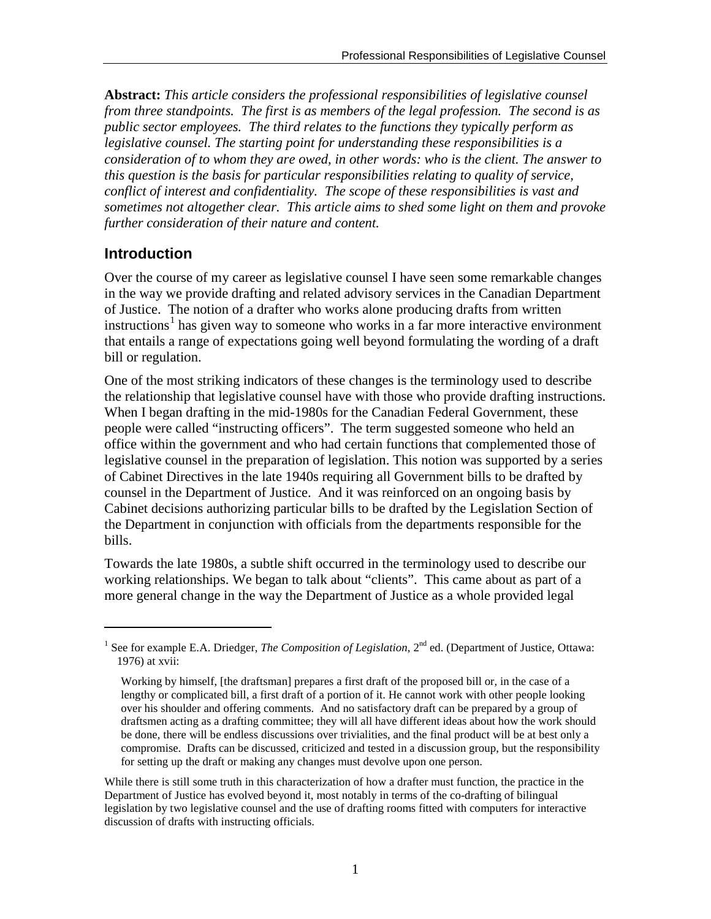**Abstract:** *This article considers the professional responsibilities of legislative counsel from three standpoints. The first is as members of the legal profession. The second is as public sector employees. The third relates to the functions they typically perform as legislative counsel. The starting point for understanding these responsibilities is a consideration of to whom they are owed, in other words: who is the client. The answer to this question is the basis for particular responsibilities relating to quality of service, conflict of interest and confidentiality. The scope of these responsibilities is vast and sometimes not altogether clear. This article aims to shed some light on them and provoke further consideration of their nature and content.*

## Introduction

Over the course of my career as legislative counsel I have seen some remarkable changes in the way we provide drafting and related advisory services in the Canadian Department of Justice. The notion of a drafter who works alone producing drafts from written instructions[1] has given way to someone who works in a far more interactive environment that entails a range of expectations going well beyond formulating the wording of a draft bill or regulation.

One of the most striking indicators of these changes is the terminology used to describe the relationship that legislative counsel have with those who provide drafting instructions. When I began drafting in the mid-1980s for the Canadian Federal Government, these people were called "instructing officers". The term suggested someone who held an office within the government and who had certain functions that complemented those of legislative counsel in the preparation of legislation. This notion was supported by a series of Cabinet Directives in the late 1940s requiring all Government bills to be drafted by counsel in the Department of Justice. And it was reinforced on an ongoing basis by Cabinet decisions authorizing particular bills to be drafted by the Legislation Section of the Department in conjunction with officials from the departments responsible for the bills.

Towards the late 1980s, a subtle shift occurred in the terminology used to describe our working relationships. We began to talk about "clients". This came about as part of a more general change in the way the Department of Justice as a whole provided legal

---

[1] See for example E.A. Driedger, *The Composition of Legislation*, 2nd ed. (Department of Justice, Ottawa: 1976) at xvii:

> Working by himself, [the draftsman] prepares a first draft of the proposed bill or, in the case of a lengthy or complicated bill, a first draft of a portion of it. He cannot work with other people looking over his shoulder and offering comments. And no satisfactory draft can be prepared by a group of draftsmen acting as a drafting committee; they will all have different ideas about how the work should be done, there will be endless discussions over trivialities, and the final product will be at best only a compromise. Drafts can be discussed, criticized and tested in a discussion group, but the responsibility for setting up the draft or making any changes must devolve upon one person.

While there is still some truth in this characterization of how a drafter must function, the practice in the Department of Justice has evolved beyond it, most notably in terms of the co-drafting of bilingual legislation by two legislative counsel and the use of drafting rooms fitted with computers for interactive discussion of drafts with instructing officials.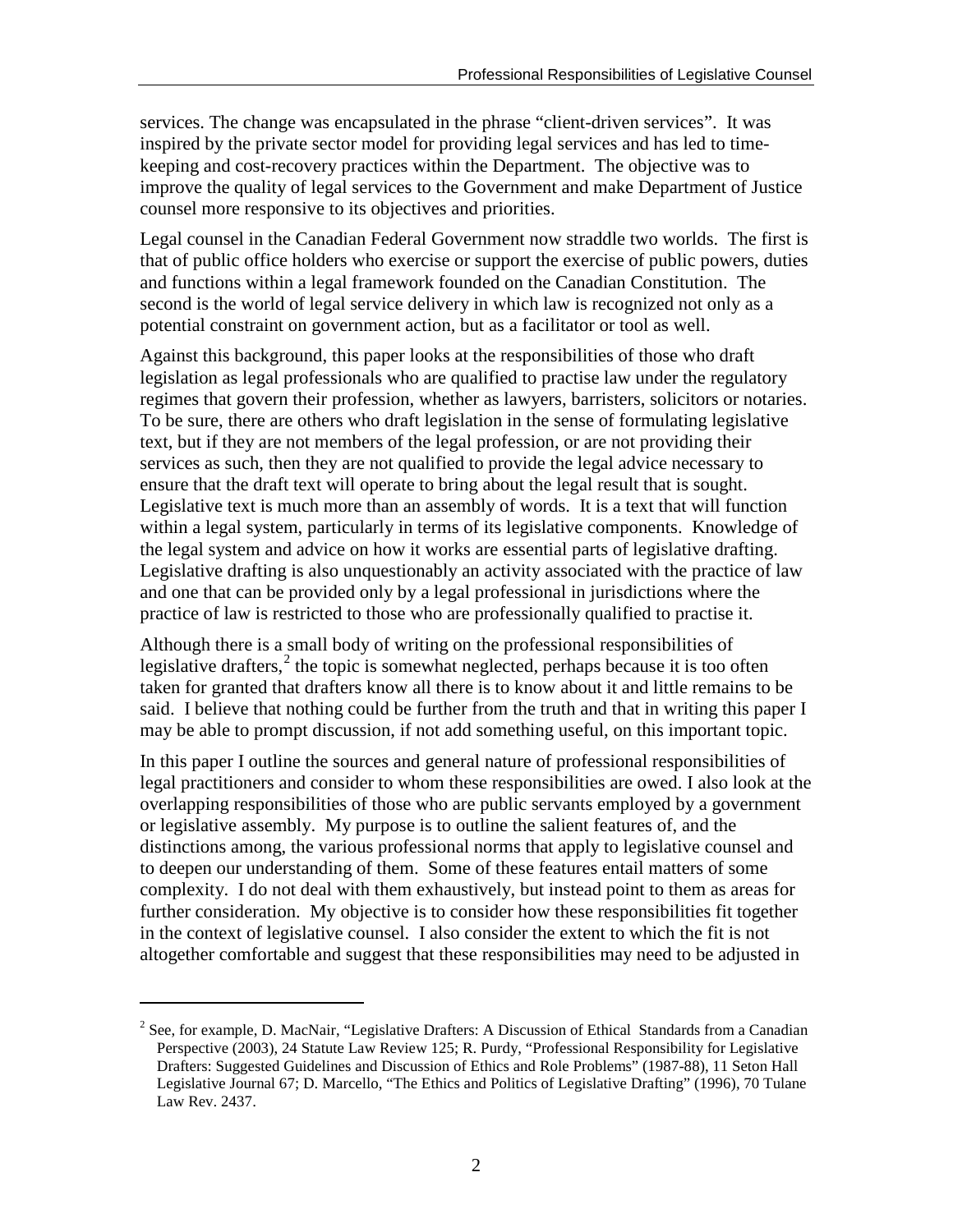services. The change was encapsulated in the phrase "client-driven services". It was inspired by the private sector model for providing legal services and has led to time-keeping and cost-recovery practices within the Department. The objective was to improve the quality of legal services to the Government and make Department of Justice counsel more responsive to its objectives and priorities.

Legal counsel in the Canadian Federal Government now straddle two worlds. The first is that of public office holders who exercise or support the exercise of public powers, duties and functions within a legal framework founded on the Canadian Constitution. The second is the world of legal service delivery in which law is recognized not only as a potential constraint on government action, but as a facilitator or tool as well.

Against this background, this paper looks at the responsibilities of those who draft legislation as legal professionals who are qualified to practise law under the regulatory regimes that govern their profession, whether as lawyers, barristers, solicitors or notaries. To be sure, there are others who draft legislation in the sense of formulating legislative text, but if they are not members of the legal profession, or are not providing their services as such, then they are not qualified to provide the legal advice necessary to ensure that the draft text will operate to bring about the legal result that is sought. Legislative text is much more than an assembly of words. It is a text that will function within a legal system, particularly in terms of its legislative components. Knowledge of the legal system and advice on how it works are essential parts of legislative drafting. Legislative drafting is also unquestionably an activity associated with the practice of law and one that can be provided only by a legal professional in jurisdictions where the practice of law is restricted to those who are professionally qualified to practise it.

Although there is a small body of writing on the professional responsibilities of legislative drafters,[2] the topic is somewhat neglected, perhaps because it is too often taken for granted that drafters know all there is to know about it and little remains to be said. I believe that nothing could be further from the truth and that in writing this paper I may be able to prompt discussion, if not add something useful, on this important topic.

In this paper I outline the sources and general nature of professional responsibilities of legal practitioners and consider to whom these responsibilities are owed. I also look at the overlapping responsibilities of those who are public servants employed by a government or legislative assembly. My purpose is to outline the salient features of, and the distinctions among, the various professional norms that apply to legislative counsel and to deepen our understanding of them. Some of these features entail matters of some complexity. I do not deal with them exhaustively, but instead point to them as areas for further consideration. My objective is to consider how these responsibilities fit together in the context of legislative counsel. I also consider the extent to which the fit is not altogether comfortable and suggest that these responsibilities may need to be adjusted in

---

[2] See, for example, D. MacNair, "Legislative Drafters: A Discussion of Ethical Standards from a Canadian Perspective (2003), 24 Statute Law Review 125; R. Purdy, "Professional Responsibility for Legislative Drafters: Suggested Guidelines and Discussion of Ethics and Role Problems" (1987-88), 11 Seton Hall Legislative Journal 67; D. Marcello, "The Ethics and Politics of Legislative Drafting" (1996), 70 Tulane Law Rev. 2437.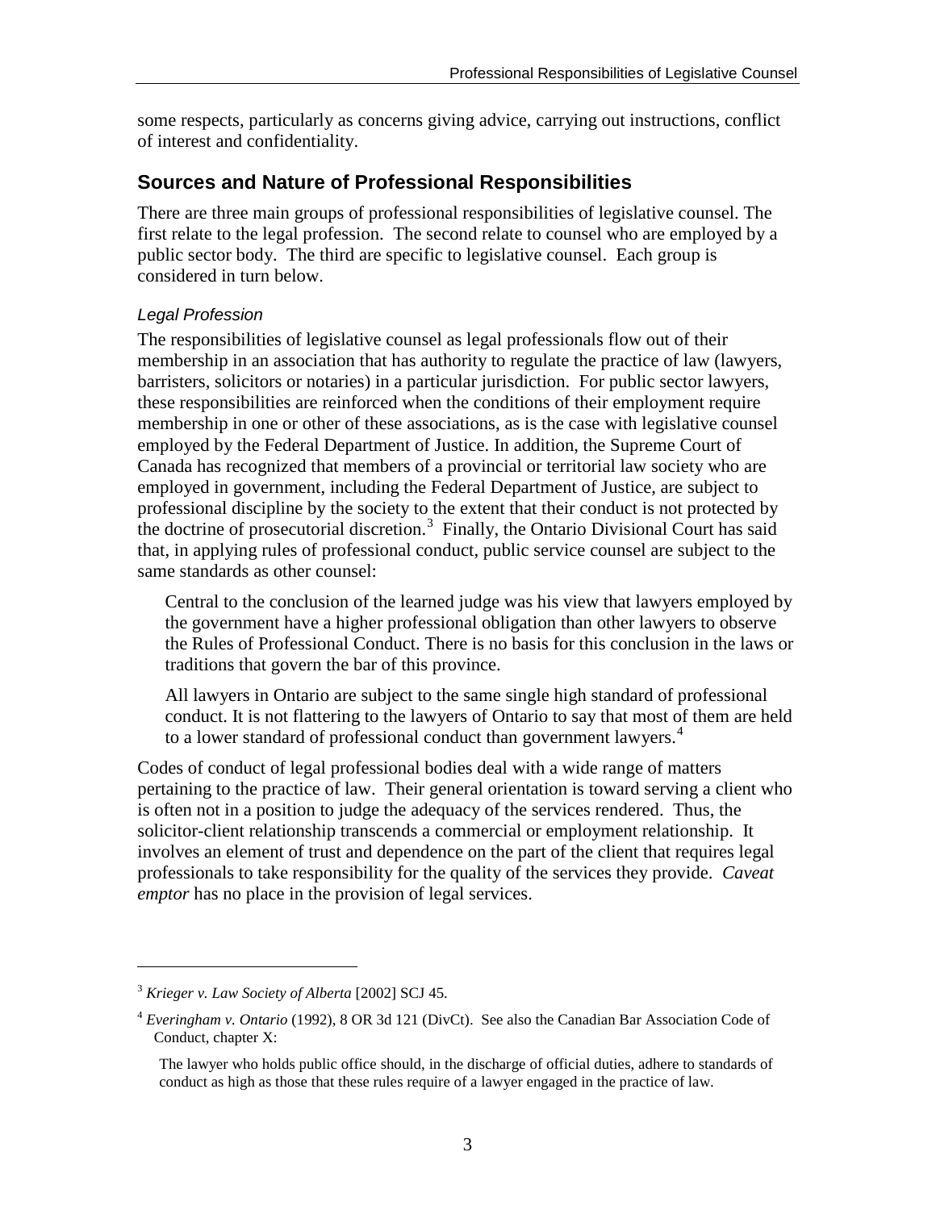some respects, particularly as concerns giving advice, carrying out instructions, conflict of interest and confidentiality.

## Sources and Nature of Professional Responsibilities

There are three main groups of professional responsibilities of legislative counsel. The first relate to the legal profession. The second relate to counsel who are employed by a public sector body. The third are specific to legislative counsel. Each group is considered in turn below.

### *Legal Profession*

The responsibilities of legislative counsel as legal professionals flow out of their membership in an association that has authority to regulate the practice of law (lawyers, barristers, solicitors or notaries) in a particular jurisdiction. For public sector lawyers, these responsibilities are reinforced when the conditions of their employment require membership in one or other of these associations, as is the case with legislative counsel employed by the Federal Department of Justice. In addition, the Supreme Court of Canada has recognized that members of a provincial or territorial law society who are employed in government, including the Federal Department of Justice, are subject to professional discipline by the society to the extent that their conduct is not protected by the doctrine of prosecutorial discretion.[3] Finally, the Ontario Divisional Court has said that, in applying rules of professional conduct, public service counsel are subject to the same standards as other counsel:

> Central to the conclusion of the learned judge was his view that lawyers employed by the government have a higher professional obligation than other lawyers to observe the Rules of Professional Conduct. There is no basis for this conclusion in the laws or traditions that govern the bar of this province.
>
> All lawyers in Ontario are subject to the same single high standard of professional conduct. It is not flattering to the lawyers of Ontario to say that most of them are held to a lower standard of professional conduct than government lawyers.[4]

Codes of conduct of legal professional bodies deal with a wide range of matters pertaining to the practice of law. Their general orientation is toward serving a client who is often not in a position to judge the adequacy of the services rendered. Thus, the solicitor-client relationship transcends a commercial or employment relationship. It involves an element of trust and dependence on the part of the client that requires legal professionals to take responsibility for the quality of the services they provide. *Caveat emptor* has no place in the provision of legal services.

---

[3] *Krieger v. Law Society of Alberta* [2002] SCJ 45.

[4] *Everingham v. Ontario* (1992), 8 OR 3d 121 (DivCt). See also the Canadian Bar Association Code of Conduct, chapter X:

> The lawyer who holds public office should, in the discharge of official duties, adhere to standards of conduct as high as those that these rules require of a lawyer engaged in the practice of law.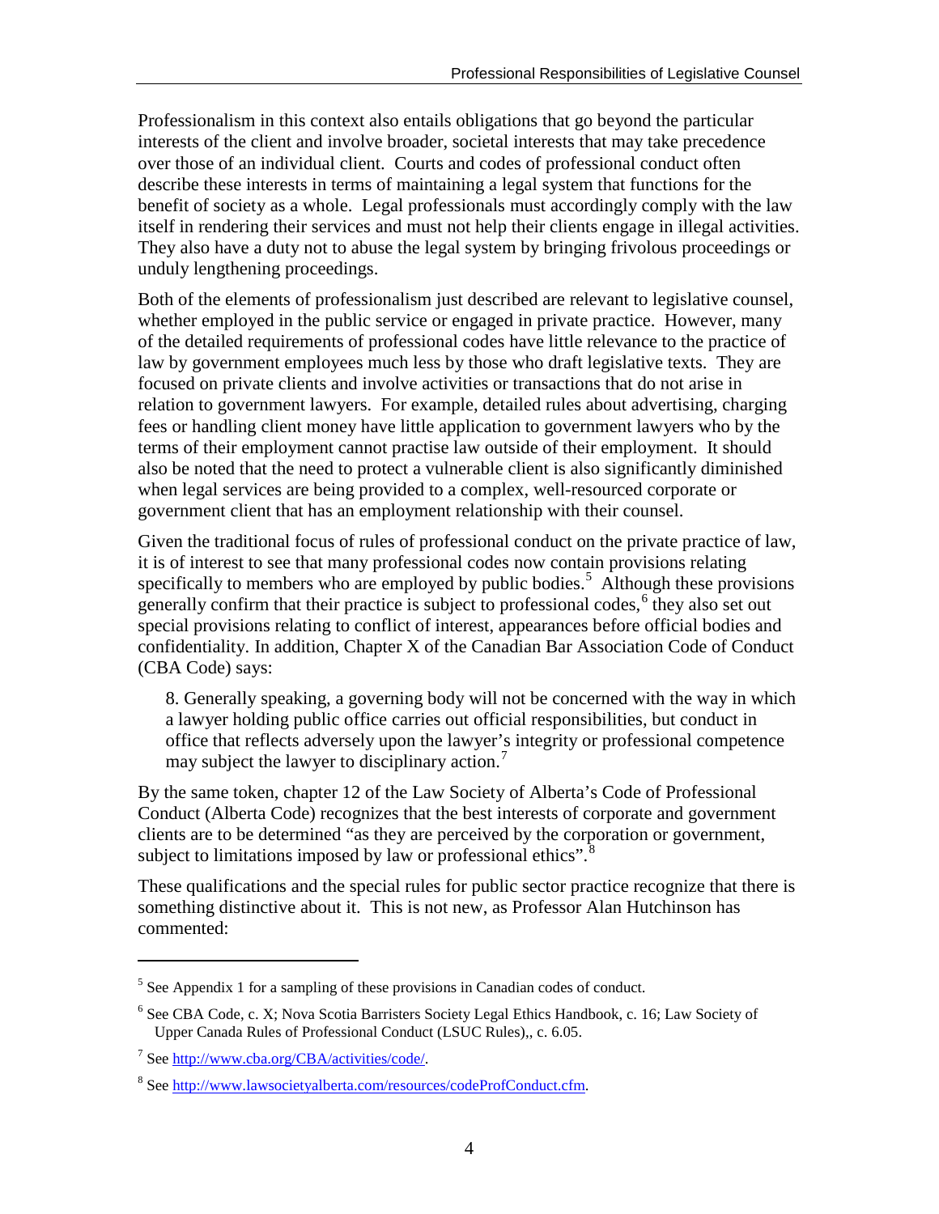Professionalism in this context also entails obligations that go beyond the particular interests of the client and involve broader, societal interests that may take precedence over those of an individual client. Courts and codes of professional conduct often describe these interests in terms of maintaining a legal system that functions for the benefit of society as a whole. Legal professionals must accordingly comply with the law itself in rendering their services and must not help their clients engage in illegal activities. They also have a duty not to abuse the legal system by bringing frivolous proceedings or unduly lengthening proceedings.

Both of the elements of professionalism just described are relevant to legislative counsel, whether employed in the public service or engaged in private practice. However, many of the detailed requirements of professional codes have little relevance to the practice of law by government employees much less by those who draft legislative texts. They are focused on private clients and involve activities or transactions that do not arise in relation to government lawyers. For example, detailed rules about advertising, charging fees or handling client money have little application to government lawyers who by the terms of their employment cannot practise law outside of their employment. It should also be noted that the need to protect a vulnerable client is also significantly diminished when legal services are being provided to a complex, well-resourced corporate or government client that has an employment relationship with their counsel.

Given the traditional focus of rules of professional conduct on the private practice of law, it is of interest to see that many professional codes now contain provisions relating specifically to members who are employed by public bodies.[5] Although these provisions generally confirm that their practice is subject to professional codes,[6] they also set out special provisions relating to conflict of interest, appearances before official bodies and confidentiality. In addition, Chapter X of the Canadian Bar Association Code of Conduct (CBA Code) says:

> 8. Generally speaking, a governing body will not be concerned with the way in which a lawyer holding public office carries out official responsibilities, but conduct in office that reflects adversely upon the lawyer's integrity or professional competence may subject the lawyer to disciplinary action.[7]

By the same token, chapter 12 of the Law Society of Alberta's Code of Professional Conduct (Alberta Code) recognizes that the best interests of corporate and government clients are to be determined "as they are perceived by the corporation or government, subject to limitations imposed by law or professional ethics".[8]

These qualifications and the special rules for public sector practice recognize that there is something distinctive about it. This is not new, as Professor Alan Hutchinson has commented:

---

[5] See Appendix 1 for a sampling of these provisions in Canadian codes of conduct.

[6] See CBA Code, c. X; Nova Scotia Barristers Society Legal Ethics Handbook, c. 16; Law Society of Upper Canada Rules of Professional Conduct (LSUC Rules),, c. 6.05.

[7] See http://www.cba.org/CBA/activities/code/.

[8] See http://www.lawsocietyalberta.com/resources/codeProfConduct.cfm.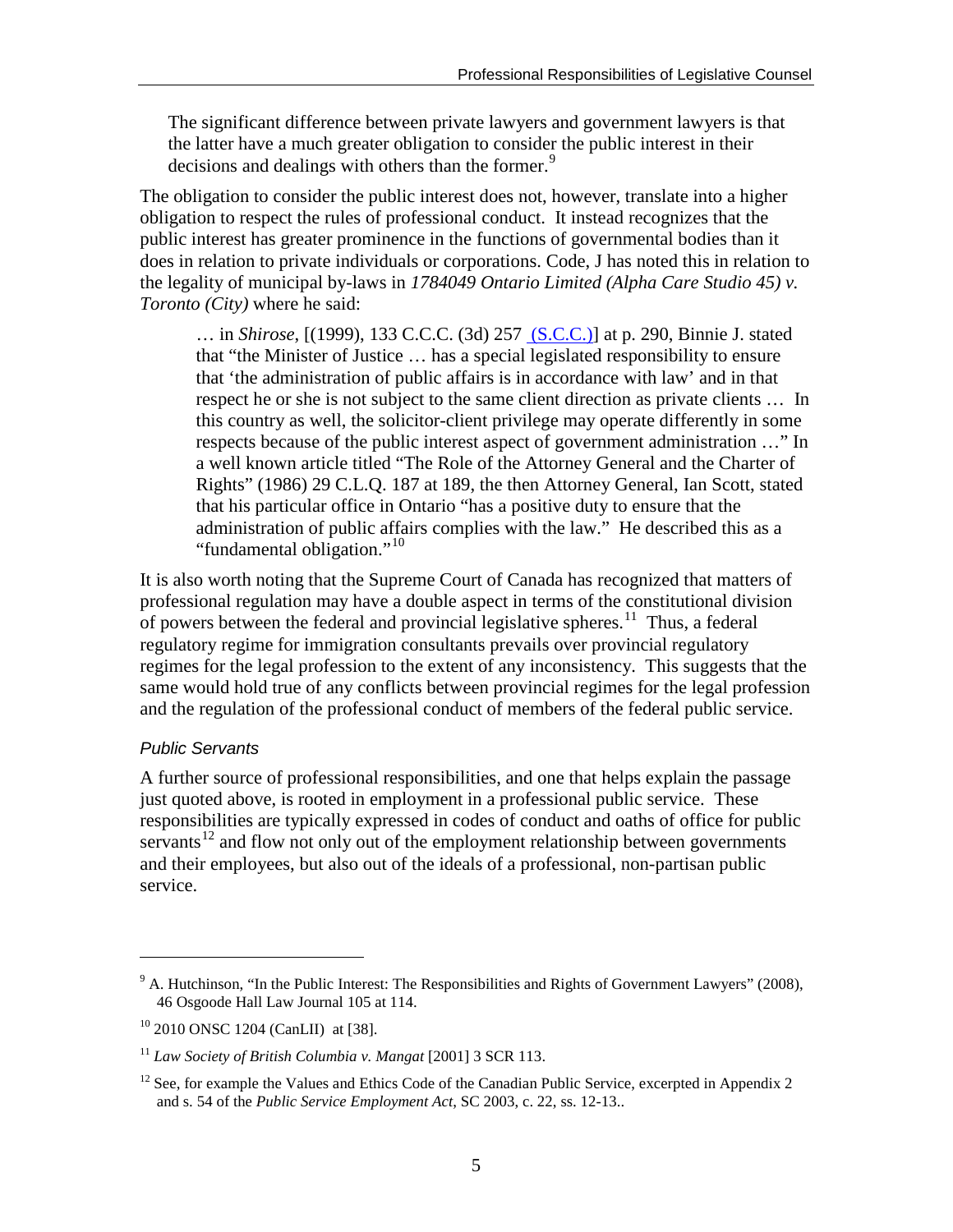> The significant difference between private lawyers and government lawyers is that the latter have a much greater obligation to consider the public interest in their decisions and dealings with others than the former.[9]

The obligation to consider the public interest does not, however, translate into a higher obligation to respect the rules of professional conduct. It instead recognizes that the public interest has greater prominence in the functions of governmental bodies than it does in relation to private individuals or corporations. Code, J has noted this in relation to the legality of municipal by-laws in *1784049 Ontario Limited (Alpha Care Studio 45) v. Toronto (City)* where he said:

> … in *Shirose*, [(1999), 133 C.C.C. (3d) 257 (S.C.C.)] at p. 290, Binnie J. stated that "the Minister of Justice … has a special legislated responsibility to ensure that 'the administration of public affairs is in accordance with law' and in that respect he or she is not subject to the same client direction as private clients … In this country as well, the solicitor-client privilege may operate differently in some respects because of the public interest aspect of government administration …" In a well known article titled "The Role of the Attorney General and the Charter of Rights" (1986) 29 C.L.Q. 187 at 189, the then Attorney General, Ian Scott, stated that his particular office in Ontario "has a positive duty to ensure that the administration of public affairs complies with the law." He described this as a "fundamental obligation."[10]

It is also worth noting that the Supreme Court of Canada has recognized that matters of professional regulation may have a double aspect in terms of the constitutional division of powers between the federal and provincial legislative spheres.[11] Thus, a federal regulatory regime for immigration consultants prevails over provincial regulatory regimes for the legal profession to the extent of any inconsistency. This suggests that the same would hold true of any conflicts between provincial regimes for the legal profession and the regulation of the professional conduct of members of the federal public service.

### *Public Servants*

A further source of professional responsibilities, and one that helps explain the passage just quoted above, is rooted in employment in a professional public service. These responsibilities are typically expressed in codes of conduct and oaths of office for public servants[12] and flow not only out of the employment relationship between governments and their employees, but also out of the ideals of a professional, non-partisan public service.

---

[9] A. Hutchinson, "In the Public Interest: The Responsibilities and Rights of Government Lawyers" (2008), 46 Osgoode Hall Law Journal 105 at 114.

[10] 2010 ONSC 1204 (CanLII) at [38].

[11] *Law Society of British Columbia v. Mangat* [2001] 3 SCR 113.

[12] See, for example the Values and Ethics Code of the Canadian Public Service, excerpted in Appendix 2 and s. 54 of the *Public Service Employment Act*, SC 2003, c. 22, ss. 12-13..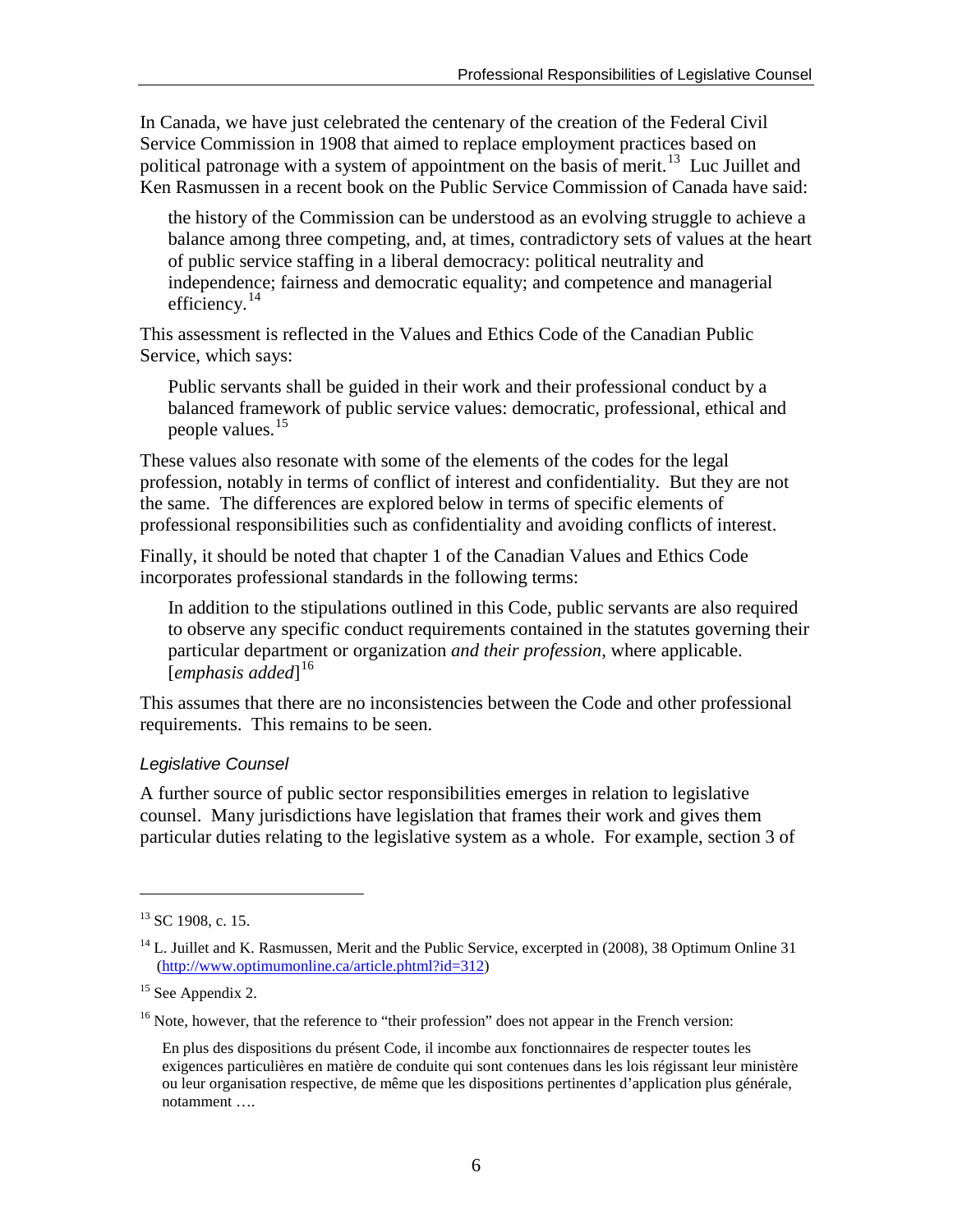In Canada, we have just celebrated the centenary of the creation of the Federal Civil Service Commission in 1908 that aimed to replace employment practices based on political patronage with a system of appointment on the basis of merit.[13] Luc Juillet and Ken Rasmussen in a recent book on the Public Service Commission of Canada have said:

> the history of the Commission can be understood as an evolving struggle to achieve a balance among three competing, and, at times, contradictory sets of values at the heart of public service staffing in a liberal democracy: political neutrality and independence; fairness and democratic equality; and competence and managerial efficiency.[14]

This assessment is reflected in the Values and Ethics Code of the Canadian Public Service, which says:

> Public servants shall be guided in their work and their professional conduct by a balanced framework of public service values: democratic, professional, ethical and people values.[15]

These values also resonate with some of the elements of the codes for the legal profession, notably in terms of conflict of interest and confidentiality. But they are not the same. The differences are explored below in terms of specific elements of professional responsibilities such as confidentiality and avoiding conflicts of interest.

Finally, it should be noted that chapter 1 of the Canadian Values and Ethics Code incorporates professional standards in the following terms:

> In addition to the stipulations outlined in this Code, public servants are also required to observe any specific conduct requirements contained in the statutes governing their particular department or organization *and their profession*, where applicable. [*emphasis added*][16]

This assumes that there are no inconsistencies between the Code and other professional requirements. This remains to be seen.

### *Legislative Counsel*

A further source of public sector responsibilities emerges in relation to legislative counsel. Many jurisdictions have legislation that frames their work and gives them particular duties relating to the legislative system as a whole. For example, section 3 of

---

[13] SC 1908, c. 15.

[14] L. Juillet and K. Rasmussen, Merit and the Public Service, excerpted in (2008), 38 Optimum Online 31 (http://www.optimumonline.ca/article.phtml?id=312)

[15] See Appendix 2.

[16] Note, however, that the reference to "their profession" does not appear in the French version:

> En plus des dispositions du présent Code, il incombe aux fonctionnaires de respecter toutes les exigences particulières en matière de conduite qui sont contenues dans les lois régissant leur ministère ou leur organisation respective, de même que les dispositions pertinentes d'application plus générale, notamment ….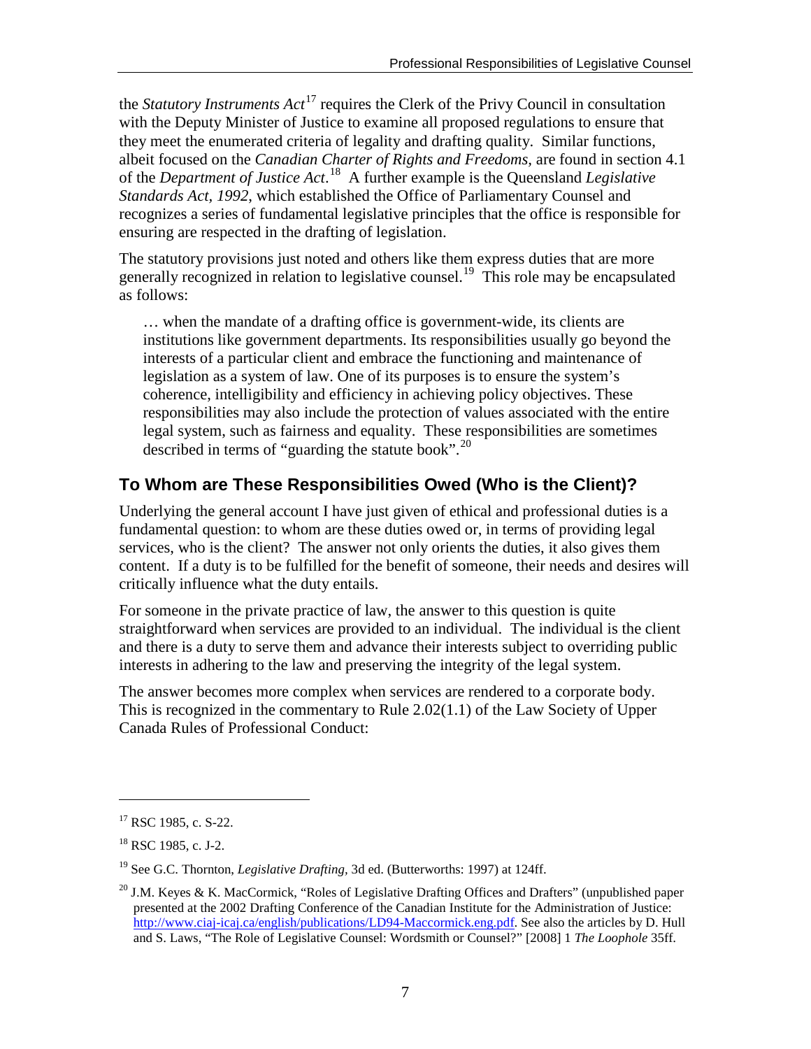the *Statutory Instruments Act*[17] requires the Clerk of the Privy Council in consultation with the Deputy Minister of Justice to examine all proposed regulations to ensure that they meet the enumerated criteria of legality and drafting quality. Similar functions, albeit focused on the *Canadian Charter of Rights and Freedoms*, are found in section 4.1 of the *Department of Justice Act*.[18] A further example is the Queensland *Legislative Standards Act, 1992*, which established the Office of Parliamentary Counsel and recognizes a series of fundamental legislative principles that the office is responsible for ensuring are respected in the drafting of legislation.

The statutory provisions just noted and others like them express duties that are more generally recognized in relation to legislative counsel.[19] This role may be encapsulated as follows:

> … when the mandate of a drafting office is government-wide, its clients are institutions like government departments. Its responsibilities usually go beyond the interests of a particular client and embrace the functioning and maintenance of legislation as a system of law. One of its purposes is to ensure the system's coherence, intelligibility and efficiency in achieving policy objectives. These responsibilities may also include the protection of values associated with the entire legal system, such as fairness and equality. These responsibilities are sometimes described in terms of "guarding the statute book".[20]

## To Whom are These Responsibilities Owed (Who is the Client)?

Underlying the general account I have just given of ethical and professional duties is a fundamental question: to whom are these duties owed or, in terms of providing legal services, who is the client? The answer not only orients the duties, it also gives them content. If a duty is to be fulfilled for the benefit of someone, their needs and desires will critically influence what the duty entails.

For someone in the private practice of law, the answer to this question is quite straightforward when services are provided to an individual. The individual is the client and there is a duty to serve them and advance their interests subject to overriding public interests in adhering to the law and preserving the integrity of the legal system.

The answer becomes more complex when services are rendered to a corporate body. This is recognized in the commentary to Rule 2.02(1.1) of the Law Society of Upper Canada Rules of Professional Conduct:

---

[17] RSC 1985, c. S-22.

[18] RSC 1985, c. J-2.

[19] See G.C. Thornton, *Legislative Drafting*, 3d ed. (Butterworths: 1997) at 124ff.

[20] J.M. Keyes & K. MacCormick, "Roles of Legislative Drafting Offices and Drafters" (unpublished paper presented at the 2002 Drafting Conference of the Canadian Institute for the Administration of Justice: http://www.ciaj-icaj.ca/english/publications/LD94-Maccormick.eng.pdf. See also the articles by D. Hull and S. Laws, "The Role of Legislative Counsel: Wordsmith or Counsel?" [2008] 1 *The Loophole* 35ff.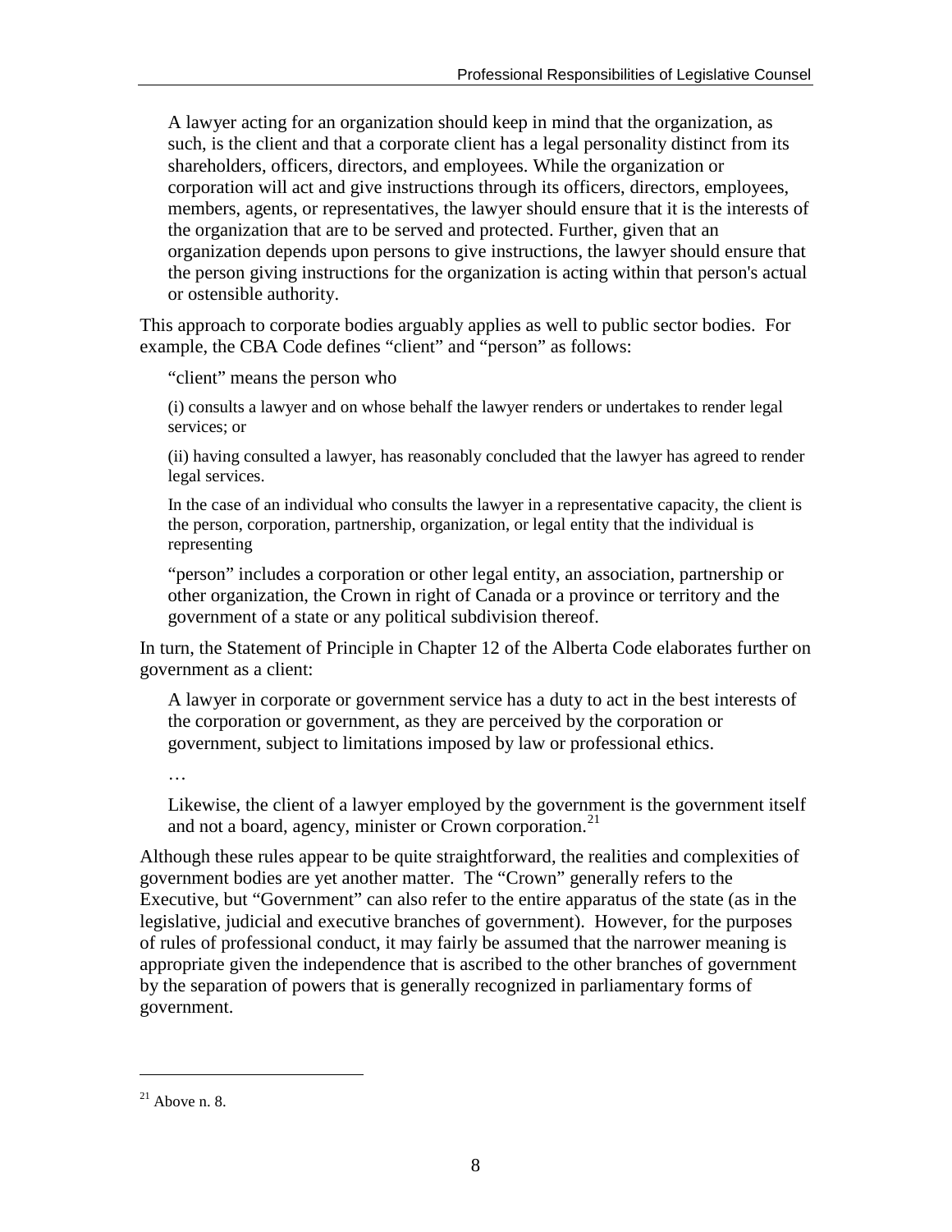> A lawyer acting for an organization should keep in mind that the organization, as such, is the client and that a corporate client has a legal personality distinct from its shareholders, officers, directors, and employees. While the organization or corporation will act and give instructions through its officers, directors, employees, members, agents, or representatives, the lawyer should ensure that it is the interests of the organization that are to be served and protected. Further, given that an organization depends upon persons to give instructions, the lawyer should ensure that the person giving instructions for the organization is acting within that person's actual or ostensible authority.

This approach to corporate bodies arguably applies as well to public sector bodies. For example, the CBA Code defines "client" and "person" as follows:

> "client" means the person who
>
> (i) consults a lawyer and on whose behalf the lawyer renders or undertakes to render legal services; or
>
> (ii) having consulted a lawyer, has reasonably concluded that the lawyer has agreed to render legal services.
>
> In the case of an individual who consults the lawyer in a representative capacity, the client is the person, corporation, partnership, organization, or legal entity that the individual is representing
>
> "person" includes a corporation or other legal entity, an association, partnership or other organization, the Crown in right of Canada or a province or territory and the government of a state or any political subdivision thereof.

In turn, the Statement of Principle in Chapter 12 of the Alberta Code elaborates further on government as a client:

> A lawyer in corporate or government service has a duty to act in the best interests of the corporation or government, as they are perceived by the corporation or government, subject to limitations imposed by law or professional ethics.
>
> …
>
> Likewise, the client of a lawyer employed by the government is the government itself and not a board, agency, minister or Crown corporation.[21]

Although these rules appear to be quite straightforward, the realities and complexities of government bodies are yet another matter. The "Crown" generally refers to the Executive, but "Government" can also refer to the entire apparatus of the state (as in the legislative, judicial and executive branches of government). However, for the purposes of rules of professional conduct, it may fairly be assumed that the narrower meaning is appropriate given the independence that is ascribed to the other branches of government by the separation of powers that is generally recognized in parliamentary forms of government.

---

[21] Above n. 8.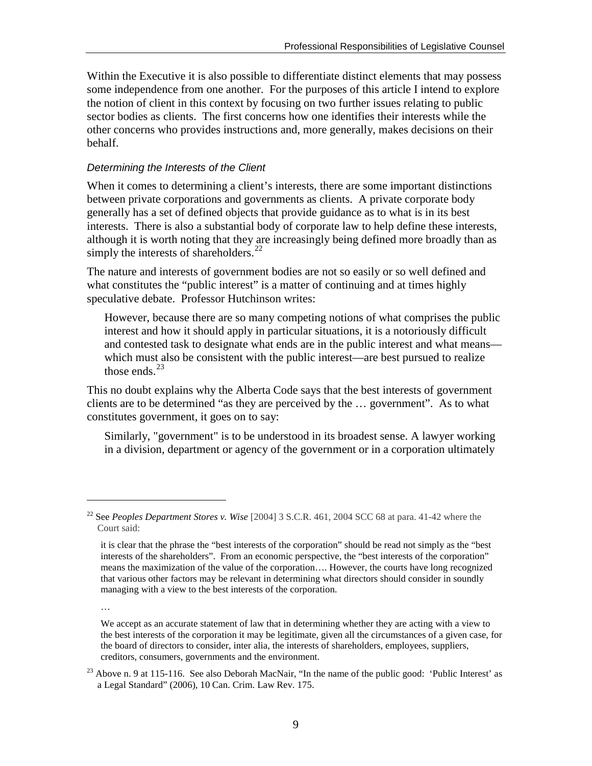Within the Executive it is also possible to differentiate distinct elements that may possess some independence from one another. For the purposes of this article I intend to explore the notion of client in this context by focusing on two further issues relating to public sector bodies as clients. The first concerns how one identifies their interests while the other concerns who provides instructions and, more generally, makes decisions on their behalf.

### *Determining the Interests of the Client*

When it comes to determining a client's interests, there are some important distinctions between private corporations and governments as clients. A private corporate body generally has a set of defined objects that provide guidance as to what is in its best interests. There is also a substantial body of corporate law to help define these interests, although it is worth noting that they are increasingly being defined more broadly than as simply the interests of shareholders.[22]

The nature and interests of government bodies are not so easily or so well defined and what constitutes the "public interest" is a matter of continuing and at times highly speculative debate. Professor Hutchinson writes:

> However, because there are so many competing notions of what comprises the public interest and how it should apply in particular situations, it is a notoriously difficult and contested task to designate what ends are in the public interest and what means—which must also be consistent with the public interest—are best pursued to realize those ends.[23]

This no doubt explains why the Alberta Code says that the best interests of government clients are to be determined "as they are perceived by the … government". As to what constitutes government, it goes on to say:

> Similarly, "government" is to be understood in its broadest sense. A lawyer working in a division, department or agency of the government or in a corporation ultimately

---

[22] See *Peoples Department Stores v. Wise* [2004] 3 S.C.R. 461, 2004 SCC 68 at para. 41-42 where the Court said:

> it is clear that the phrase the "best interests of the corporation" should be read not simply as the "best interests of the shareholders". From an economic perspective, the "best interests of the corporation" means the maximization of the value of the corporation…. However, the courts have long recognized that various other factors may be relevant in determining what directors should consider in soundly managing with a view to the best interests of the corporation.
>
> …
>
> We accept as an accurate statement of law that in determining whether they are acting with a view to the best interests of the corporation it may be legitimate, given all the circumstances of a given case, for the board of directors to consider, inter alia, the interests of shareholders, employees, suppliers, creditors, consumers, governments and the environment.

[23] Above n. 9 at 115-116. See also Deborah MacNair, "In the name of the public good: 'Public Interest' as a Legal Standard" (2006), 10 Can. Crim. Law Rev. 175.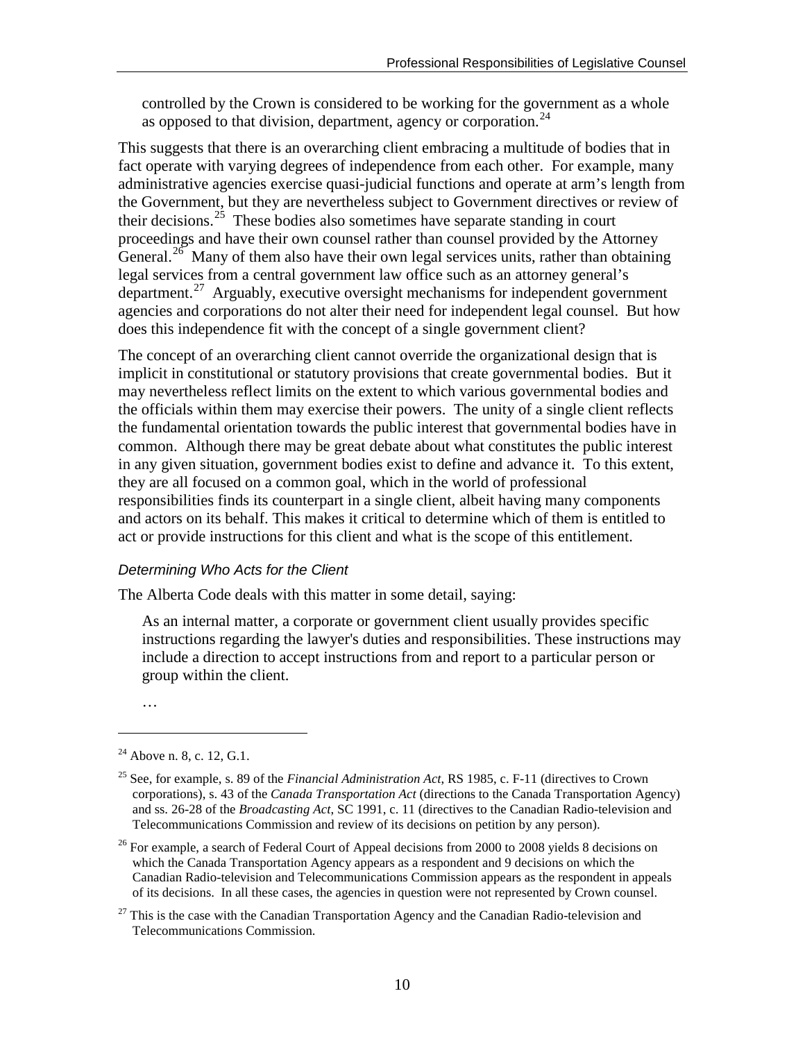> controlled by the Crown is considered to be working for the government as a whole as opposed to that division, department, agency or corporation.[24]

This suggests that there is an overarching client embracing a multitude of bodies that in fact operate with varying degrees of independence from each other. For example, many administrative agencies exercise quasi-judicial functions and operate at arm's length from the Government, but they are nevertheless subject to Government directives or review of their decisions.[25] These bodies also sometimes have separate standing in court proceedings and have their own counsel rather than counsel provided by the Attorney General.[26] Many of them also have their own legal services units, rather than obtaining legal services from a central government law office such as an attorney general's department.[27] Arguably, executive oversight mechanisms for independent government agencies and corporations do not alter their need for independent legal counsel. But how does this independence fit with the concept of a single government client?

The concept of an overarching client cannot override the organizational design that is implicit in constitutional or statutory provisions that create governmental bodies. But it may nevertheless reflect limits on the extent to which various governmental bodies and the officials within them may exercise their powers. The unity of a single client reflects the fundamental orientation towards the public interest that governmental bodies have in common. Although there may be great debate about what constitutes the public interest in any given situation, government bodies exist to define and advance it. To this extent, they are all focused on a common goal, which in the world of professional responsibilities finds its counterpart in a single client, albeit having many components and actors on its behalf. This makes it critical to determine which of them is entitled to act or provide instructions for this client and what is the scope of this entitlement.

### *Determining Who Acts for the Client*

The Alberta Code deals with this matter in some detail, saying:

> As an internal matter, a corporate or government client usually provides specific instructions regarding the lawyer's duties and responsibilities. These instructions may include a direction to accept instructions from and report to a particular person or group within the client.
>
> …

---

[24] Above n. 8, c. 12, G.1.

[25] See, for example, s. 89 of the *Financial Administration Act*, RS 1985, c. F-11 (directives to Crown corporations), s. 43 of the *Canada Transportation Act* (directions to the Canada Transportation Agency) and ss. 26-28 of the *Broadcasting Act*, SC 1991, c. 11 (directives to the Canadian Radio-television and Telecommunications Commission and review of its decisions on petition by any person).

[26] For example, a search of Federal Court of Appeal decisions from 2000 to 2008 yields 8 decisions on which the Canada Transportation Agency appears as a respondent and 9 decisions on which the Canadian Radio-television and Telecommunications Commission appears as the respondent in appeals of its decisions. In all these cases, the agencies in question were not represented by Crown counsel.

[27] This is the case with the Canadian Transportation Agency and the Canadian Radio-television and Telecommunications Commission.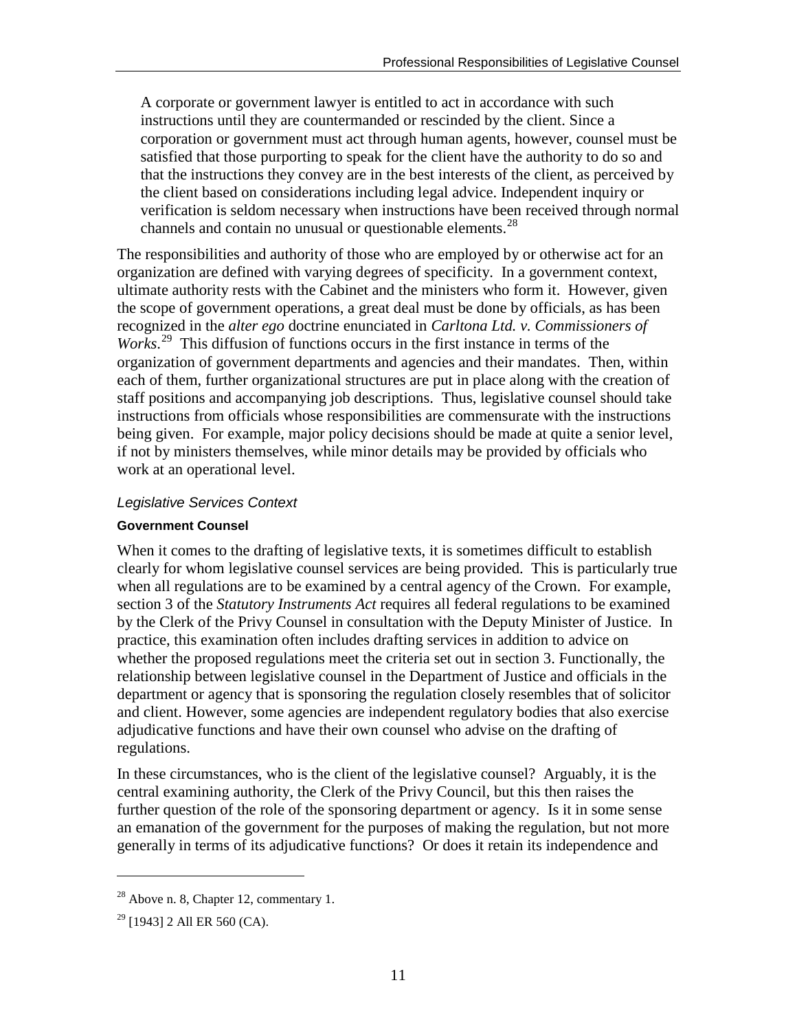> A corporate or government lawyer is entitled to act in accordance with such instructions until they are countermanded or rescinded by the client. Since a corporation or government must act through human agents, however, counsel must be satisfied that those purporting to speak for the client have the authority to do so and that the instructions they convey are in the best interests of the client, as perceived by the client based on considerations including legal advice. Independent inquiry or verification is seldom necessary when instructions have been received through normal channels and contain no unusual or questionable elements.[28]

The responsibilities and authority of those who are employed by or otherwise act for an organization are defined with varying degrees of specificity. In a government context, ultimate authority rests with the Cabinet and the ministers who form it. However, given the scope of government operations, a great deal must be done by officials, as has been recognized in the *alter ego* doctrine enunciated in *Carltona Ltd. v. Commissioners of Works*.[29] This diffusion of functions occurs in the first instance in terms of the organization of government departments and agencies and their mandates. Then, within each of them, further organizational structures are put in place along with the creation of staff positions and accompanying job descriptions. Thus, legislative counsel should take instructions from officials whose responsibilities are commensurate with the instructions being given. For example, major policy decisions should be made at quite a senior level, if not by ministers themselves, while minor details may be provided by officials who work at an operational level.

### *Legislative Services Context*

#### Government Counsel

When it comes to the drafting of legislative texts, it is sometimes difficult to establish clearly for whom legislative counsel services are being provided. This is particularly true when all regulations are to be examined by a central agency of the Crown. For example, section 3 of the *Statutory Instruments Act* requires all federal regulations to be examined by the Clerk of the Privy Counsel in consultation with the Deputy Minister of Justice. In practice, this examination often includes drafting services in addition to advice on whether the proposed regulations meet the criteria set out in section 3. Functionally, the relationship between legislative counsel in the Department of Justice and officials in the department or agency that is sponsoring the regulation closely resembles that of solicitor and client. However, some agencies are independent regulatory bodies that also exercise adjudicative functions and have their own counsel who advise on the drafting of regulations.

In these circumstances, who is the client of the legislative counsel? Arguably, it is the central examining authority, the Clerk of the Privy Council, but this then raises the further question of the role of the sponsoring department or agency. Is it in some sense an emanation of the government for the purposes of making the regulation, but not more generally in terms of its adjudicative functions? Or does it retain its independence and

---

[28] Above n. 8, Chapter 12, commentary 1.

[29] [1943] 2 All ER 560 (CA).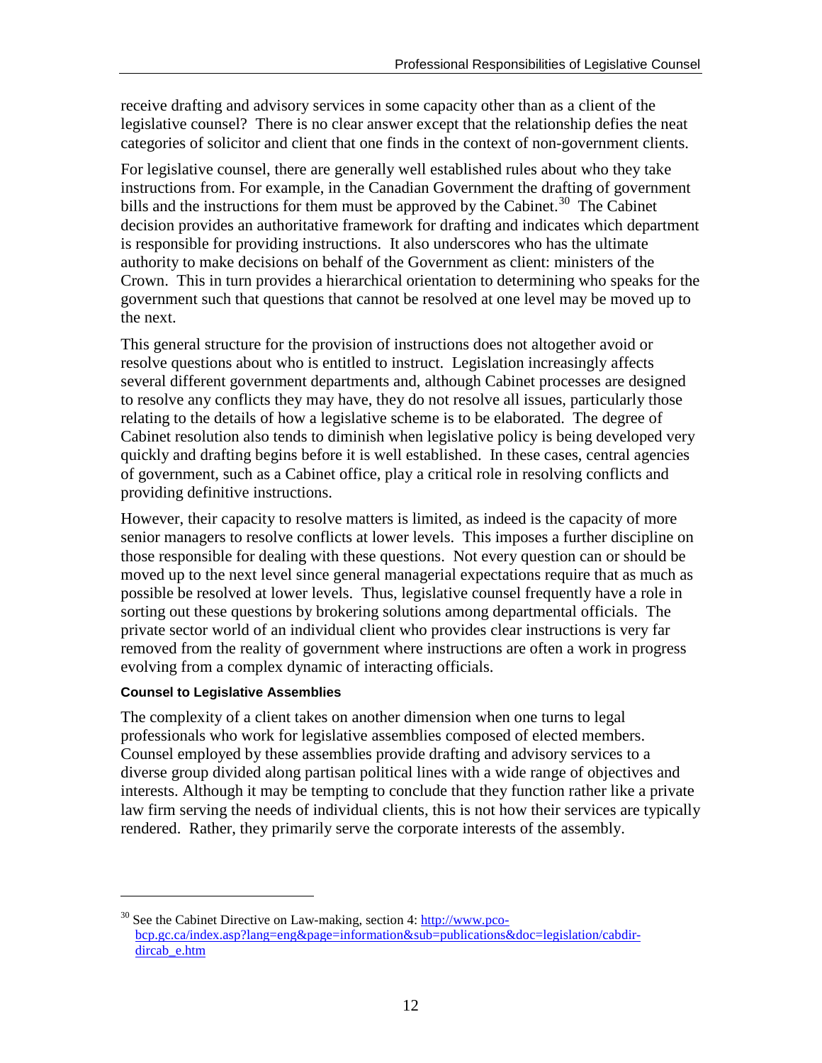receive drafting and advisory services in some capacity other than as a client of the legislative counsel? There is no clear answer except that the relationship defies the neat categories of solicitor and client that one finds in the context of non-government clients.

For legislative counsel, there are generally well established rules about who they take instructions from. For example, in the Canadian Government the drafting of government bills and the instructions for them must be approved by the Cabinet.[30] The Cabinet decision provides an authoritative framework for drafting and indicates which department is responsible for providing instructions. It also underscores who has the ultimate authority to make decisions on behalf of the Government as client: ministers of the Crown. This in turn provides a hierarchical orientation to determining who speaks for the government such that questions that cannot be resolved at one level may be moved up to the next.

This general structure for the provision of instructions does not altogether avoid or resolve questions about who is entitled to instruct. Legislation increasingly affects several different government departments and, although Cabinet processes are designed to resolve any conflicts they may have, they do not resolve all issues, particularly those relating to the details of how a legislative scheme is to be elaborated. The degree of Cabinet resolution also tends to diminish when legislative policy is being developed very quickly and drafting begins before it is well established. In these cases, central agencies of government, such as a Cabinet office, play a critical role in resolving conflicts and providing definitive instructions.

However, their capacity to resolve matters is limited, as indeed is the capacity of more senior managers to resolve conflicts at lower levels. This imposes a further discipline on those responsible for dealing with these questions. Not every question can or should be moved up to the next level since general managerial expectations require that as much as possible be resolved at lower levels. Thus, legislative counsel frequently have a role in sorting out these questions by brokering solutions among departmental officials. The private sector world of an individual client who provides clear instructions is very far removed from the reality of government where instructions are often a work in progress evolving from a complex dynamic of interacting officials.

#### Counsel to Legislative Assemblies

The complexity of a client takes on another dimension when one turns to legal professionals who work for legislative assemblies composed of elected members. Counsel employed by these assemblies provide drafting and advisory services to a diverse group divided along partisan political lines with a wide range of objectives and interests. Although it may be tempting to conclude that they function rather like a private law firm serving the needs of individual clients, this is not how their services are typically rendered. Rather, they primarily serve the corporate interests of the assembly.

---

[30] See the Cabinet Directive on Law-making, section 4: http://www.pco-bcp.gc.ca/index.asp?lang=eng&page=information&sub=publications&doc=legislation/cabdir-dircab_e.htm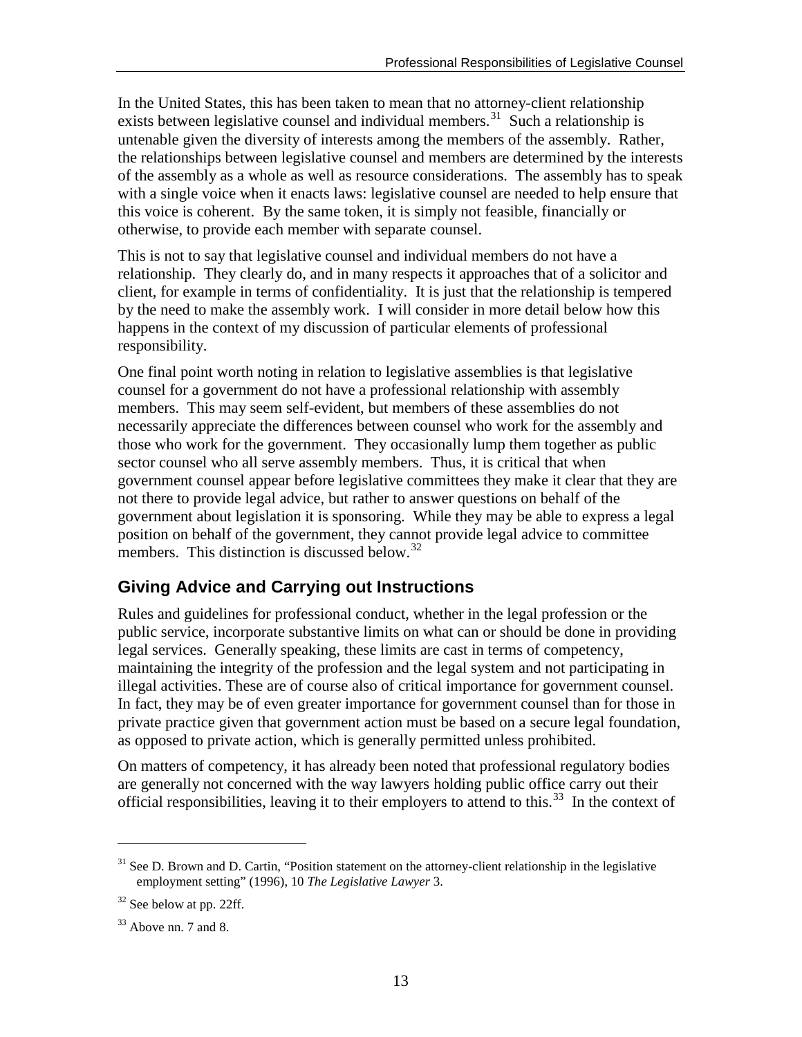In the United States, this has been taken to mean that no attorney-client relationship exists between legislative counsel and individual members.[31] Such a relationship is untenable given the diversity of interests among the members of the assembly. Rather, the relationships between legislative counsel and members are determined by the interests of the assembly as a whole as well as resource considerations. The assembly has to speak with a single voice when it enacts laws: legislative counsel are needed to help ensure that this voice is coherent. By the same token, it is simply not feasible, financially or otherwise, to provide each member with separate counsel.

This is not to say that legislative counsel and individual members do not have a relationship. They clearly do, and in many respects it approaches that of a solicitor and client, for example in terms of confidentiality. It is just that the relationship is tempered by the need to make the assembly work. I will consider in more detail below how this happens in the context of my discussion of particular elements of professional responsibility.

One final point worth noting in relation to legislative assemblies is that legislative counsel for a government do not have a professional relationship with assembly members. This may seem self-evident, but members of these assemblies do not necessarily appreciate the differences between counsel who work for the assembly and those who work for the government. They occasionally lump them together as public sector counsel who all serve assembly members. Thus, it is critical that when government counsel appear before legislative committees they make it clear that they are not there to provide legal advice, but rather to answer questions on behalf of the government about legislation it is sponsoring. While they may be able to express a legal position on behalf of the government, they cannot provide legal advice to committee members. This distinction is discussed below.[32]

## Giving Advice and Carrying out Instructions

Rules and guidelines for professional conduct, whether in the legal profession or the public service, incorporate substantive limits on what can or should be done in providing legal services. Generally speaking, these limits are cast in terms of competency, maintaining the integrity of the profession and the legal system and not participating in illegal activities. These are of course also of critical importance for government counsel. In fact, they may be of even greater importance for government counsel than for those in private practice given that government action must be based on a secure legal foundation, as opposed to private action, which is generally permitted unless prohibited.

On matters of competency, it has already been noted that professional regulatory bodies are generally not concerned with the way lawyers holding public office carry out their official responsibilities, leaving it to their employers to attend to this.[33] In the context of

---

[31] See D. Brown and D. Cartin, "Position statement on the attorney-client relationship in the legislative employment setting" (1996), 10 *The Legislative Lawyer* 3.

[32] See below at pp. 22ff.

[33] Above nn. 7 and 8.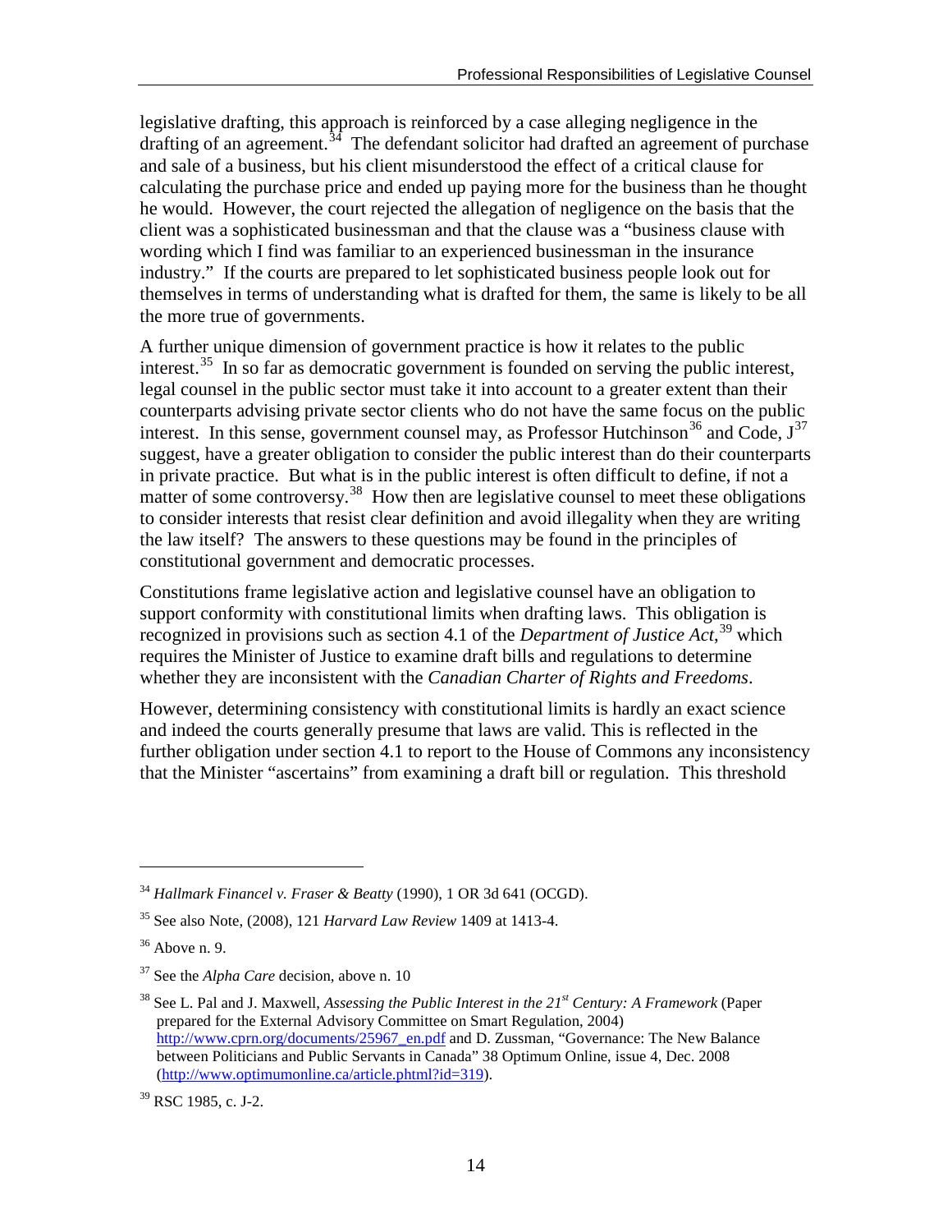legislative drafting, this approach is reinforced by a case alleging negligence in the drafting of an agreement.[34] The defendant solicitor had drafted an agreement of purchase and sale of a business, but his client misunderstood the effect of a critical clause for calculating the purchase price and ended up paying more for the business than he thought he would. However, the court rejected the allegation of negligence on the basis that the client was a sophisticated businessman and that the clause was a "business clause with wording which I find was familiar to an experienced businessman in the insurance industry." If the courts are prepared to let sophisticated business people look out for themselves in terms of understanding what is drafted for them, the same is likely to be all the more true of governments.

A further unique dimension of government practice is how it relates to the public interest.[35] In so far as democratic government is founded on serving the public interest, legal counsel in the public sector must take it into account to a greater extent than their counterparts advising private sector clients who do not have the same focus on the public interest. In this sense, government counsel may, as Professor Hutchinson[36] and Code, J[37] suggest, have a greater obligation to consider the public interest than do their counterparts in private practice. But what is in the public interest is often difficult to define, if not a matter of some controversy.[38] How then are legislative counsel to meet these obligations to consider interests that resist clear definition and avoid illegality when they are writing the law itself? The answers to these questions may be found in the principles of constitutional government and democratic processes.

Constitutions frame legislative action and legislative counsel have an obligation to support conformity with constitutional limits when drafting laws. This obligation is recognized in provisions such as section 4.1 of the *Department of Justice Act*,[39] which requires the Minister of Justice to examine draft bills and regulations to determine whether they are inconsistent with the *Canadian Charter of Rights and Freedoms*.

However, determining consistency with constitutional limits is hardly an exact science and indeed the courts generally presume that laws are valid. This is reflected in the further obligation under section 4.1 to report to the House of Commons any inconsistency that the Minister "ascertains" from examining a draft bill or regulation. This threshold

---

[34] *Hallmark Financel v. Fraser & Beatty* (1990), 1 OR 3d 641 (OCGD).

[35] See also Note, (2008), 121 *Harvard Law Review* 1409 at 1413-4.

[36] Above n. 9.

[37] See the *Alpha Care* decision, above n. 10

[38] See L. Pal and J. Maxwell, *Assessing the Public Interest in the 21st Century: A Framework* (Paper prepared for the External Advisory Committee on Smart Regulation, 2004) http://www.cprn.org/documents/25967_en.pdf and D. Zussman, "Governance: The New Balance between Politicians and Public Servants in Canada" 38 Optimum Online, issue 4, Dec. 2008 (http://www.optimumonline.ca/article.phtml?id=319).

[39] RSC 1985, c. J-2.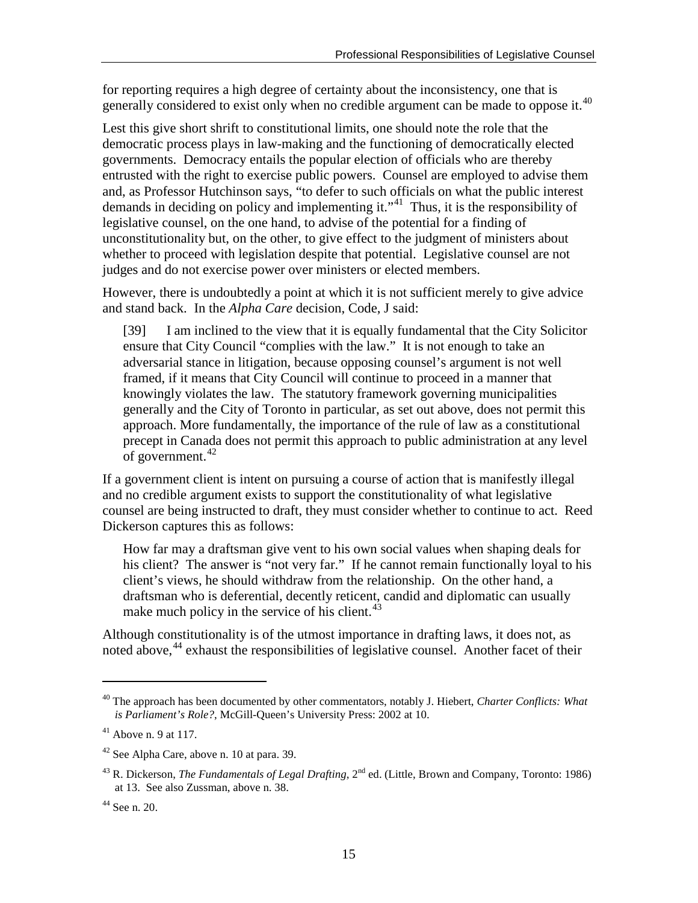for reporting requires a high degree of certainty about the inconsistency, one that is generally considered to exist only when no credible argument can be made to oppose it.[40]

Lest this give short shrift to constitutional limits, one should note the role that the democratic process plays in law-making and the functioning of democratically elected governments. Democracy entails the popular election of officials who are thereby entrusted with the right to exercise public powers. Counsel are employed to advise them and, as Professor Hutchinson says, "to defer to such officials on what the public interest demands in deciding on policy and implementing it."[41] Thus, it is the responsibility of legislative counsel, on the one hand, to advise of the potential for a finding of unconstitutionality but, on the other, to give effect to the judgment of ministers about whether to proceed with legislation despite that potential. Legislative counsel are not judges and do not exercise power over ministers or elected members.

However, there is undoubtedly a point at which it is not sufficient merely to give advice and stand back. In the *Alpha Care* decision, Code, J said:

> [39] I am inclined to the view that it is equally fundamental that the City Solicitor ensure that City Council "complies with the law." It is not enough to take an adversarial stance in litigation, because opposing counsel's argument is not well framed, if it means that City Council will continue to proceed in a manner that knowingly violates the law. The statutory framework governing municipalities generally and the City of Toronto in particular, as set out above, does not permit this approach. More fundamentally, the importance of the rule of law as a constitutional precept in Canada does not permit this approach to public administration at any level of government.[42]

If a government client is intent on pursuing a course of action that is manifestly illegal and no credible argument exists to support the constitutionality of what legislative counsel are being instructed to draft, they must consider whether to continue to act. Reed Dickerson captures this as follows:

> How far may a draftsman give vent to his own social values when shaping deals for his client? The answer is "not very far." If he cannot remain functionally loyal to his client's views, he should withdraw from the relationship. On the other hand, a draftsman who is deferential, decently reticent, candid and diplomatic can usually make much policy in the service of his client.[43]

Although constitutionality is of the utmost importance in drafting laws, it does not, as noted above,[44] exhaust the responsibilities of legislative counsel. Another facet of their

---

[40] The approach has been documented by other commentators, notably J. Hiebert, *Charter Conflicts: What is Parliament's Role?*, McGill-Queen's University Press: 2002 at 10.

[41] Above n. 9 at 117.

[42] See Alpha Care, above n. 10 at para. 39.

[43] R. Dickerson, *The Fundamentals of Legal Drafting*, 2nd ed. (Little, Brown and Company, Toronto: 1986) at 13. See also Zussman, above n. 38.

[44] See n. 20.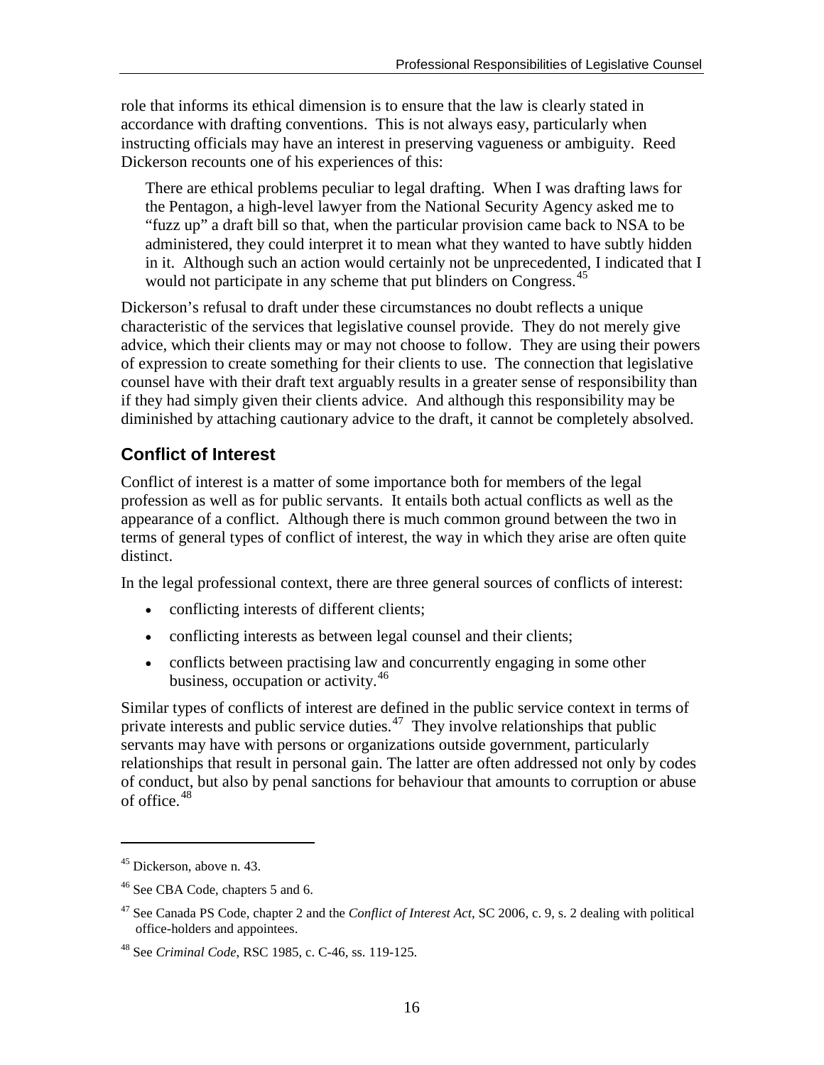role that informs its ethical dimension is to ensure that the law is clearly stated in accordance with drafting conventions. This is not always easy, particularly when instructing officials may have an interest in preserving vagueness or ambiguity. Reed Dickerson recounts one of his experiences of this:

> There are ethical problems peculiar to legal drafting. When I was drafting laws for the Pentagon, a high-level lawyer from the National Security Agency asked me to "fuzz up" a draft bill so that, when the particular provision came back to NSA to be administered, they could interpret it to mean what they wanted to have subtly hidden in it. Although such an action would certainly not be unprecedented, I indicated that I would not participate in any scheme that put blinders on Congress.[45]

Dickerson's refusal to draft under these circumstances no doubt reflects a unique characteristic of the services that legislative counsel provide. They do not merely give advice, which their clients may or may not choose to follow. They are using their powers of expression to create something for their clients to use. The connection that legislative counsel have with their draft text arguably results in a greater sense of responsibility than if they had simply given their clients advice. And although this responsibility may be diminished by attaching cautionary advice to the draft, it cannot be completely absolved.

## Conflict of Interest

Conflict of interest is a matter of some importance both for members of the legal profession as well as for public servants. It entails both actual conflicts as well as the appearance of a conflict. Although there is much common ground between the two in terms of general types of conflict of interest, the way in which they arise are often quite distinct.

In the legal professional context, there are three general sources of conflicts of interest:

- conflicting interests of different clients;
- conflicting interests as between legal counsel and their clients;
- conflicts between practising law and concurrently engaging in some other business, occupation or activity.[46]

Similar types of conflicts of interest are defined in the public service context in terms of private interests and public service duties.[47] They involve relationships that public servants may have with persons or organizations outside government, particularly relationships that result in personal gain. The latter are often addressed not only by codes of conduct, but also by penal sanctions for behaviour that amounts to corruption or abuse of office.[48]

---

[45] Dickerson, above n. 43.

[46] See CBA Code, chapters 5 and 6.

[47] See Canada PS Code, chapter 2 and the *Conflict of Interest Act*, SC 2006, c. 9, s. 2 dealing with political office-holders and appointees.

[48] See *Criminal Code*, RSC 1985, c. C-46, ss. 119-125.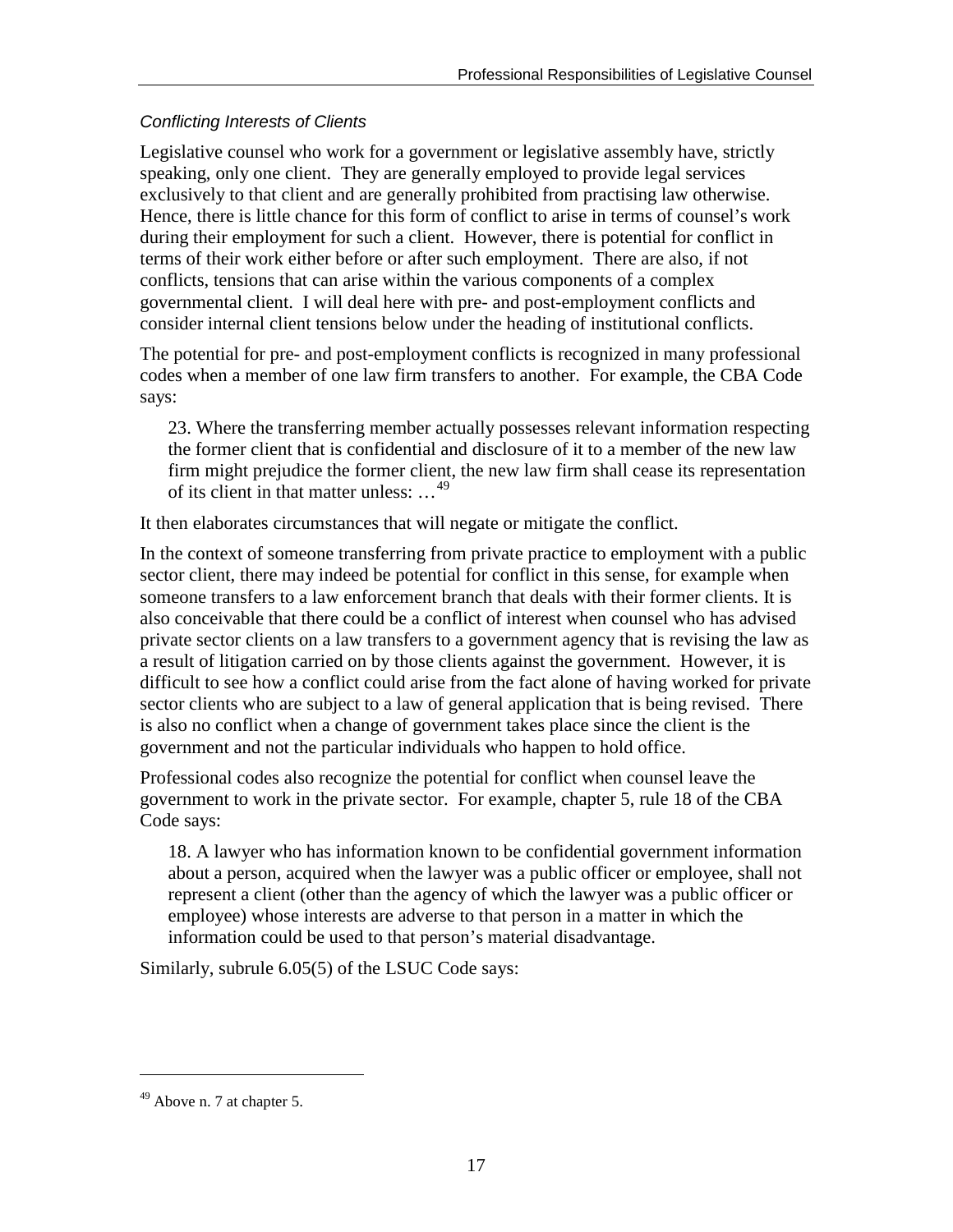*Conflicting Interests of Clients*

Legislative counsel who work for a government or legislative assembly have, strictly speaking, only one client. They are generally employed to provide legal services exclusively to that client and are generally prohibited from practising law otherwise. Hence, there is little chance for this form of conflict to arise in terms of counsel's work during their employment for such a client. However, there is potential for conflict in terms of their work either before or after such employment. There are also, if not conflicts, tensions that can arise within the various components of a complex governmental client. I will deal here with pre- and post-employment conflicts and consider internal client tensions below under the heading of institutional conflicts.

The potential for pre- and post-employment conflicts is recognized in many professional codes when a member of one law firm transfers to another. For example, the CBA Code says:

> 23. Where the transferring member actually possesses relevant information respecting the former client that is confidential and disclosure of it to a member of the new law firm might prejudice the former client, the new law firm shall cease its representation of its client in that matter unless: …[49]

It then elaborates circumstances that will negate or mitigate the conflict.

In the context of someone transferring from private practice to employment with a public sector client, there may indeed be potential for conflict in this sense, for example when someone transfers to a law enforcement branch that deals with their former clients. It is also conceivable that there could be a conflict of interest when counsel who has advised private sector clients on a law transfers to a government agency that is revising the law as a result of litigation carried on by those clients against the government. However, it is difficult to see how a conflict could arise from the fact alone of having worked for private sector clients who are subject to a law of general application that is being revised. There is also no conflict when a change of government takes place since the client is the government and not the particular individuals who happen to hold office.

Professional codes also recognize the potential for conflict when counsel leave the government to work in the private sector. For example, chapter 5, rule 18 of the CBA Code says:

> 18. A lawyer who has information known to be confidential government information about a person, acquired when the lawyer was a public officer or employee, shall not represent a client (other than the agency of which the lawyer was a public officer or employee) whose interests are adverse to that person in a matter in which the information could be used to that person's material disadvantage.

Similarly, subrule 6.05(5) of the LSUC Code says:

---

[49] Above n. 7 at chapter 5.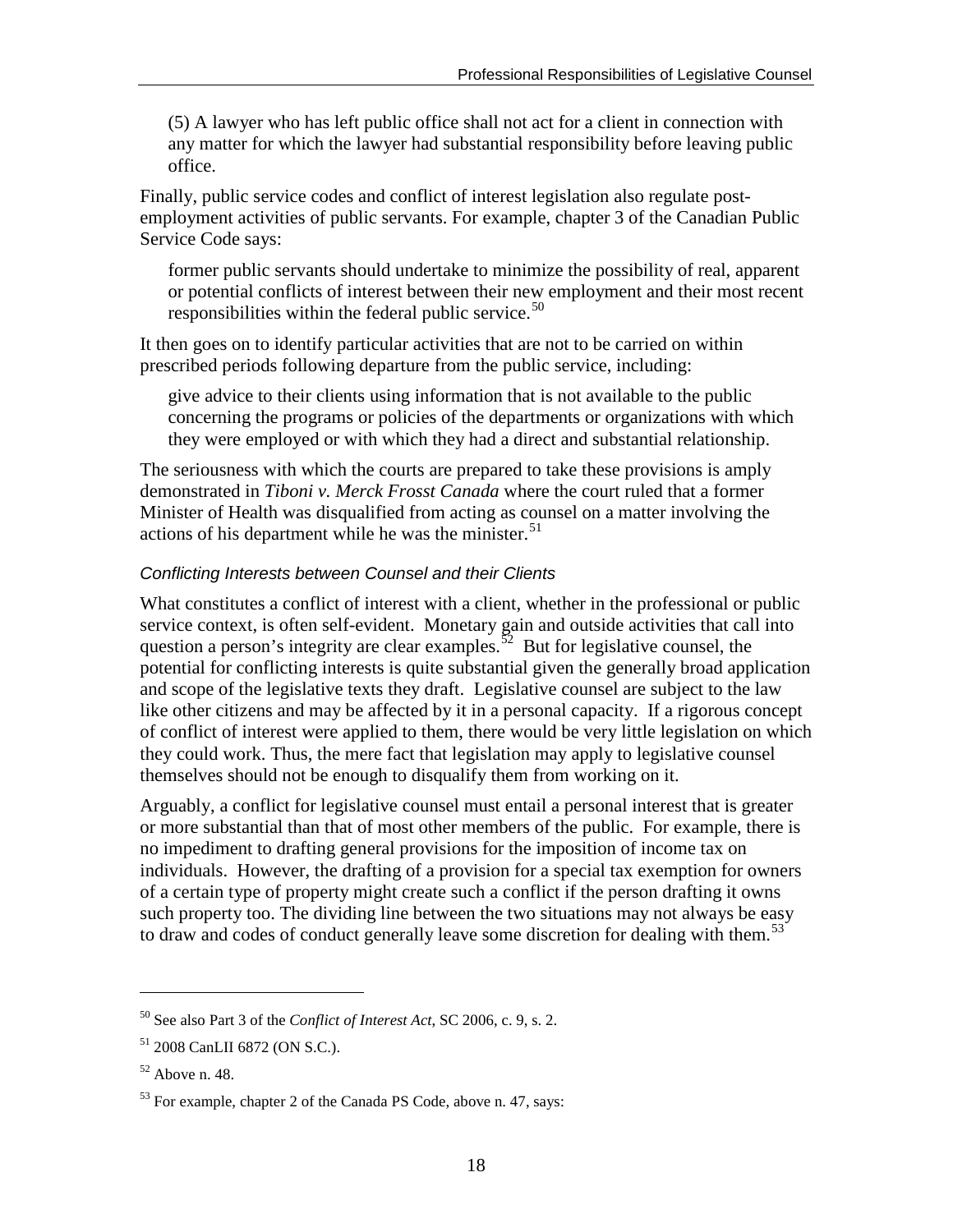> (5) A lawyer who has left public office shall not act for a client in connection with any matter for which the lawyer had substantial responsibility before leaving public office.

Finally, public service codes and conflict of interest legislation also regulate post-employment activities of public servants. For example, chapter 3 of the Canadian Public Service Code says:

> former public servants should undertake to minimize the possibility of real, apparent or potential conflicts of interest between their new employment and their most recent responsibilities within the federal public service.[50]

It then goes on to identify particular activities that are not to be carried on within prescribed periods following departure from the public service, including:

> give advice to their clients using information that is not available to the public concerning the programs or policies of the departments or organizations with which they were employed or with which they had a direct and substantial relationship.

The seriousness with which the courts are prepared to take these provisions is amply demonstrated in *Tiboni v. Merck Frosst Canada* where the court ruled that a former Minister of Health was disqualified from acting as counsel on a matter involving the actions of his department while he was the minister.[51]

### *Conflicting Interests between Counsel and their Clients*

What constitutes a conflict of interest with a client, whether in the professional or public service context, is often self-evident. Monetary gain and outside activities that call into question a person's integrity are clear examples.[52] But for legislative counsel, the potential for conflicting interests is quite substantial given the generally broad application and scope of the legislative texts they draft. Legislative counsel are subject to the law like other citizens and may be affected by it in a personal capacity. If a rigorous concept of conflict of interest were applied to them, there would be very little legislation on which they could work. Thus, the mere fact that legislation may apply to legislative counsel themselves should not be enough to disqualify them from working on it.

Arguably, a conflict for legislative counsel must entail a personal interest that is greater or more substantial than that of most other members of the public. For example, there is no impediment to drafting general provisions for the imposition of income tax on individuals. However, the drafting of a provision for a special tax exemption for owners of a certain type of property might create such a conflict if the person drafting it owns such property too. The dividing line between the two situations may not always be easy to draw and codes of conduct generally leave some discretion for dealing with them.[53]

---

[50] See also Part 3 of the *Conflict of Interest Act*, SC 2006, c. 9, s. 2.

[51] 2008 CanLII 6872 (ON S.C.).

[52] Above n. 48.

[53] For example, chapter 2 of the Canada PS Code, above n. 47, says: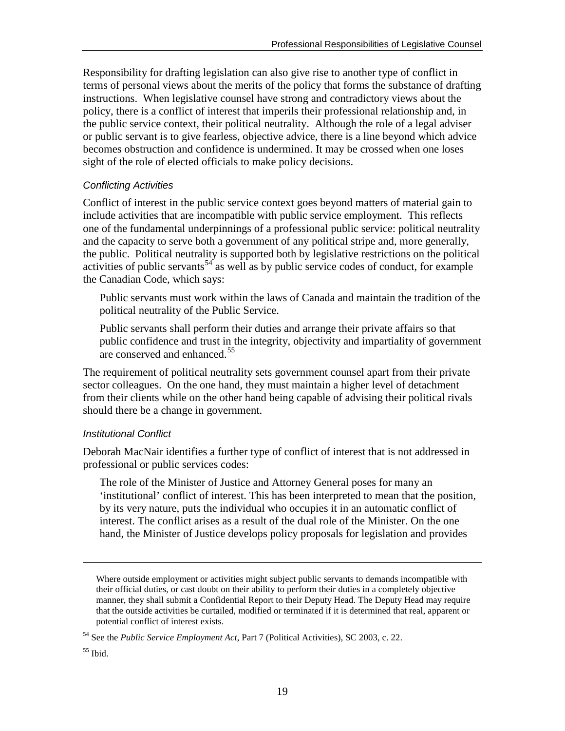Responsibility for drafting legislation can also give rise to another type of conflict in terms of personal views about the merits of the policy that forms the substance of drafting instructions. When legislative counsel have strong and contradictory views about the policy, there is a conflict of interest that imperils their professional relationship and, in the public service context, their political neutrality. Although the role of a legal adviser or public servant is to give fearless, objective advice, there is a line beyond which advice becomes obstruction and confidence is undermined. It may be crossed when one loses sight of the role of elected officials to make policy decisions.

### *Conflicting Activities*

Conflict of interest in the public service context goes beyond matters of material gain to include activities that are incompatible with public service employment. This reflects one of the fundamental underpinnings of a professional public service: political neutrality and the capacity to serve both a government of any political stripe and, more generally, the public. Political neutrality is supported both by legislative restrictions on the political activities of public servants[54] as well as by public service codes of conduct, for example the Canadian Code, which says:

> Public servants must work within the laws of Canada and maintain the tradition of the political neutrality of the Public Service.
>
> Public servants shall perform their duties and arrange their private affairs so that public confidence and trust in the integrity, objectivity and impartiality of government are conserved and enhanced.[55]

The requirement of political neutrality sets government counsel apart from their private sector colleagues. On the one hand, they must maintain a higher level of detachment from their clients while on the other hand being capable of advising their political rivals should there be a change in government.

### *Institutional Conflict*

Deborah MacNair identifies a further type of conflict of interest that is not addressed in professional or public services codes:

> The role of the Minister of Justice and Attorney General poses for many an 'institutional' conflict of interest. This has been interpreted to mean that the position, by its very nature, puts the individual who occupies it in an automatic conflict of interest. The conflict arises as a result of the dual role of the Minister. On the one hand, the Minister of Justice develops policy proposals for legislation and provides

---

Where outside employment or activities might subject public servants to demands incompatible with their official duties, or cast doubt on their ability to perform their duties in a completely objective manner, they shall submit a Confidential Report to their Deputy Head. The Deputy Head may require that the outside activities be curtailed, modified or terminated if it is determined that real, apparent or potential conflict of interest exists.

[54] See the *Public Service Employment Act*, Part 7 (Political Activities), SC 2003, c. 22.

[55] Ibid.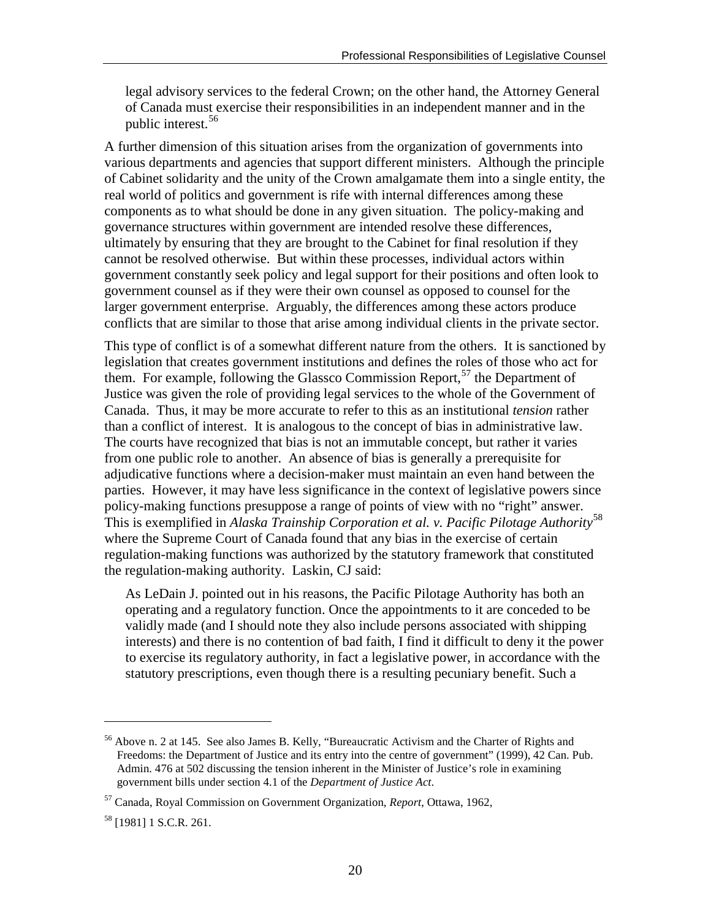> legal advisory services to the federal Crown; on the other hand, the Attorney General of Canada must exercise their responsibilities in an independent manner and in the public interest.[56]

A further dimension of this situation arises from the organization of governments into various departments and agencies that support different ministers. Although the principle of Cabinet solidarity and the unity of the Crown amalgamate them into a single entity, the real world of politics and government is rife with internal differences among these components as to what should be done in any given situation. The policy-making and governance structures within government are intended resolve these differences, ultimately by ensuring that they are brought to the Cabinet for final resolution if they cannot be resolved otherwise. But within these processes, individual actors within government constantly seek policy and legal support for their positions and often look to government counsel as if they were their own counsel as opposed to counsel for the larger government enterprise. Arguably, the differences among these actors produce conflicts that are similar to those that arise among individual clients in the private sector.

This type of conflict is of a somewhat different nature from the others. It is sanctioned by legislation that creates government institutions and defines the roles of those who act for them. For example, following the Glassco Commission Report,[57] the Department of Justice was given the role of providing legal services to the whole of the Government of Canada. Thus, it may be more accurate to refer to this as an institutional *tension* rather than a conflict of interest. It is analogous to the concept of bias in administrative law. The courts have recognized that bias is not an immutable concept, but rather it varies from one public role to another. An absence of bias is generally a prerequisite for adjudicative functions where a decision-maker must maintain an even hand between the parties. However, it may have less significance in the context of legislative powers since policy-making functions presuppose a range of points of view with no "right" answer. This is exemplified in *Alaska Trainship Corporation et al. v. Pacific Pilotage Authority*[58] where the Supreme Court of Canada found that any bias in the exercise of certain regulation-making functions was authorized by the statutory framework that constituted the regulation-making authority. Laskin, CJ said:

> As LeDain J. pointed out in his reasons, the Pacific Pilotage Authority has both an operating and a regulatory function. Once the appointments to it are conceded to be validly made (and I should note they also include persons associated with shipping interests) and there is no contention of bad faith, I find it difficult to deny it the power to exercise its regulatory authority, in fact a legislative power, in accordance with the statutory prescriptions, even though there is a resulting pecuniary benefit. Such a

---

[56] Above n. 2 at 145. See also James B. Kelly, "Bureaucratic Activism and the Charter of Rights and Freedoms: the Department of Justice and its entry into the centre of government" (1999), 42 Can. Pub. Admin. 476 at 502 discussing the tension inherent in the Minister of Justice's role in examining government bills under section 4.1 of the *Department of Justice Act*.

[57] Canada, Royal Commission on Government Organization, *Report*, Ottawa, 1962,

[58] [1981] 1 S.C.R. 261.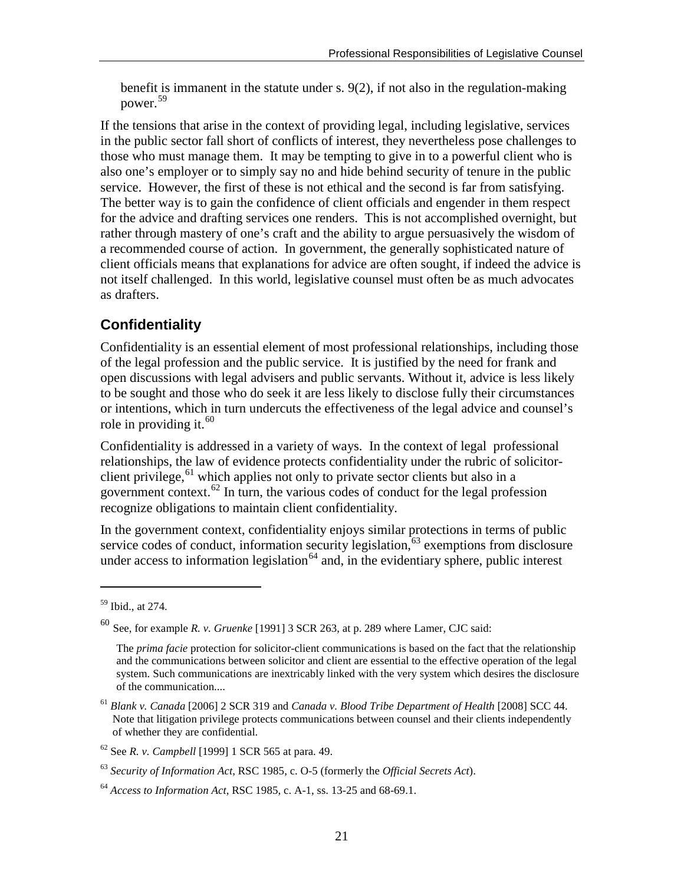benefit is immanent in the statute under s. 9(2), if not also in the regulation-making power.[59]

If the tensions that arise in the context of providing legal, including legislative, services in the public sector fall short of conflicts of interest, they nevertheless pose challenges to those who must manage them. It may be tempting to give in to a powerful client who is also one's employer or to simply say no and hide behind security of tenure in the public service. However, the first of these is not ethical and the second is far from satisfying. The better way is to gain the confidence of client officials and engender in them respect for the advice and drafting services one renders. This is not accomplished overnight, but rather through mastery of one's craft and the ability to argue persuasively the wisdom of a recommended course of action. In government, the generally sophisticated nature of client officials means that explanations for advice are often sought, if indeed the advice is not itself challenged. In this world, legislative counsel must often be as much advocates as drafters.

## Confidentiality

Confidentiality is an essential element of most professional relationships, including those of the legal profession and the public service. It is justified by the need for frank and open discussions with legal advisers and public servants. Without it, advice is less likely to be sought and those who do seek it are less likely to disclose fully their circumstances or intentions, which in turn undercuts the effectiveness of the legal advice and counsel's role in providing it.[60]

Confidentiality is addressed in a variety of ways. In the context of legal professional relationships, the law of evidence protects confidentiality under the rubric of solicitor-client privilege,[61] which applies not only to private sector clients but also in a government context.[62] In turn, the various codes of conduct for the legal profession recognize obligations to maintain client confidentiality.

In the government context, confidentiality enjoys similar protections in terms of public service codes of conduct, information security legislation,[63] exemptions from disclosure under access to information legislation[64] and, in the evidentiary sphere, public interest

---

[59] Ibid., at 274.

[60] See, for example *R. v. Gruenke* [1991] 3 SCR 263, at p. 289 where Lamer, CJC said:

> The *prima facie* protection for solicitor-client communications is based on the fact that the relationship and the communications between solicitor and client are essential to the effective operation of the legal system. Such communications are inextricably linked with the very system which desires the disclosure of the communication....

[61] *Blank v. Canada* [2006] 2 SCR 319 and *Canada v. Blood Tribe Department of Health* [2008] SCC 44. Note that litigation privilege protects communications between counsel and their clients independently of whether they are confidential.

[62] See *R. v. Campbell* [1999] 1 SCR 565 at para. 49.

[63] *Security of Information Act*, RSC 1985, c. O-5 (formerly the *Official Secrets Act*).

[64] *Access to Information Act*, RSC 1985, c. A-1, ss. 13-25 and 68-69.1.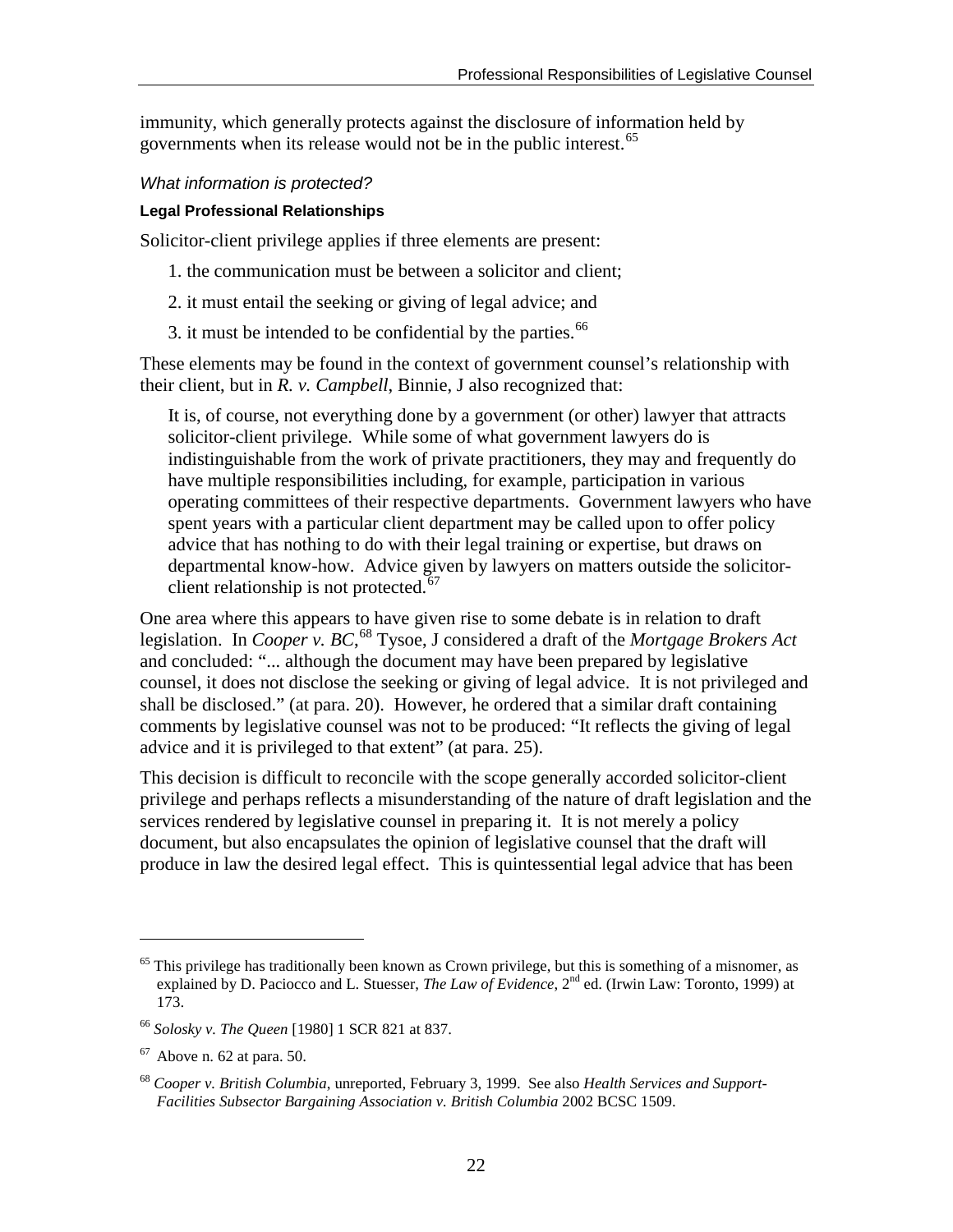immunity, which generally protects against the disclosure of information held by governments when its release would not be in the public interest.[65]

*What information is protected?*

**Legal Professional Relationships**

Solicitor-client privilege applies if three elements are present:

1. the communication must be between a solicitor and client;

2. it must entail the seeking or giving of legal advice; and

3. it must be intended to be confidential by the parties.[66]

These elements may be found in the context of government counsel's relationship with their client, but in *R. v. Campbell*, Binnie, J also recognized that:

> It is, of course, not everything done by a government (or other) lawyer that attracts solicitor-client privilege. While some of what government lawyers do is indistinguishable from the work of private practitioners, they may and frequently do have multiple responsibilities including, for example, participation in various operating committees of their respective departments. Government lawyers who have spent years with a particular client department may be called upon to offer policy advice that has nothing to do with their legal training or expertise, but draws on departmental know-how. Advice given by lawyers on matters outside the solicitor-client relationship is not protected.[67]

One area where this appears to have given rise to some debate is in relation to draft legislation. In *Cooper v. BC*,[68] Tysoe, J considered a draft of the *Mortgage Brokers Act* and concluded: "... although the document may have been prepared by legislative counsel, it does not disclose the seeking or giving of legal advice. It is not privileged and shall be disclosed." (at para. 20). However, he ordered that a similar draft containing comments by legislative counsel was not to be produced: "It reflects the giving of legal advice and it is privileged to that extent" (at para. 25).

This decision is difficult to reconcile with the scope generally accorded solicitor-client privilege and perhaps reflects a misunderstanding of the nature of draft legislation and the services rendered by legislative counsel in preparing it. It is not merely a policy document, but also encapsulates the opinion of legislative counsel that the draft will produce in law the desired legal effect. This is quintessential legal advice that has been

---

[65] This privilege has traditionally been known as Crown privilege, but this is something of a misnomer, as explained by D. Paciocco and L. Stuesser, *The Law of Evidence*, 2nd ed. (Irwin Law: Toronto, 1999) at 173.

[66] *Solosky v. The Queen* [1980] 1 SCR 821 at 837.

[67] Above n. 62 at para. 50.

[68] *Cooper v. British Columbia*, unreported, February 3, 1999. See also *Health Services and Support-Facilities Subsector Bargaining Association v. British Columbia* 2002 BCSC 1509.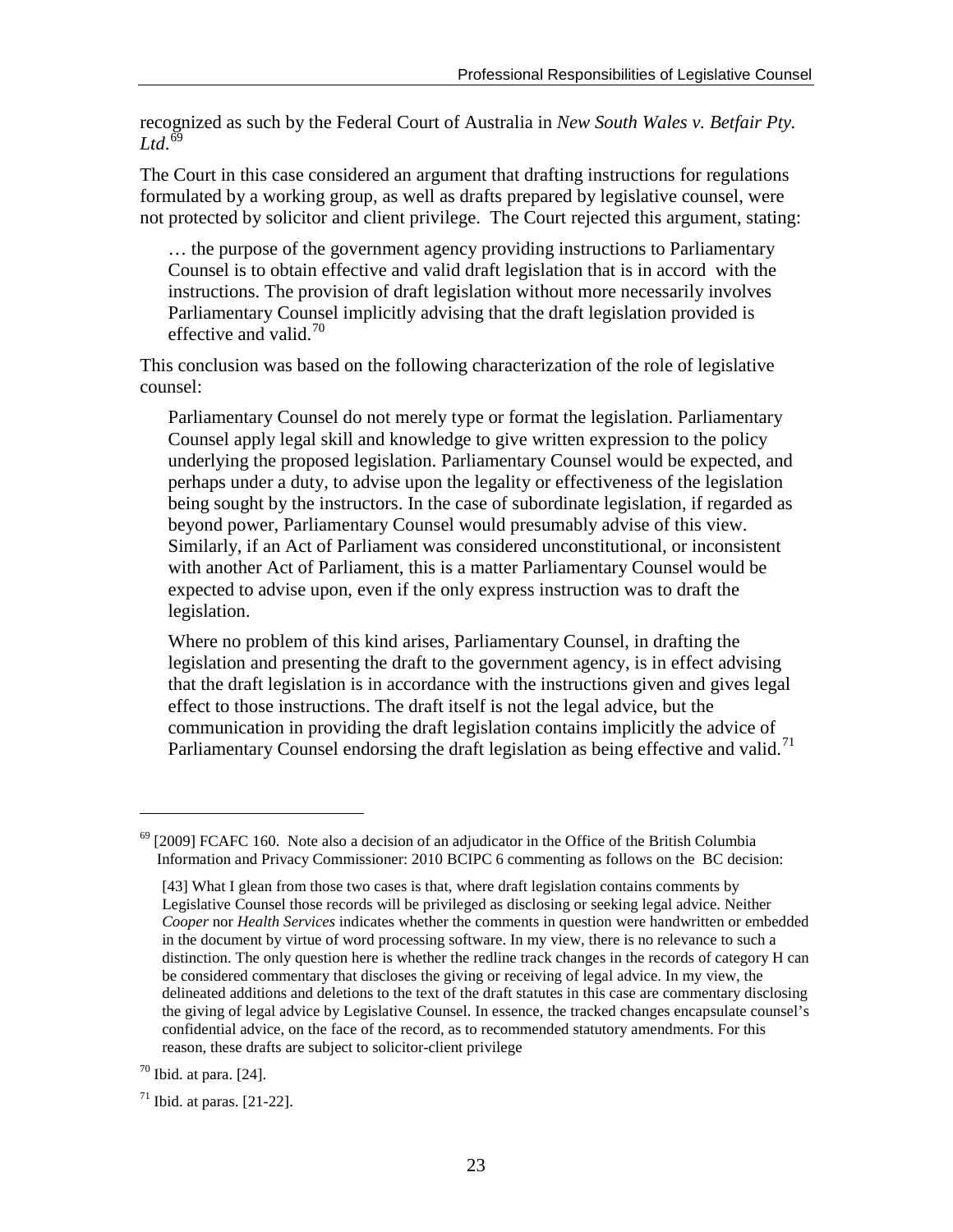recognized as such by the Federal Court of Australia in *New South Wales v. Betfair Pty. Ltd.*[69]

The Court in this case considered an argument that drafting instructions for regulations formulated by a working group, as well as drafts prepared by legislative counsel, were not protected by solicitor and client privilege. The Court rejected this argument, stating:

> … the purpose of the government agency providing instructions to Parliamentary Counsel is to obtain effective and valid draft legislation that is in accord with the instructions. The provision of draft legislation without more necessarily involves Parliamentary Counsel implicitly advising that the draft legislation provided is effective and valid.[70]

This conclusion was based on the following characterization of the role of legislative counsel:

> Parliamentary Counsel do not merely type or format the legislation. Parliamentary Counsel apply legal skill and knowledge to give written expression to the policy underlying the proposed legislation. Parliamentary Counsel would be expected, and perhaps under a duty, to advise upon the legality or effectiveness of the legislation being sought by the instructors. In the case of subordinate legislation, if regarded as beyond power, Parliamentary Counsel would presumably advise of this view. Similarly, if an Act of Parliament was considered unconstitutional, or inconsistent with another Act of Parliament, this is a matter Parliamentary Counsel would be expected to advise upon, even if the only express instruction was to draft the legislation.
>
> Where no problem of this kind arises, Parliamentary Counsel, in drafting the legislation and presenting the draft to the government agency, is in effect advising that the draft legislation is in accordance with the instructions given and gives legal effect to those instructions. The draft itself is not the legal advice, but the communication in providing the draft legislation contains implicitly the advice of Parliamentary Counsel endorsing the draft legislation as being effective and valid.[71]

---

[69] [2009] FCAFC 160. Note also a decision of an adjudicator in the Office of the British Columbia Information and Privacy Commissioner: 2010 BCIPC 6 commenting as follows on the BC decision:

> [43] What I glean from those two cases is that, where draft legislation contains comments by Legislative Counsel those records will be privileged as disclosing or seeking legal advice. Neither *Cooper* nor *Health Services* indicates whether the comments in question were handwritten or embedded in the document by virtue of word processing software. In my view, there is no relevance to such a distinction. The only question here is whether the redline track changes in the records of category H can be considered commentary that discloses the giving or receiving of legal advice. In my view, the delineated additions and deletions to the text of the draft statutes in this case are commentary disclosing the giving of legal advice by Legislative Counsel. In essence, the tracked changes encapsulate counsel's confidential advice, on the face of the record, as to recommended statutory amendments. For this reason, these drafts are subject to solicitor-client privilege

[70] Ibid. at para. [24].

[71] Ibid. at paras. [21-22].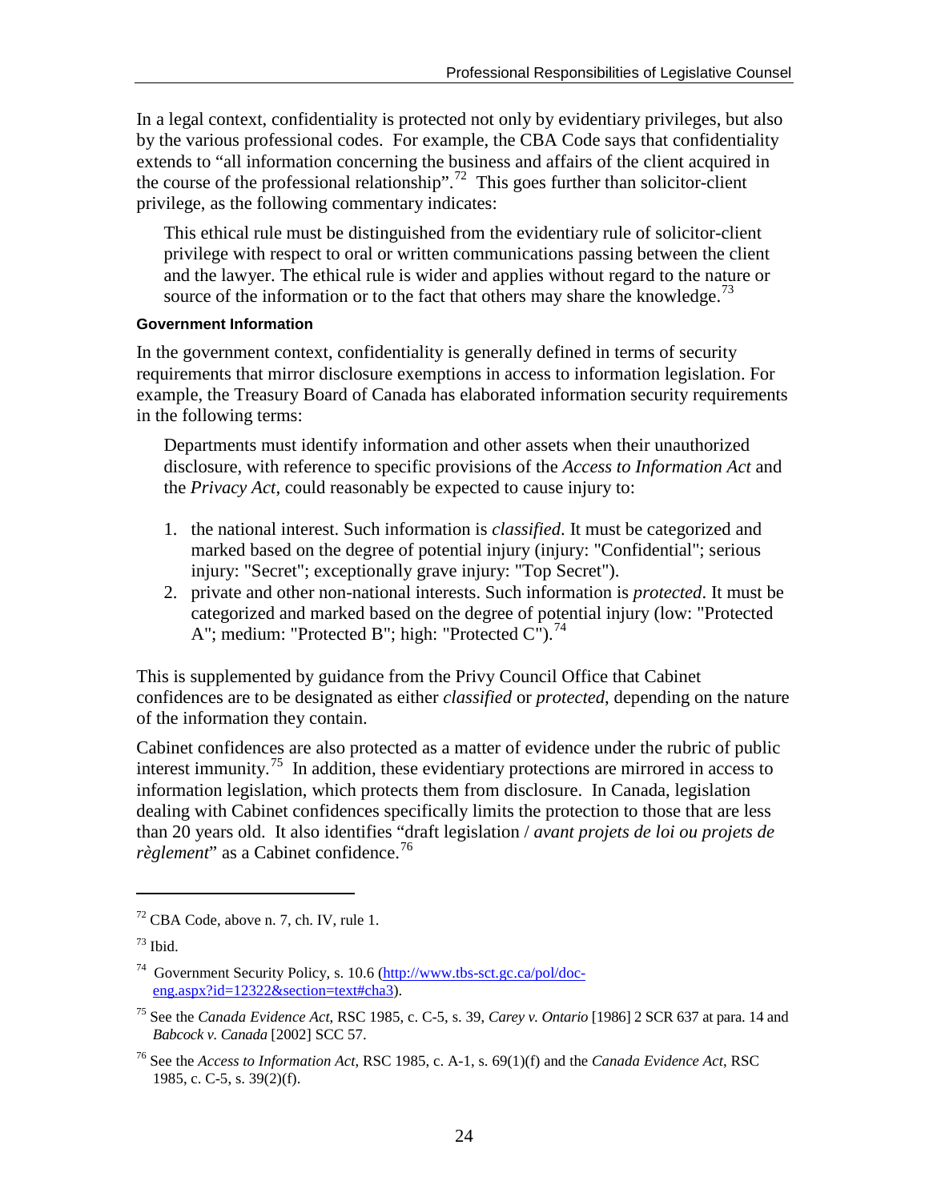In a legal context, confidentiality is protected not only by evidentiary privileges, but also by the various professional codes. For example, the CBA Code says that confidentiality extends to "all information concerning the business and affairs of the client acquired in the course of the professional relationship".[72] This goes further than solicitor-client privilege, as the following commentary indicates:

> This ethical rule must be distinguished from the evidentiary rule of solicitor-client privilege with respect to oral or written communications passing between the client and the lawyer. The ethical rule is wider and applies without regard to the nature or source of the information or to the fact that others may share the knowledge.[73]

#### Government Information

In the government context, confidentiality is generally defined in terms of security requirements that mirror disclosure exemptions in access to information legislation. For example, the Treasury Board of Canada has elaborated information security requirements in the following terms:

> Departments must identify information and other assets when their unauthorized disclosure, with reference to specific provisions of the *Access to Information Act* and the *Privacy Act*, could reasonably be expected to cause injury to:
>
> 1. the national interest. Such information is *classified*. It must be categorized and marked based on the degree of potential injury (injury: "Confidential"; serious injury: "Secret"; exceptionally grave injury: "Top Secret").
> 2. private and other non-national interests. Such information is *protected*. It must be categorized and marked based on the degree of potential injury (low: "Protected A"; medium: "Protected B"; high: "Protected C").[74]

This is supplemented by guidance from the Privy Council Office that Cabinet confidences are to be designated as either *classified* or *protected*, depending on the nature of the information they contain.

Cabinet confidences are also protected as a matter of evidence under the rubric of public interest immunity.[75] In addition, these evidentiary protections are mirrored in access to information legislation, which protects them from disclosure. In Canada, legislation dealing with Cabinet confidences specifically limits the protection to those that are less than 20 years old. It also identifies "draft legislation / *avant projets de loi ou projets de règlement*" as a Cabinet confidence.[76]

---

[72] CBA Code, above n. 7, ch. IV, rule 1.

[73] Ibid.

[74] Government Security Policy, s. 10.6 (http://www.tbs-sct.gc.ca/pol/doc-eng.aspx?id=12322&section=text#cha3).

[75] See the *Canada Evidence Act*, RSC 1985, c. C-5, s. 39, *Carey v. Ontario* [1986] 2 SCR 637 at para. 14 and *Babcock v. Canada* [2002] SCC 57.

[76] See the *Access to Information Act*, RSC 1985, c. A-1, s. 69(1)(f) and the *Canada Evidence Act*, RSC 1985, c. C-5, s. 39(2)(f).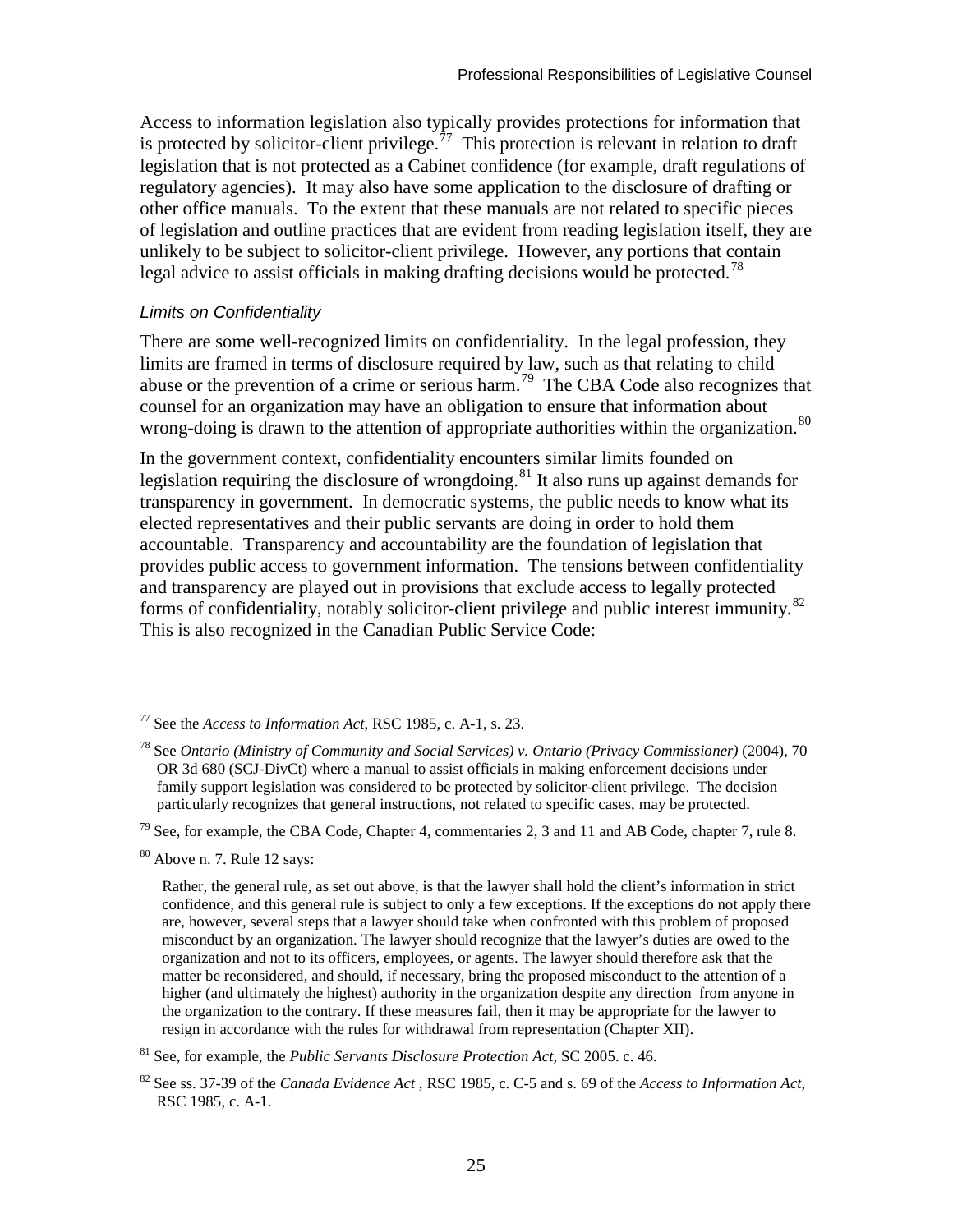Access to information legislation also typically provides protections for information that is protected by solicitor-client privilege.[77] This protection is relevant in relation to draft legislation that is not protected as a Cabinet confidence (for example, draft regulations of regulatory agencies). It may also have some application to the disclosure of drafting or other office manuals. To the extent that these manuals are not related to specific pieces of legislation and outline practices that are evident from reading legislation itself, they are unlikely to be subject to solicitor-client privilege. However, any portions that contain legal advice to assist officials in making drafting decisions would be protected.[78]

### *Limits on Confidentiality*

There are some well-recognized limits on confidentiality. In the legal profession, they limits are framed in terms of disclosure required by law, such as that relating to child abuse or the prevention of a crime or serious harm.[79] The CBA Code also recognizes that counsel for an organization may have an obligation to ensure that information about wrong-doing is drawn to the attention of appropriate authorities within the organization.[80]

In the government context, confidentiality encounters similar limits founded on legislation requiring the disclosure of wrongdoing.[81] It also runs up against demands for transparency in government. In democratic systems, the public needs to know what its elected representatives and their public servants are doing in order to hold them accountable. Transparency and accountability are the foundation of legislation that provides public access to government information. The tensions between confidentiality and transparency are played out in provisions that exclude access to legally protected forms of confidentiality, notably solicitor-client privilege and public interest immunity.[82] This is also recognized in the Canadian Public Service Code:

---

[77] See the *Access to Information Act*, RSC 1985, c. A-1, s. 23.

[78] See *Ontario (Ministry of Community and Social Services) v. Ontario (Privacy Commissioner)* (2004), 70 OR 3d 680 (SCJ-DivCt) where a manual to assist officials in making enforcement decisions under family support legislation was considered to be protected by solicitor-client privilege. The decision particularly recognizes that general instructions, not related to specific cases, may be protected.

[79] See, for example, the CBA Code, Chapter 4, commentaries 2, 3 and 11 and AB Code, chapter 7, rule 8.

[80] Above n. 7. Rule 12 says:

> Rather, the general rule, as set out above, is that the lawyer shall hold the client's information in strict confidence, and this general rule is subject to only a few exceptions. If the exceptions do not apply there are, however, several steps that a lawyer should take when confronted with this problem of proposed misconduct by an organization. The lawyer should recognize that the lawyer's duties are owed to the organization and not to its officers, employees, or agents. The lawyer should therefore ask that the matter be reconsidered, and should, if necessary, bring the proposed misconduct to the attention of a higher (and ultimately the highest) authority in the organization despite any direction from anyone in the organization to the contrary. If these measures fail, then it may be appropriate for the lawyer to resign in accordance with the rules for withdrawal from representation (Chapter XII).

[81] See, for example, the *Public Servants Disclosure Protection Act,* SC 2005. c. 46.

[82] See ss. 37-39 of the *Canada Evidence Act* , RSC 1985, c. C-5 and s. 69 of the *Access to Information Act,* RSC 1985, c. A-1.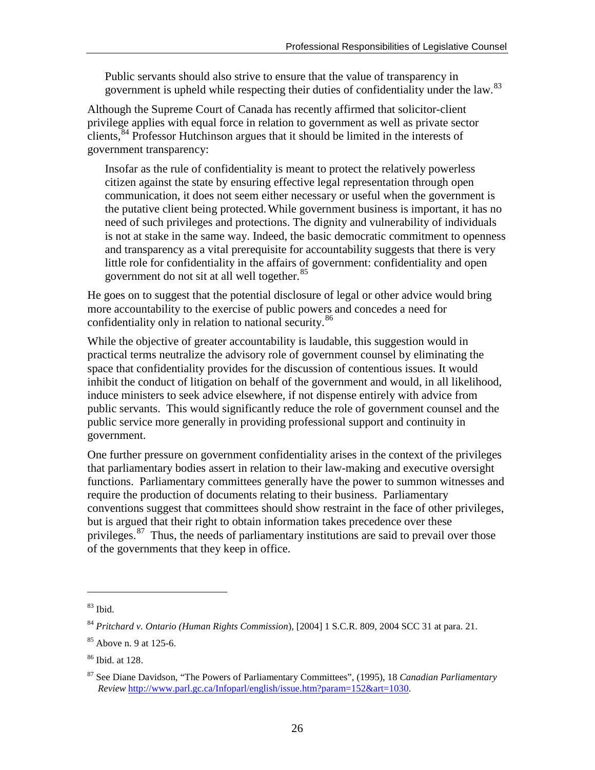> Public servants should also strive to ensure that the value of transparency in government is upheld while respecting their duties of confidentiality under the law.[83]

Although the Supreme Court of Canada has recently affirmed that solicitor-client privilege applies with equal force in relation to government as well as private sector clients,[84] Professor Hutchinson argues that it should be limited in the interests of government transparency:

> Insofar as the rule of confidentiality is meant to protect the relatively powerless citizen against the state by ensuring effective legal representation through open communication, it does not seem either necessary or useful when the government is the putative client being protected. While government business is important, it has no need of such privileges and protections. The dignity and vulnerability of individuals is not at stake in the same way. Indeed, the basic democratic commitment to openness and transparency as a vital prerequisite for accountability suggests that there is very little role for confidentiality in the affairs of government: confidentiality and open government do not sit at all well together.[85]

He goes on to suggest that the potential disclosure of legal or other advice would bring more accountability to the exercise of public powers and concedes a need for confidentiality only in relation to national security.[86]

While the objective of greater accountability is laudable, this suggestion would in practical terms neutralize the advisory role of government counsel by eliminating the space that confidentiality provides for the discussion of contentious issues. It would inhibit the conduct of litigation on behalf of the government and would, in all likelihood, induce ministers to seek advice elsewhere, if not dispense entirely with advice from public servants. This would significantly reduce the role of government counsel and the public service more generally in providing professional support and continuity in government.

One further pressure on government confidentiality arises in the context of the privileges that parliamentary bodies assert in relation to their law-making and executive oversight functions. Parliamentary committees generally have the power to summon witnesses and require the production of documents relating to their business. Parliamentary conventions suggest that committees should show restraint in the face of other privileges, but is argued that their right to obtain information takes precedence over these privileges.[87] Thus, the needs of parliamentary institutions are said to prevail over those of the governments that they keep in office.

---

[83] Ibid.

[84] *Pritchard v. Ontario (Human Rights Commission)*, [2004] 1 S.C.R. 809, 2004 SCC 31 at para. 21.

[85] Above n. 9 at 125-6.

[86] Ibid. at 128.

[87] See Diane Davidson, "The Powers of Parliamentary Committees", (1995), 18 *Canadian Parliamentary Review* http://www.parl.gc.ca/Infoparl/english/issue.htm?param=152&art=1030.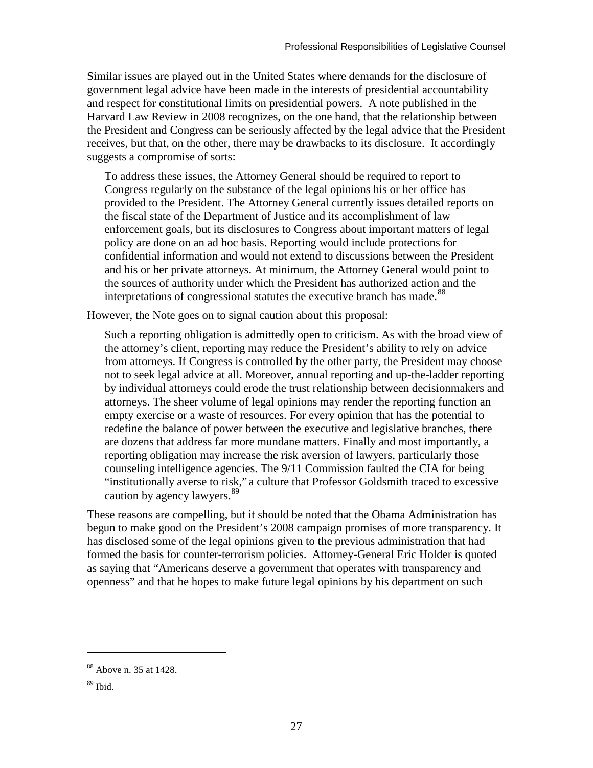Similar issues are played out in the United States where demands for the disclosure of government legal advice have been made in the interests of presidential accountability and respect for constitutional limits on presidential powers. A note published in the Harvard Law Review in 2008 recognizes, on the one hand, that the relationship between the President and Congress can be seriously affected by the legal advice that the President receives, but that, on the other, there may be drawbacks to its disclosure. It accordingly suggests a compromise of sorts:

> To address these issues, the Attorney General should be required to report to Congress regularly on the substance of the legal opinions his or her office has provided to the President. The Attorney General currently issues detailed reports on the fiscal state of the Department of Justice and its accomplishment of law enforcement goals, but its disclosures to Congress about important matters of legal policy are done on an ad hoc basis. Reporting would include protections for confidential information and would not extend to discussions between the President and his or her private attorneys. At minimum, the Attorney General would point to the sources of authority under which the President has authorized action and the interpretations of congressional statutes the executive branch has made.[88]

However, the Note goes on to signal caution about this proposal:

> Such a reporting obligation is admittedly open to criticism. As with the broad view of the attorney's client, reporting may reduce the President's ability to rely on advice from attorneys. If Congress is controlled by the other party, the President may choose not to seek legal advice at all. Moreover, annual reporting and up-the-ladder reporting by individual attorneys could erode the trust relationship between decisionmakers and attorneys. The sheer volume of legal opinions may render the reporting function an empty exercise or a waste of resources. For every opinion that has the potential to redefine the balance of power between the executive and legislative branches, there are dozens that address far more mundane matters. Finally and most importantly, a reporting obligation may increase the risk aversion of lawyers, particularly those counseling intelligence agencies. The 9/11 Commission faulted the CIA for being "institutionally averse to risk," a culture that Professor Goldsmith traced to excessive caution by agency lawyers.[89]

These reasons are compelling, but it should be noted that the Obama Administration has begun to make good on the President's 2008 campaign promises of more transparency. It has disclosed some of the legal opinions given to the previous administration that had formed the basis for counter-terrorism policies. Attorney-General Eric Holder is quoted as saying that "Americans deserve a government that operates with transparency and openness" and that he hopes to make future legal opinions by his department on such

---

[88] Above n. 35 at 1428.

[89] Ibid.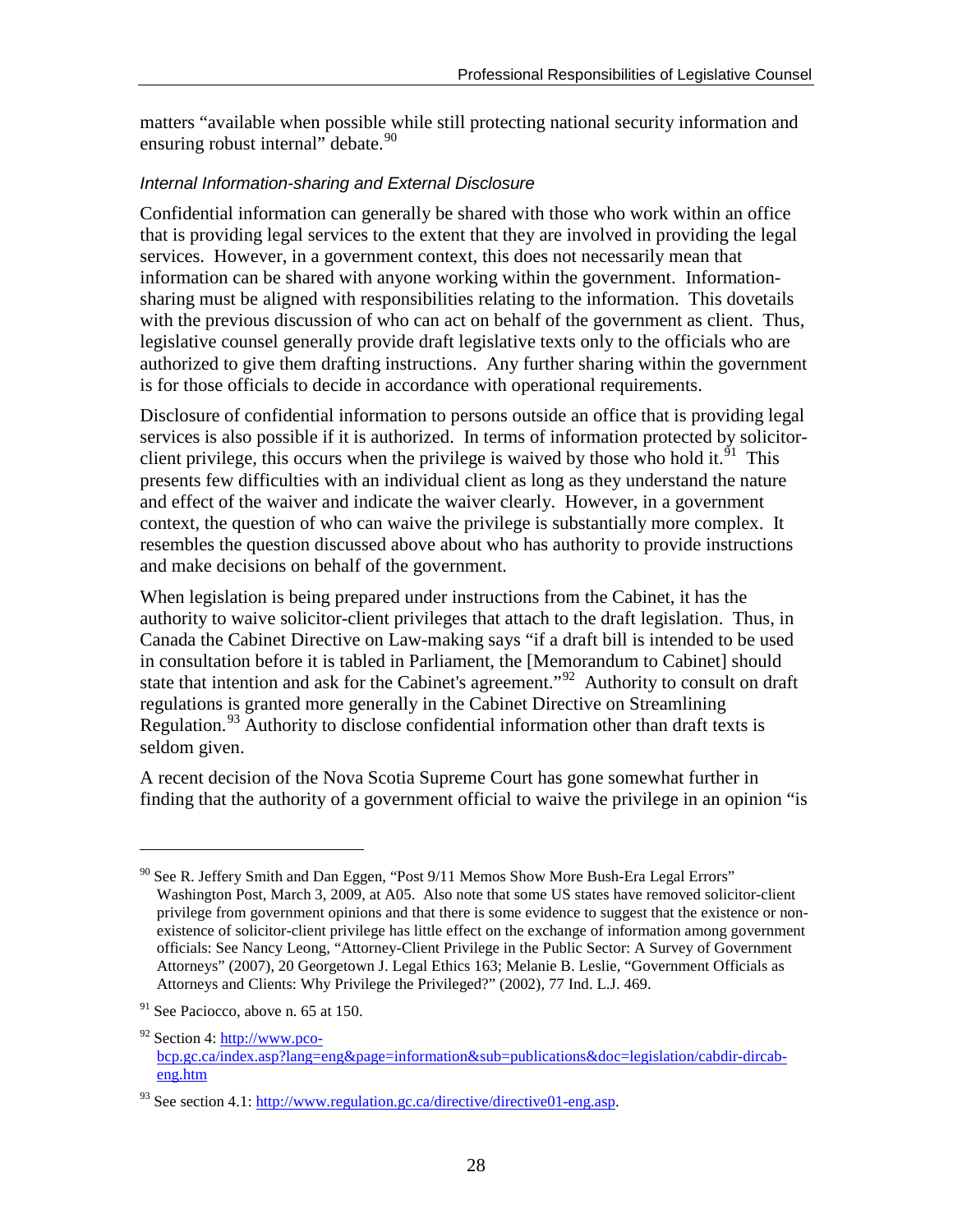matters "available when possible while still protecting national security information and ensuring robust internal" debate.[90]

*Internal Information-sharing and External Disclosure*

Confidential information can generally be shared with those who work within an office that is providing legal services to the extent that they are involved in providing the legal services. However, in a government context, this does not necessarily mean that information can be shared with anyone working within the government. Information-sharing must be aligned with responsibilities relating to the information. This dovetails with the previous discussion of who can act on behalf of the government as client. Thus, legislative counsel generally provide draft legislative texts only to the officials who are authorized to give them drafting instructions. Any further sharing within the government is for those officials to decide in accordance with operational requirements.

Disclosure of confidential information to persons outside an office that is providing legal services is also possible if it is authorized. In terms of information protected by solicitor-client privilege, this occurs when the privilege is waived by those who hold it.[91] This presents few difficulties with an individual client as long as they understand the nature and effect of the waiver and indicate the waiver clearly. However, in a government context, the question of who can waive the privilege is substantially more complex. It resembles the question discussed above about who has authority to provide instructions and make decisions on behalf of the government.

When legislation is being prepared under instructions from the Cabinet, it has the authority to waive solicitor-client privileges that attach to the draft legislation. Thus, in Canada the Cabinet Directive on Law-making says "if a draft bill is intended to be used in consultation before it is tabled in Parliament, the [Memorandum to Cabinet] should state that intention and ask for the Cabinet's agreement."[92] Authority to consult on draft regulations is granted more generally in the Cabinet Directive on Streamlining Regulation.[93] Authority to disclose confidential information other than draft texts is seldom given.

A recent decision of the Nova Scotia Supreme Court has gone somewhat further in finding that the authority of a government official to waive the privilege in an opinion "is

---

[90] See R. Jeffery Smith and Dan Eggen, "Post 9/11 Memos Show More Bush-Era Legal Errors" Washington Post, March 3, 2009, at A05. Also note that some US states have removed solicitor-client privilege from government opinions and that there is some evidence to suggest that the existence or non-existence of solicitor-client privilege has little effect on the exchange of information among government officials: See Nancy Leong, "Attorney-Client Privilege in the Public Sector: A Survey of Government Attorneys" (2007), 20 Georgetown J. Legal Ethics 163; Melanie B. Leslie, "Government Officials as Attorneys and Clients: Why Privilege the Privileged?" (2002), 77 Ind. L.J. 469.

[91] See Paciocco, above n. 65 at 150.

[92] Section 4: http://www.pco-bcp.gc.ca/index.asp?lang=eng&page=information&sub=publications&doc=legislation/cabdir-dircab-eng.htm

[93] See section 4.1: http://www.regulation.gc.ca/directive/directive01-eng.asp.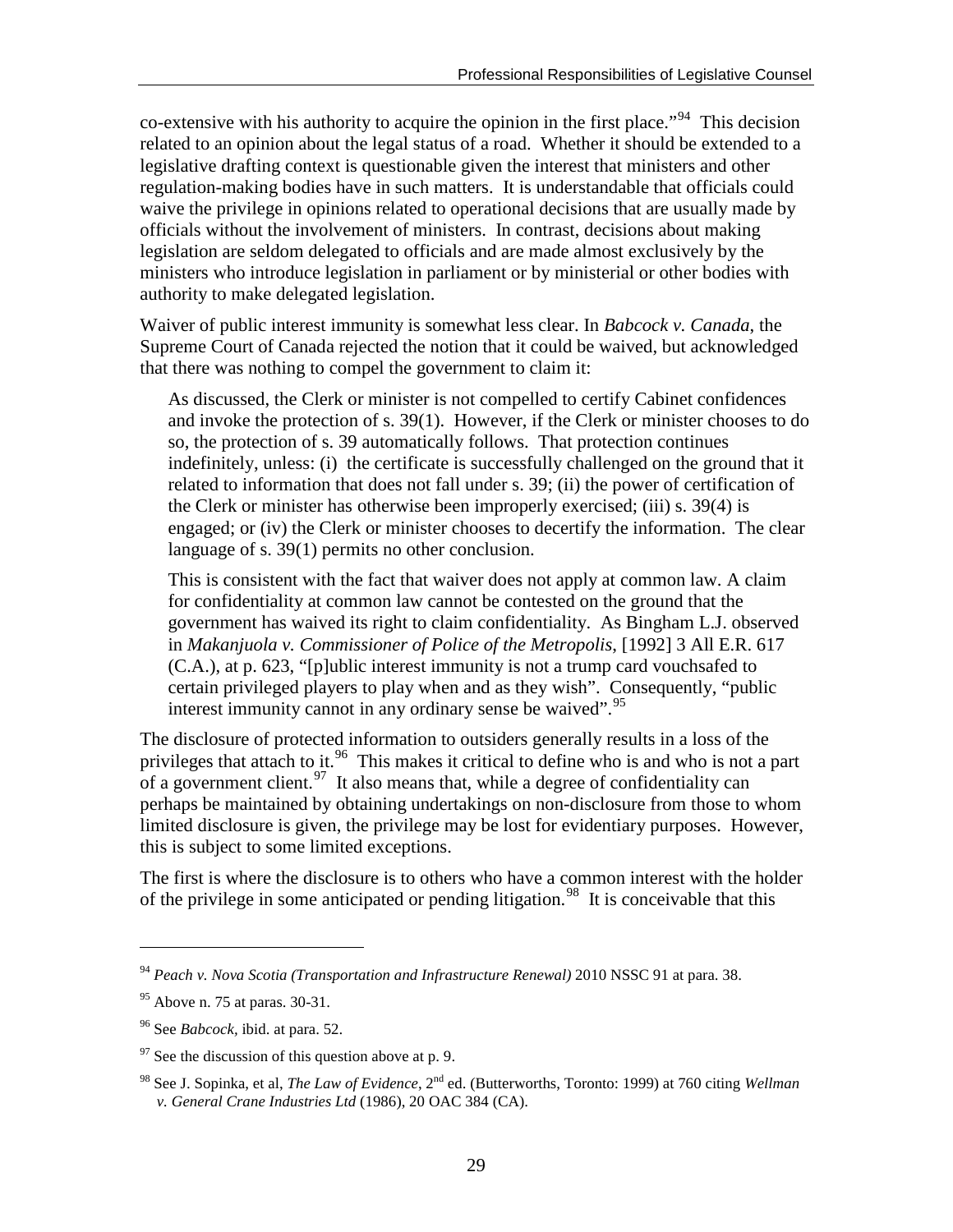co-extensive with his authority to acquire the opinion in the first place."[94] This decision related to an opinion about the legal status of a road. Whether it should be extended to a legislative drafting context is questionable given the interest that ministers and other regulation-making bodies have in such matters. It is understandable that officials could waive the privilege in opinions related to operational decisions that are usually made by officials without the involvement of ministers. In contrast, decisions about making legislation are seldom delegated to officials and are made almost exclusively by the ministers who introduce legislation in parliament or by ministerial or other bodies with authority to make delegated legislation.

Waiver of public interest immunity is somewhat less clear. In *Babcock v. Canada*, the Supreme Court of Canada rejected the notion that it could be waived, but acknowledged that there was nothing to compel the government to claim it:

> As discussed, the Clerk or minister is not compelled to certify Cabinet confidences and invoke the protection of s. 39(1). However, if the Clerk or minister chooses to do so, the protection of s. 39 automatically follows. That protection continues indefinitely, unless: (i) the certificate is successfully challenged on the ground that it related to information that does not fall under s. 39; (ii) the power of certification of the Clerk or minister has otherwise been improperly exercised; (iii) s. 39(4) is engaged; or (iv) the Clerk or minister chooses to decertify the information. The clear language of s. 39(1) permits no other conclusion.
>
> This is consistent with the fact that waiver does not apply at common law. A claim for confidentiality at common law cannot be contested on the ground that the government has waived its right to claim confidentiality. As Bingham L.J. observed in *Makanjuola v. Commissioner of Police of the Metropolis*, [1992] 3 All E.R. 617 (C.A.), at p. 623, "[p]ublic interest immunity is not a trump card vouchsafed to certain privileged players to play when and as they wish". Consequently, "public interest immunity cannot in any ordinary sense be waived".[95]

The disclosure of protected information to outsiders generally results in a loss of the privileges that attach to it.[96] This makes it critical to define who is and who is not a part of a government client.[97] It also means that, while a degree of confidentiality can perhaps be maintained by obtaining undertakings on non-disclosure from those to whom limited disclosure is given, the privilege may be lost for evidentiary purposes. However, this is subject to some limited exceptions.

The first is where the disclosure is to others who have a common interest with the holder of the privilege in some anticipated or pending litigation.[98] It is conceivable that this

---

[94] *Peach v. Nova Scotia (Transportation and Infrastructure Renewal)* 2010 NSSC 91 at para. 38.

[95] Above n. 75 at paras. 30-31.

[96] See *Babcock*, ibid. at para. 52.

[97] See the discussion of this question above at p. 9.

[98] See J. Sopinka, et al, *The Law of Evidence*, 2nd ed. (Butterworths, Toronto: 1999) at 760 citing *Wellman v. General Crane Industries Ltd* (1986), 20 OAC 384 (CA).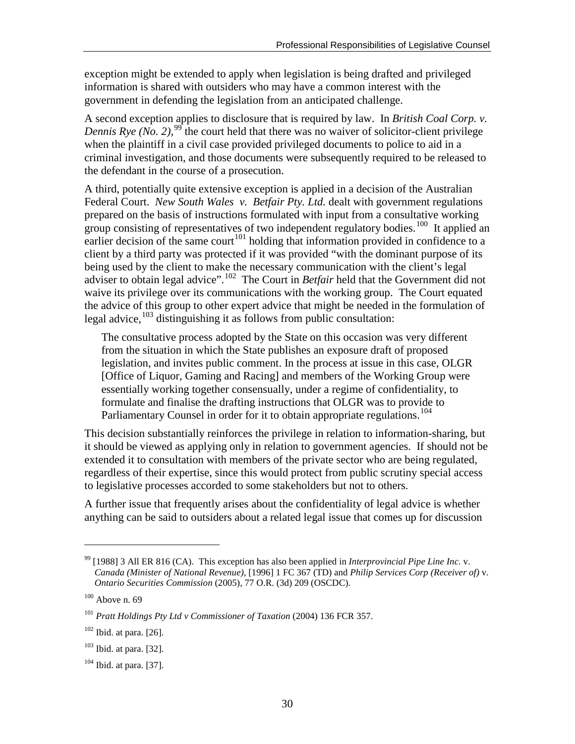exception might be extended to apply when legislation is being drafted and privileged information is shared with outsiders who may have a common interest with the government in defending the legislation from an anticipated challenge.

A second exception applies to disclosure that is required by law. In *British Coal Corp. v. Dennis Rye (No. 2),*[99] the court held that there was no waiver of solicitor-client privilege when the plaintiff in a civil case provided privileged documents to police to aid in a criminal investigation, and those documents were subsequently required to be released to the defendant in the course of a prosecution.

A third, potentially quite extensive exception is applied in a decision of the Australian Federal Court. *New South Wales v. Betfair Pty. Ltd.* dealt with government regulations prepared on the basis of instructions formulated with input from a consultative working group consisting of representatives of two independent regulatory bodies.[100] It applied an earlier decision of the same court[101] holding that information provided in confidence to a client by a third party was protected if it was provided "with the dominant purpose of its being used by the client to make the necessary communication with the client's legal adviser to obtain legal advice".[102] The Court in *Betfair* held that the Government did not waive its privilege over its communications with the working group. The Court equated the advice of this group to other expert advice that might be needed in the formulation of legal advice,[103] distinguishing it as follows from public consultation:

> The consultative process adopted by the State on this occasion was very different from the situation in which the State publishes an exposure draft of proposed legislation, and invites public comment. In the process at issue in this case, OLGR [Office of Liquor, Gaming and Racing] and members of the Working Group were essentially working together consensually, under a regime of confidentiality, to formulate and finalise the drafting instructions that OLGR was to provide to Parliamentary Counsel in order for it to obtain appropriate regulations.[104]

This decision substantially reinforces the privilege in relation to information-sharing, but it should be viewed as applying only in relation to government agencies. If should not be extended it to consultation with members of the private sector who are being regulated, regardless of their expertise, since this would protect from public scrutiny special access to legislative processes accorded to some stakeholders but not to others.

A further issue that frequently arises about the confidentiality of legal advice is whether anything can be said to outsiders about a related legal issue that comes up for discussion

---

[99] [1988] 3 All ER 816 (CA). This exception has also been applied in *Interprovincial Pipe Line Inc.* v. *Canada (Minister of National Revenue)*, [1996] 1 FC 367 (TD) and *Philip Services Corp (Receiver of)* v. *Ontario Securities Commission* (2005), 77 O.R. (3d) 209 (OSCDC).

[100] Above n. 69

[101] *Pratt Holdings Pty Ltd v Commissioner of Taxation* (2004) 136 FCR 357.

[102] Ibid. at para. [26].

[103] Ibid. at para. [32].

[104] Ibid. at para. [37].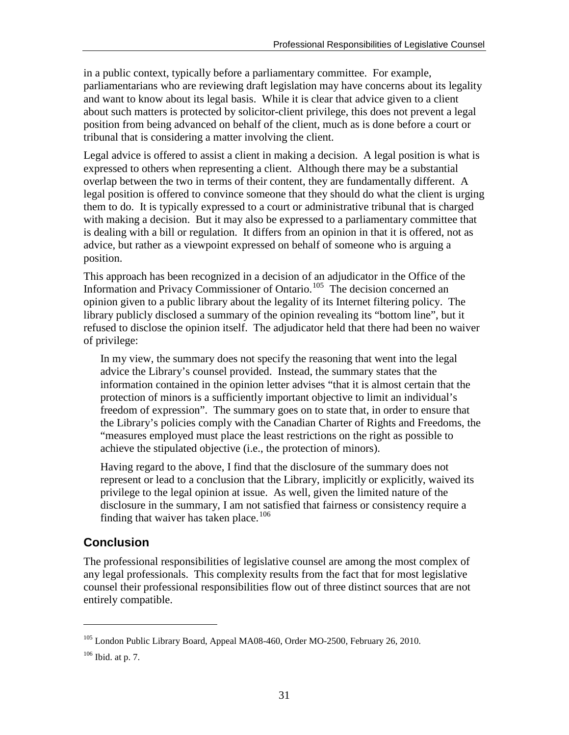in a public context, typically before a parliamentary committee. For example, parliamentarians who are reviewing draft legislation may have concerns about its legality and want to know about its legal basis. While it is clear that advice given to a client about such matters is protected by solicitor-client privilege, this does not prevent a legal position from being advanced on behalf of the client, much as is done before a court or tribunal that is considering a matter involving the client.

Legal advice is offered to assist a client in making a decision. A legal position is what is expressed to others when representing a client. Although there may be a substantial overlap between the two in terms of their content, they are fundamentally different. A legal position is offered to convince someone that they should do what the client is urging them to do. It is typically expressed to a court or administrative tribunal that is charged with making a decision. But it may also be expressed to a parliamentary committee that is dealing with a bill or regulation. It differs from an opinion in that it is offered, not as advice, but rather as a viewpoint expressed on behalf of someone who is arguing a position.

This approach has been recognized in a decision of an adjudicator in the Office of the Information and Privacy Commissioner of Ontario.[105] The decision concerned an opinion given to a public library about the legality of its Internet filtering policy. The library publicly disclosed a summary of the opinion revealing its "bottom line", but it refused to disclose the opinion itself. The adjudicator held that there had been no waiver of privilege:

> In my view, the summary does not specify the reasoning that went into the legal advice the Library's counsel provided. Instead, the summary states that the information contained in the opinion letter advises "that it is almost certain that the protection of minors is a sufficiently important objective to limit an individual's freedom of expression". The summary goes on to state that, in order to ensure that the Library's policies comply with the Canadian Charter of Rights and Freedoms, the "measures employed must place the least restrictions on the right as possible to achieve the stipulated objective (i.e., the protection of minors).
>
> Having regard to the above, I find that the disclosure of the summary does not represent or lead to a conclusion that the Library, implicitly or explicitly, waived its privilege to the legal opinion at issue. As well, given the limited nature of the disclosure in the summary, I am not satisfied that fairness or consistency require a finding that waiver has taken place.[106]

## Conclusion

The professional responsibilities of legislative counsel are among the most complex of any legal professionals. This complexity results from the fact that for most legislative counsel their professional responsibilities flow out of three distinct sources that are not entirely compatible.

---

[105] London Public Library Board, Appeal MA08-460, Order MO-2500, February 26, 2010.

[106] Ibid. at p. 7.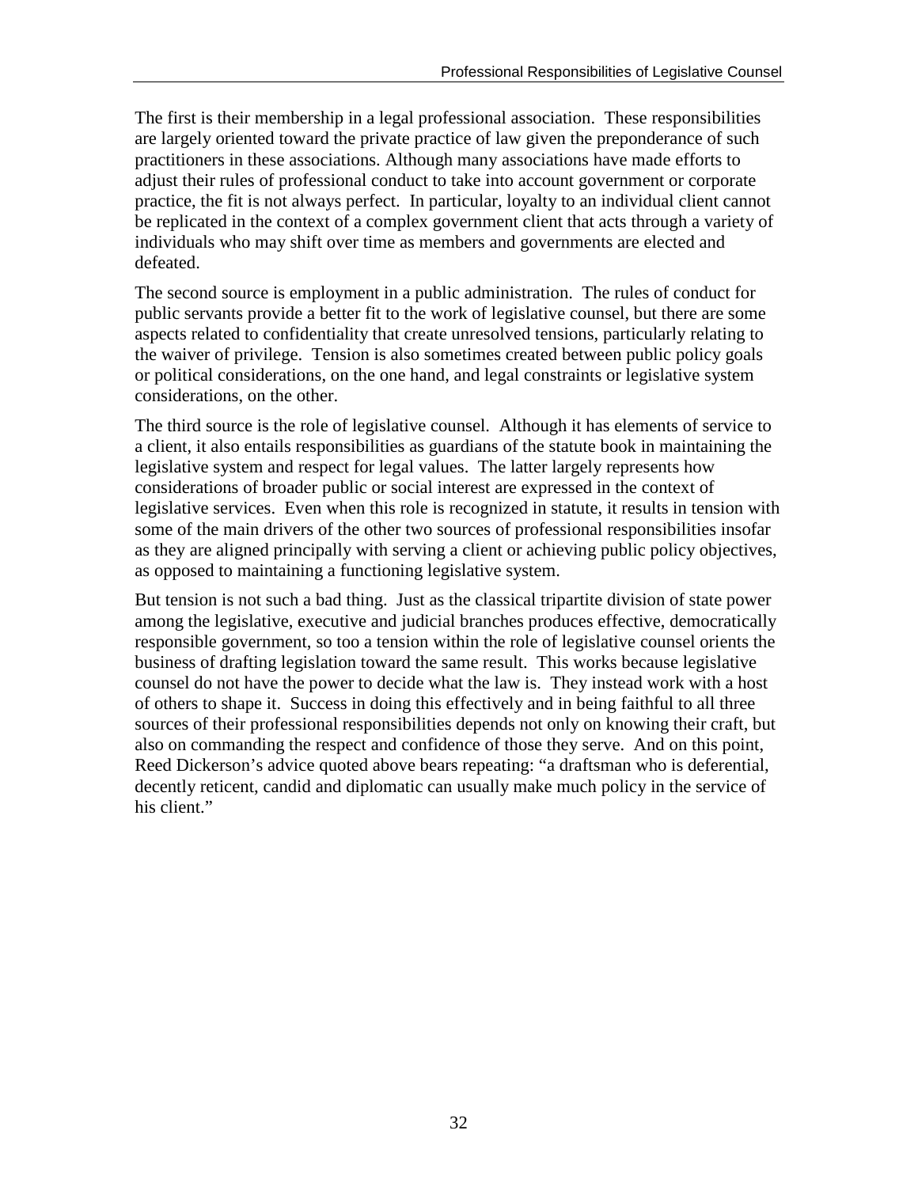The first is their membership in a legal professional association. These responsibilities are largely oriented toward the private practice of law given the preponderance of such practitioners in these associations. Although many associations have made efforts to adjust their rules of professional conduct to take into account government or corporate practice, the fit is not always perfect. In particular, loyalty to an individual client cannot be replicated in the context of a complex government client that acts through a variety of individuals who may shift over time as members and governments are elected and defeated.

The second source is employment in a public administration. The rules of conduct for public servants provide a better fit to the work of legislative counsel, but there are some aspects related to confidentiality that create unresolved tensions, particularly relating to the waiver of privilege. Tension is also sometimes created between public policy goals or political considerations, on the one hand, and legal constraints or legislative system considerations, on the other.

The third source is the role of legislative counsel. Although it has elements of service to a client, it also entails responsibilities as guardians of the statute book in maintaining the legislative system and respect for legal values. The latter largely represents how considerations of broader public or social interest are expressed in the context of legislative services. Even when this role is recognized in statute, it results in tension with some of the main drivers of the other two sources of professional responsibilities insofar as they are aligned principally with serving a client or achieving public policy objectives, as opposed to maintaining a functioning legislative system.

But tension is not such a bad thing. Just as the classical tripartite division of state power among the legislative, executive and judicial branches produces effective, democratically responsible government, so too a tension within the role of legislative counsel orients the business of drafting legislation toward the same result. This works because legislative counsel do not have the power to decide what the law is. They instead work with a host of others to shape it. Success in doing this effectively and in being faithful to all three sources of their professional responsibilities depends not only on knowing their craft, but also on commanding the respect and confidence of those they serve. And on this point, Reed Dickerson's advice quoted above bears repeating: "a draftsman who is deferential, decently reticent, candid and diplomatic can usually make much policy in the service of his client."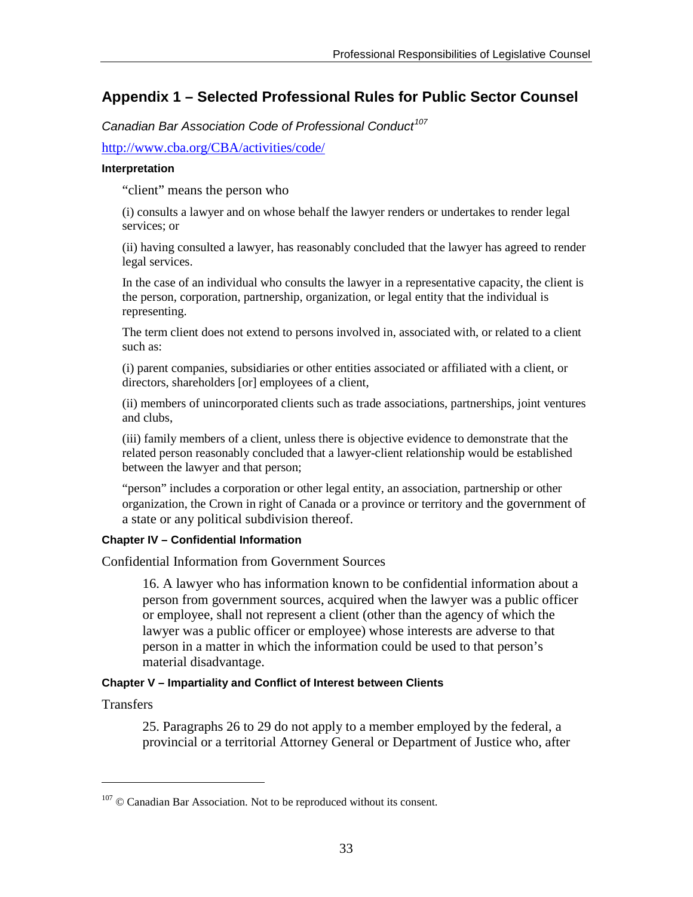## Appendix 1 – Selected Professional Rules for Public Sector Counsel

*Canadian Bar Association Code of Professional Conduct*[107]

http://www.cba.org/CBA/activities/code/

#### Interpretation

"client" means the person who

(i) consults a lawyer and on whose behalf the lawyer renders or undertakes to render legal services; or

(ii) having consulted a lawyer, has reasonably concluded that the lawyer has agreed to render legal services.

In the case of an individual who consults the lawyer in a representative capacity, the client is the person, corporation, partnership, organization, or legal entity that the individual is representing.

The term client does not extend to persons involved in, associated with, or related to a client such as:

(i) parent companies, subsidiaries or other entities associated or affiliated with a client, or directors, shareholders [or] employees of a client,

(ii) members of unincorporated clients such as trade associations, partnerships, joint ventures and clubs,

(iii) family members of a client, unless there is objective evidence to demonstrate that the related person reasonably concluded that a lawyer-client relationship would be established between the lawyer and that person;

"person" includes a corporation or other legal entity, an association, partnership or other organization, the Crown in right of Canada or a province or territory and the government of a state or any political subdivision thereof.

#### Chapter IV – Confidential Information

Confidential Information from Government Sources

> 16. A lawyer who has information known to be confidential information about a person from government sources, acquired when the lawyer was a public officer or employee, shall not represent a client (other than the agency of which the lawyer was a public officer or employee) whose interests are adverse to that person in a matter in which the information could be used to that person's material disadvantage.

#### Chapter V – Impartiality and Conflict of Interest between Clients

Transfers

> 25. Paragraphs 26 to 29 do not apply to a member employed by the federal, a provincial or a territorial Attorney General or Department of Justice who, after

[107] © Canadian Bar Association. Not to be reproduced without its consent.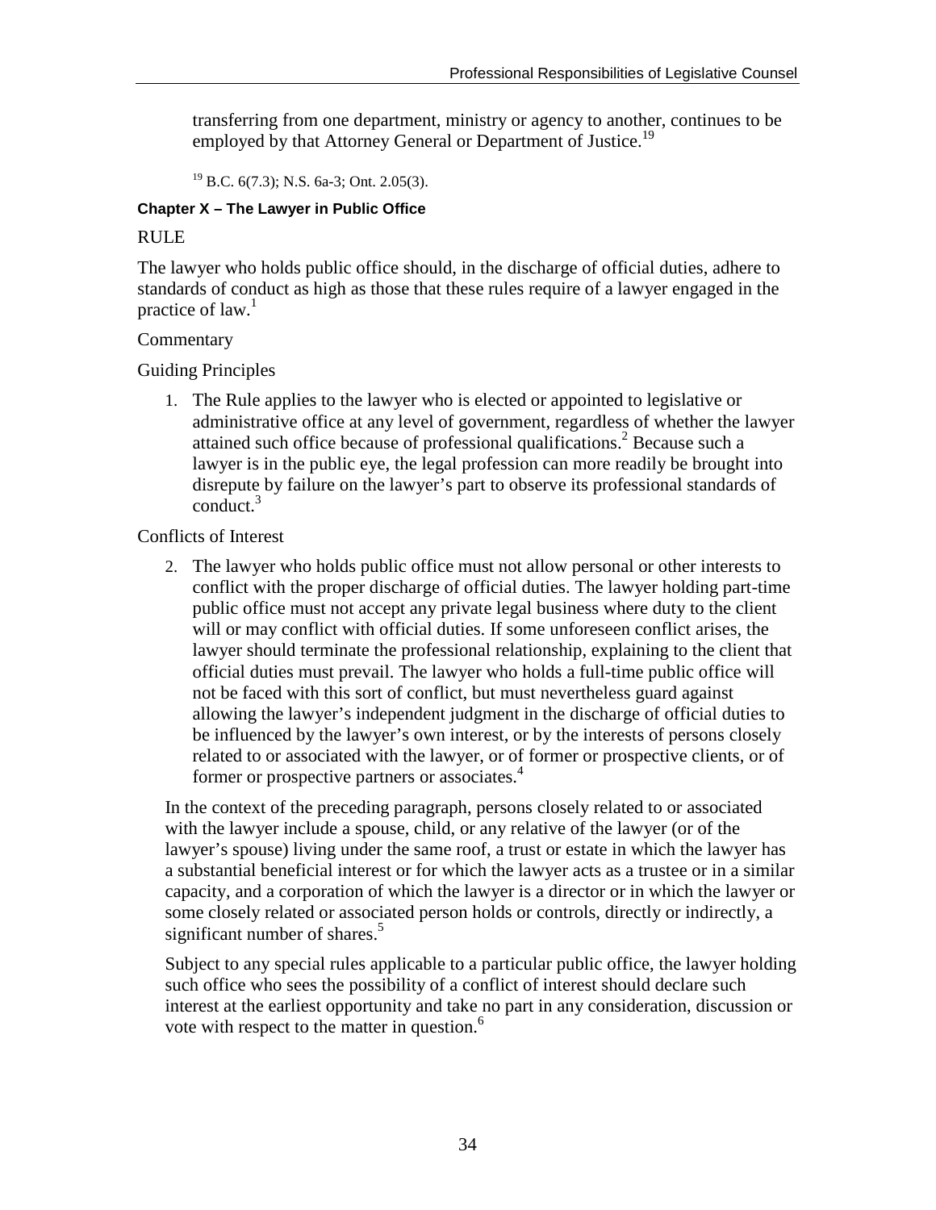transferring from one department, ministry or agency to another, continues to be employed by that Attorney General or Department of Justice.[19]

[19] B.C. 6(7.3); N.S. 6a-3; Ont. 2.05(3).

#### Chapter X – The Lawyer in Public Office

RULE

The lawyer who holds public office should, in the discharge of official duties, adhere to standards of conduct as high as those that these rules require of a lawyer engaged in the practice of law.[1]

Commentary

Guiding Principles

1. The Rule applies to the lawyer who is elected or appointed to legislative or administrative office at any level of government, regardless of whether the lawyer attained such office because of professional qualifications.[2] Because such a lawyer is in the public eye, the legal profession can more readily be brought into disrepute by failure on the lawyer's part to observe its professional standards of conduct.[3]

Conflicts of Interest

2. The lawyer who holds public office must not allow personal or other interests to conflict with the proper discharge of official duties. The lawyer holding part-time public office must not accept any private legal business where duty to the client will or may conflict with official duties. If some unforeseen conflict arises, the lawyer should terminate the professional relationship, explaining to the client that official duties must prevail. The lawyer who holds a full-time public office will not be faced with this sort of conflict, but must nevertheless guard against allowing the lawyer's independent judgment in the discharge of official duties to be influenced by the lawyer's own interest, or by the interests of persons closely related to or associated with the lawyer, or of former or prospective clients, or of former or prospective partners or associates.[4]

In the context of the preceding paragraph, persons closely related to or associated with the lawyer include a spouse, child, or any relative of the lawyer (or of the lawyer's spouse) living under the same roof, a trust or estate in which the lawyer has a substantial beneficial interest or for which the lawyer acts as a trustee or in a similar capacity, and a corporation of which the lawyer is a director or in which the lawyer or some closely related or associated person holds or controls, directly or indirectly, a significant number of shares.[5]

Subject to any special rules applicable to a particular public office, the lawyer holding such office who sees the possibility of a conflict of interest should declare such interest at the earliest opportunity and take no part in any consideration, discussion or vote with respect to the matter in question.[6]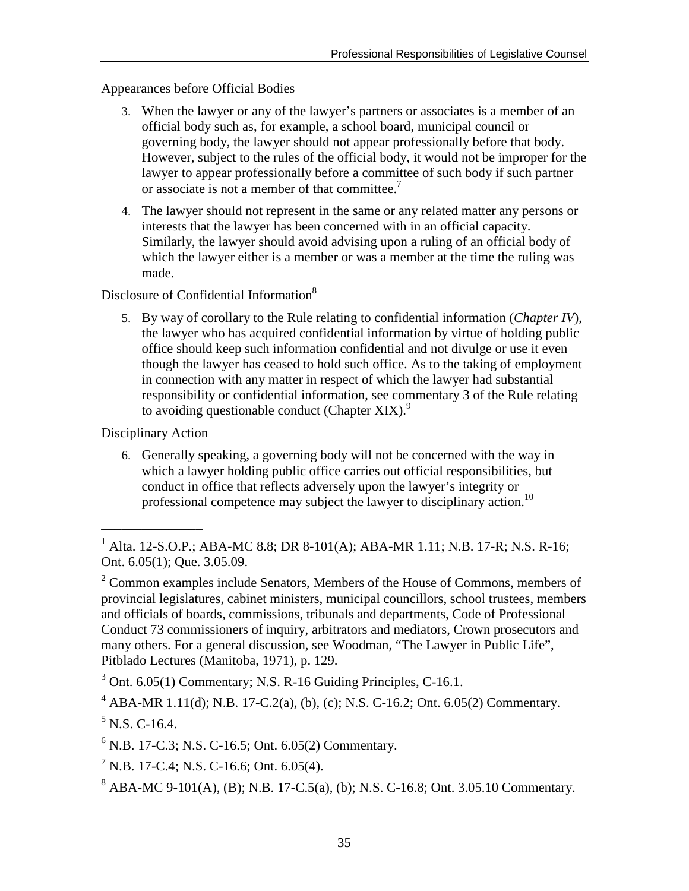Appearances before Official Bodies

3. When the lawyer or any of the lawyer's partners or associates is a member of an official body such as, for example, a school board, municipal council or governing body, the lawyer should not appear professionally before that body. However, subject to the rules of the official body, it would not be improper for the lawyer to appear professionally before a committee of such body if such partner or associate is not a member of that committee.[7]

4. The lawyer should not represent in the same or any related matter any persons or interests that the lawyer has been concerned with in an official capacity. Similarly, the lawyer should avoid advising upon a ruling of an official body of which the lawyer either is a member or was a member at the time the ruling was made.

Disclosure of Confidential Information[8]

5. By way of corollary to the Rule relating to confidential information (*Chapter IV*), the lawyer who has acquired confidential information by virtue of holding public office should keep such information confidential and not divulge or use it even though the lawyer has ceased to hold such office. As to the taking of employment in connection with any matter in respect of which the lawyer had substantial responsibility or confidential information, see commentary 3 of the Rule relating to avoiding questionable conduct (Chapter XIX).[9]

Disciplinary Action

6. Generally speaking, a governing body will not be concerned with the way in which a lawyer holding public office carries out official responsibilities, but conduct in office that reflects adversely upon the lawyer's integrity or professional competence may subject the lawyer to disciplinary action.[10]

---

[1] Alta. 12-S.O.P.; ABA-MC 8.8; DR 8-101(A); ABA-MR 1.11; N.B. 17-R; N.S. R-16; Ont. 6.05(1); Que. 3.05.09.

[2] Common examples include Senators, Members of the House of Commons, members of provincial legislatures, cabinet ministers, municipal councillors, school trustees, members and officials of boards, commissions, tribunals and departments, Code of Professional Conduct 73 commissioners of inquiry, arbitrators and mediators, Crown prosecutors and many others. For a general discussion, see Woodman, "The Lawyer in Public Life", Pitblado Lectures (Manitoba, 1971), p. 129.

[3] Ont. 6.05(1) Commentary; N.S. R-16 Guiding Principles, C-16.1.

[4] ABA-MR 1.11(d); N.B. 17-C.2(a), (b), (c); N.S. C-16.2; Ont. 6.05(2) Commentary.

[5] N.S. C-16.4.

[6] N.B. 17-C.3; N.S. C-16.5; Ont. 6.05(2) Commentary.

[7] N.B. 17-C.4; N.S. C-16.6; Ont. 6.05(4).

[8] ABA-MC 9-101(A), (B); N.B. 17-C.5(a), (b); N.S. C-16.8; Ont. 3.05.10 Commentary.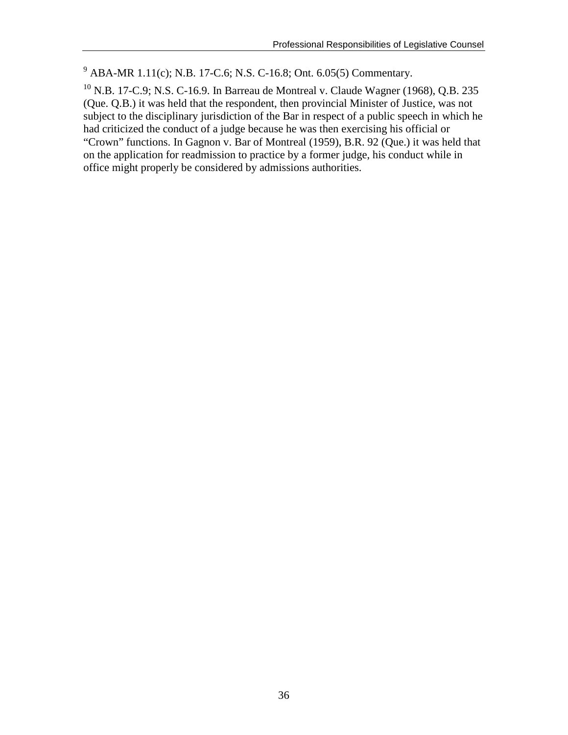[9] ABA-MR 1.11(c); N.B. 17-C.6; N.S. C-16.8; Ont. 6.05(5) Commentary.

[10] N.B. 17-C.9; N.S. C-16.9. In Barreau de Montreal v. Claude Wagner (1968), Q.B. 235 (Que. Q.B.) it was held that the respondent, then provincial Minister of Justice, was not subject to the disciplinary jurisdiction of the Bar in respect of a public speech in which he had criticized the conduct of a judge because he was then exercising his official or "Crown" functions. In Gagnon v. Bar of Montreal (1959), B.R. 92 (Que.) it was held that on the application for readmission to practice by a former judge, his conduct while in office might properly be considered by admissions authorities.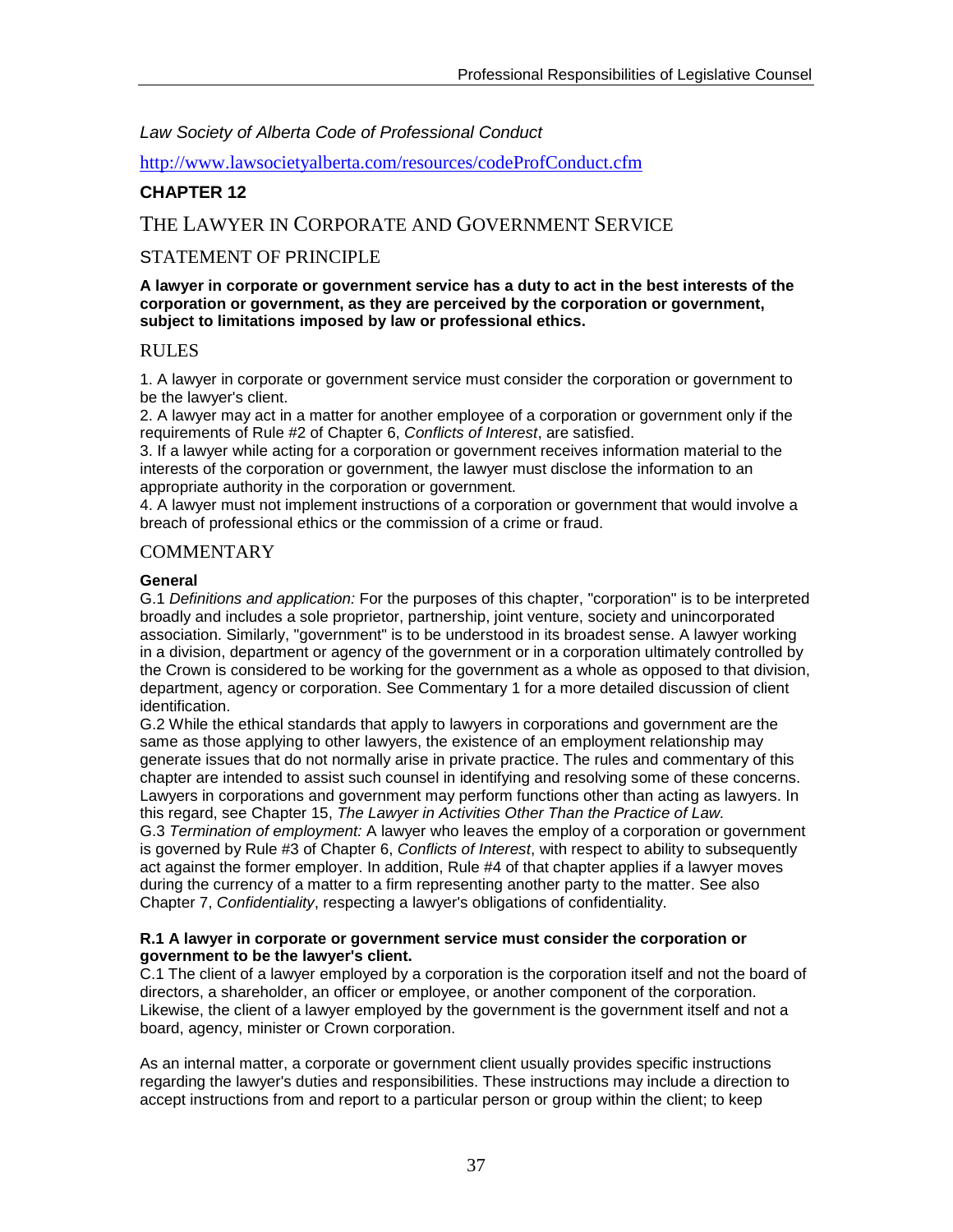*Law Society of Alberta Code of Professional Conduct*

http://www.lawsocietyalberta.com/resources/codeProfConduct.cfm

## CHAPTER 12

## THE LAWYER IN CORPORATE AND GOVERNMENT SERVICE

### STATEMENT OF PRINCIPLE

**A lawyer in corporate or government service has a duty to act in the best interests of the corporation or government, as they are perceived by the corporation or government, subject to limitations imposed by law or professional ethics.**

### RULES

1. A lawyer in corporate or government service must consider the corporation or government to be the lawyer's client.
2. A lawyer may act in a matter for another employee of a corporation or government only if the requirements of Rule #2 of Chapter 6, *Conflicts of Interest*, are satisfied.
3. If a lawyer while acting for a corporation or government receives information material to the interests of the corporation or government, the lawyer must disclose the information to an appropriate authority in the corporation or government.
4. A lawyer must not implement instructions of a corporation or government that would involve a breach of professional ethics or the commission of a crime or fraud.

### COMMENTARY

**General**

G.1 *Definitions and application:* For the purposes of this chapter, "corporation" is to be interpreted broadly and includes a sole proprietor, partnership, joint venture, society and unincorporated association. Similarly, "government" is to be understood in its broadest sense. A lawyer working in a division, department or agency of the government or in a corporation ultimately controlled by the Crown is considered to be working for the government as a whole as opposed to that division, department, agency or corporation. See Commentary 1 for a more detailed discussion of client identification.

G.2 While the ethical standards that apply to lawyers in corporations and government are the same as those applying to other lawyers, the existence of an employment relationship may generate issues that do not normally arise in private practice. The rules and commentary of this chapter are intended to assist such counsel in identifying and resolving some of these concerns. Lawyers in corporations and government may perform functions other than acting as lawyers. In this regard, see Chapter 15, *The Lawyer in Activities Other Than the Practice of Law.*

G.3 *Termination of employment:* A lawyer who leaves the employ of a corporation or government is governed by Rule #3 of Chapter 6, *Conflicts of Interest*, with respect to ability to subsequently act against the former employer. In addition, Rule #4 of that chapter applies if a lawyer moves during the currency of a matter to a firm representing another party to the matter. See also Chapter 7, *Confidentiality*, respecting a lawyer's obligations of confidentiality.

**R.1 A lawyer in corporate or government service must consider the corporation or government to be the lawyer's client.**

C.1 The client of a lawyer employed by a corporation is the corporation itself and not the board of directors, a shareholder, an officer or employee, or another component of the corporation. Likewise, the client of a lawyer employed by the government is the government itself and not a board, agency, minister or Crown corporation.

As an internal matter, a corporate or government client usually provides specific instructions regarding the lawyer's duties and responsibilities. These instructions may include a direction to accept instructions from and report to a particular person or group within the client; to keep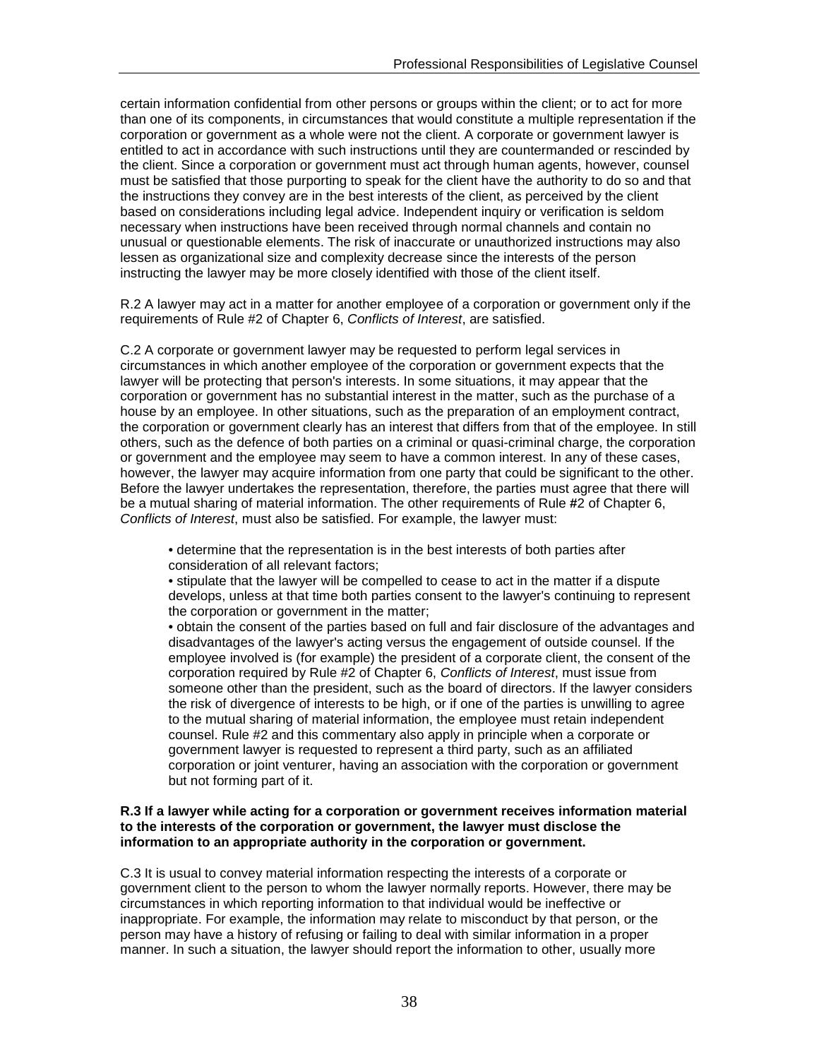certain information confidential from other persons or groups within the client; or to act for more than one of its components, in circumstances that would constitute a multiple representation if the corporation or government as a whole were not the client. A corporate or government lawyer is entitled to act in accordance with such instructions until they are countermanded or rescinded by the client. Since a corporation or government must act through human agents, however, counsel must be satisfied that those purporting to speak for the client have the authority to do so and that the instructions they convey are in the best interests of the client, as perceived by the client based on considerations including legal advice. Independent inquiry or verification is seldom necessary when instructions have been received through normal channels and contain no unusual or questionable elements. The risk of inaccurate or unauthorized instructions may also lessen as organizational size and complexity decrease since the interests of the person instructing the lawyer may be more closely identified with those of the client itself.

R.2 A lawyer may act in a matter for another employee of a corporation or government only if the requirements of Rule #2 of Chapter 6, *Conflicts of Interest*, are satisfied.

C.2 A corporate or government lawyer may be requested to perform legal services in circumstances in which another employee of the corporation or government expects that the lawyer will be protecting that person's interests. In some situations, it may appear that the corporation or government has no substantial interest in the matter, such as the purchase of a house by an employee. In other situations, such as the preparation of an employment contract, the corporation or government clearly has an interest that differs from that of the employee. In still others, such as the defence of both parties on a criminal or quasi-criminal charge, the corporation or government and the employee may seem to have a common interest. In any of these cases, however, the lawyer may acquire information from one party that could be significant to the other. Before the lawyer undertakes the representation, therefore, the parties must agree that there will be a mutual sharing of material information. The other requirements of Rule #2 of Chapter 6, *Conflicts of Interest*, must also be satisfied. For example, the lawyer must:

- determine that the representation is in the best interests of both parties after consideration of all relevant factors;
- stipulate that the lawyer will be compelled to cease to act in the matter if a dispute develops, unless at that time both parties consent to the lawyer's continuing to represent the corporation or government in the matter;
- obtain the consent of the parties based on full and fair disclosure of the advantages and disadvantages of the lawyer's acting versus the engagement of outside counsel. If the employee involved is (for example) the president of a corporate client, the consent of the corporation required by Rule #2 of Chapter 6, *Conflicts of Interest*, must issue from someone other than the president, such as the board of directors. If the lawyer considers the risk of divergence of interests to be high, or if one of the parties is unwilling to agree to the mutual sharing of material information, the employee must retain independent counsel. Rule #2 and this commentary also apply in principle when a corporate or government lawyer is requested to represent a third party, such as an affiliated corporation or joint venturer, having an association with the corporation or government but not forming part of it.

**R.3 If a lawyer while acting for a corporation or government receives information material to the interests of the corporation or government, the lawyer must disclose the information to an appropriate authority in the corporation or government.**

C.3 It is usual to convey material information respecting the interests of a corporate or government client to the person to whom the lawyer normally reports. However, there may be circumstances in which reporting information to that individual would be ineffective or inappropriate. For example, the information may relate to misconduct by that person, or the person may have a history of refusing or failing to deal with similar information in a proper manner. In such a situation, the lawyer should report the information to other, usually more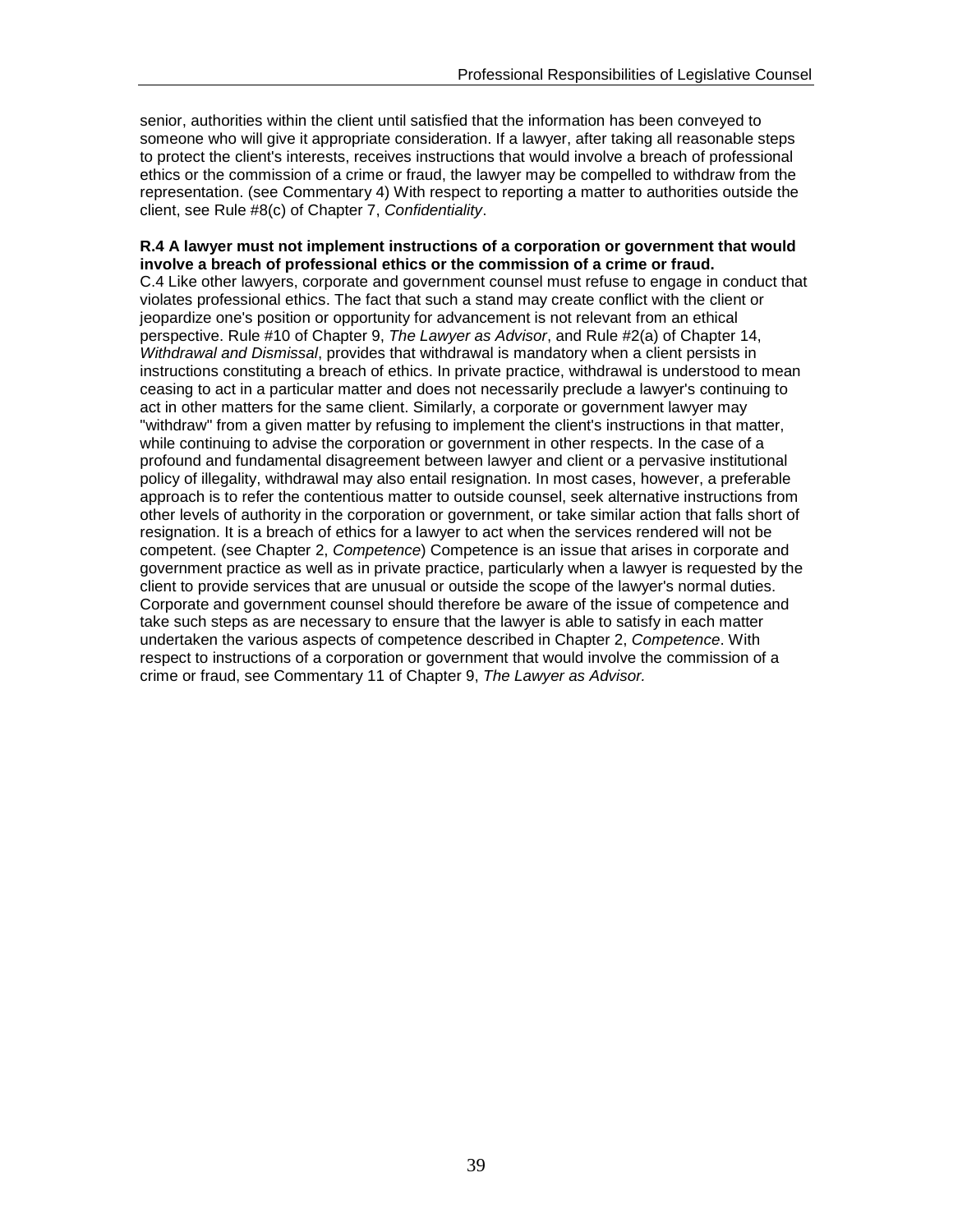senior, authorities within the client until satisfied that the information has been conveyed to someone who will give it appropriate consideration. If a lawyer, after taking all reasonable steps to protect the client's interests, receives instructions that would involve a breach of professional ethics or the commission of a crime or fraud, the lawyer may be compelled to withdraw from the representation. (see Commentary 4) With respect to reporting a matter to authorities outside the client, see Rule #8(c) of Chapter 7, *Confidentiality*.

**R.4 A lawyer must not implement instructions of a corporation or government that would involve a breach of professional ethics or the commission of a crime or fraud.**

C.4 Like other lawyers, corporate and government counsel must refuse to engage in conduct that violates professional ethics. The fact that such a stand may create conflict with the client or jeopardize one's position or opportunity for advancement is not relevant from an ethical perspective. Rule #10 of Chapter 9, *The Lawyer as Advisor*, and Rule #2(a) of Chapter 14, *Withdrawal and Dismissal*, provides that withdrawal is mandatory when a client persists in instructions constituting a breach of ethics. In private practice, withdrawal is understood to mean ceasing to act in a particular matter and does not necessarily preclude a lawyer's continuing to act in other matters for the same client. Similarly, a corporate or government lawyer may "withdraw" from a given matter by refusing to implement the client's instructions in that matter, while continuing to advise the corporation or government in other respects. In the case of a profound and fundamental disagreement between lawyer and client or a pervasive institutional policy of illegality, withdrawal may also entail resignation. In most cases, however, a preferable approach is to refer the contentious matter to outside counsel, seek alternative instructions from other levels of authority in the corporation or government, or take similar action that falls short of resignation. It is a breach of ethics for a lawyer to act when the services rendered will not be competent. (see Chapter 2, *Competence*) Competence is an issue that arises in corporate and government practice as well as in private practice, particularly when a lawyer is requested by the client to provide services that are unusual or outside the scope of the lawyer's normal duties. Corporate and government counsel should therefore be aware of the issue of competence and take such steps as are necessary to ensure that the lawyer is able to satisfy in each matter undertaken the various aspects of competence described in Chapter 2, *Competence*. With respect to instructions of a corporation or government that would involve the commission of a crime or fraud, see Commentary 11 of Chapter 9, *The Lawyer as Advisor.*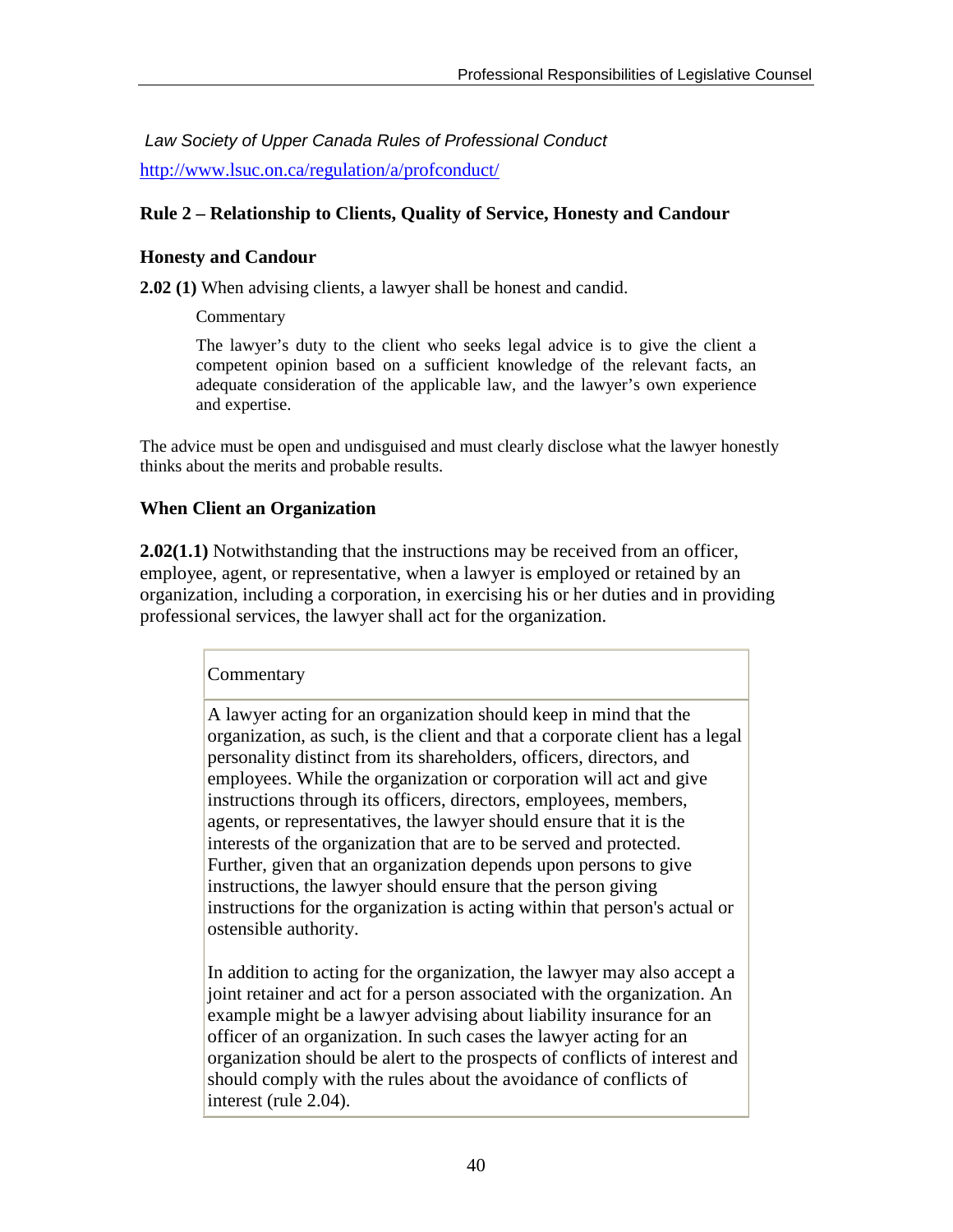*Law Society of Upper Canada Rules of Professional Conduct*

http://www.lsuc.on.ca/regulation/a/profconduct/

### Rule 2 – Relationship to Clients, Quality of Service, Honesty and Candour

#### Honesty and Candour

**2.02 (1)** When advising clients, a lawyer shall be honest and candid.

> Commentary
>
> The lawyer's duty to the client who seeks legal advice is to give the client a competent opinion based on a sufficient knowledge of the relevant facts, an adequate consideration of the applicable law, and the lawyer's own experience and expertise.

The advice must be open and undisguised and must clearly disclose what the lawyer honestly thinks about the merits and probable results.

#### When Client an Organization

**2.02(1.1)** Notwithstanding that the instructions may be received from an officer, employee, agent, or representative, when a lawyer is employed or retained by an organization, including a corporation, in exercising his or her duties and in providing professional services, the lawyer shall act for the organization.

| Commentary |
|---|
| A lawyer acting for an organization should keep in mind that the organization, as such, is the client and that a corporate client has a legal personality distinct from its shareholders, officers, directors, and employees. While the organization or corporation will act and give instructions through its officers, directors, employees, members, agents, or representatives, the lawyer should ensure that it is the interests of the organization that are to be served and protected. Further, given that an organization depends upon persons to give instructions, the lawyer should ensure that the person giving instructions for the organization is acting within that person's actual or ostensible authority.<br><br>In addition to acting for the organization, the lawyer may also accept a joint retainer and act for a person associated with the organization. An example might be a lawyer advising about liability insurance for an officer of an organization. In such cases the lawyer acting for an organization should be alert to the prospects of conflicts of interest and should comply with the rules about the avoidance of conflicts of interest (rule 2.04). |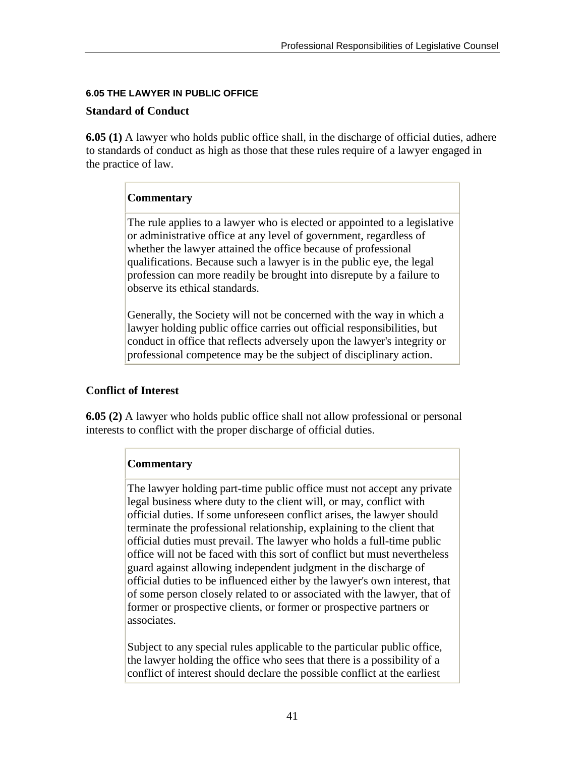### 6.05 THE LAWYER IN PUBLIC OFFICE

**Standard of Conduct**

**6.05 (1)** A lawyer who holds public office shall, in the discharge of official duties, adhere to standards of conduct as high as those that these rules require of a lawyer engaged in the practice of law.

> **Commentary**
>
> The rule applies to a lawyer who is elected or appointed to a legislative or administrative office at any level of government, regardless of whether the lawyer attained the office because of professional qualifications. Because such a lawyer is in the public eye, the legal profession can more readily be brought into disrepute by a failure to observe its ethical standards.
>
> Generally, the Society will not be concerned with the way in which a lawyer holding public office carries out official responsibilities, but conduct in office that reflects adversely upon the lawyer's integrity or professional competence may be the subject of disciplinary action.

**Conflict of Interest**

**6.05 (2)** A lawyer who holds public office shall not allow professional or personal interests to conflict with the proper discharge of official duties.

> **Commentary**
>
> The lawyer holding part-time public office must not accept any private legal business where duty to the client will, or may, conflict with official duties. If some unforeseen conflict arises, the lawyer should terminate the professional relationship, explaining to the client that official duties must prevail. The lawyer who holds a full-time public office will not be faced with this sort of conflict but must nevertheless guard against allowing independent judgment in the discharge of official duties to be influenced either by the lawyer's own interest, that of some person closely related to or associated with the lawyer, that of former or prospective clients, or former or prospective partners or associates.
>
> Subject to any special rules applicable to the particular public office, the lawyer holding the office who sees that there is a possibility of a conflict of interest should declare the possible conflict at the earliest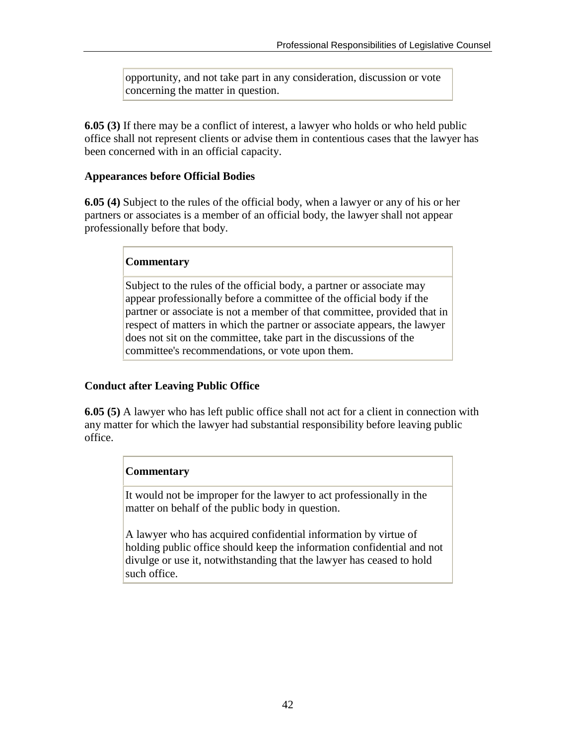opportunity, and not take part in any consideration, discussion or vote concerning the matter in question.

**6.05 (3)** If there may be a conflict of interest, a lawyer who holds or who held public office shall not represent clients or advise them in contentious cases that the lawyer has been concerned with in an official capacity.

### Appearances before Official Bodies

**6.05 (4)** Subject to the rules of the official body, when a lawyer or any of his or her partners or associates is a member of an official body, the lawyer shall not appear professionally before that body.

**Commentary**

Subject to the rules of the official body, a partner or associate may appear professionally before a committee of the official body if the partner or associate is not a member of that committee, provided that in respect of matters in which the partner or associate appears, the lawyer does not sit on the committee, take part in the discussions of the committee's recommendations, or vote upon them.

### Conduct after Leaving Public Office

**6.05 (5)** A lawyer who has left public office shall not act for a client in connection with any matter for which the lawyer had substantial responsibility before leaving public office.

**Commentary**

It would not be improper for the lawyer to act professionally in the matter on behalf of the public body in question.

A lawyer who has acquired confidential information by virtue of holding public office should keep the information confidential and not divulge or use it, notwithstanding that the lawyer has ceased to hold such office.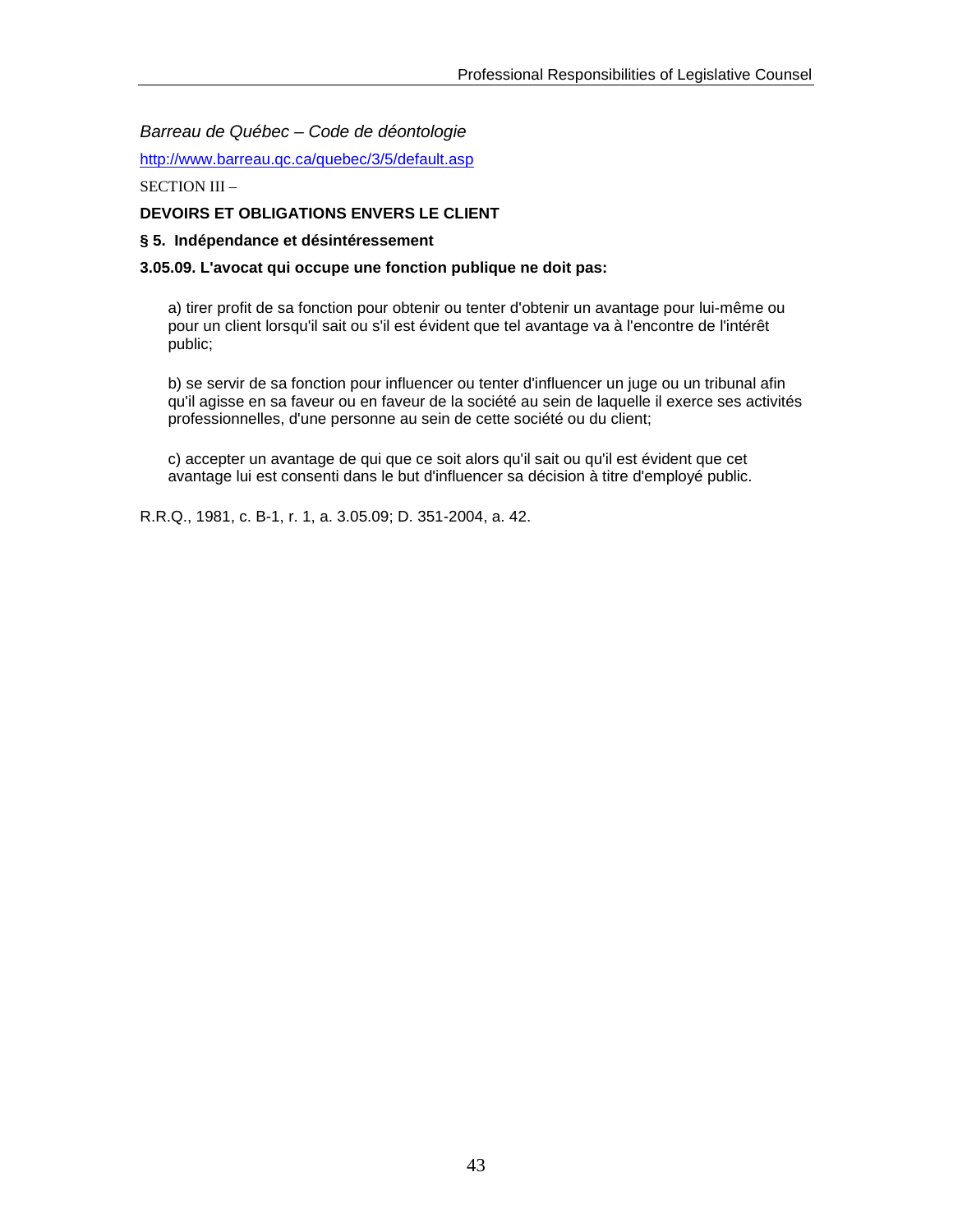*Barreau de Québec – Code de déontologie*

http://www.barreau.qc.ca/quebec/3/5/default.asp

SECTION III –

**DEVOIRS ET OBLIGATIONS ENVERS LE CLIENT**

**§ 5. Indépendance et désintéressement**

**3.05.09. L'avocat qui occupe une fonction publique ne doit pas:**

a) tirer profit de sa fonction pour obtenir ou tenter d'obtenir un avantage pour lui-même ou pour un client lorsqu'il sait ou s'il est évident que tel avantage va à l'encontre de l'intérêt public;

b) se servir de sa fonction pour influencer ou tenter d'influencer un juge ou un tribunal afin qu'il agisse en sa faveur ou en faveur de la société au sein de laquelle il exerce ses activités professionnelles, d'une personne au sein de cette société ou du client;

c) accepter un avantage de qui que ce soit alors qu'il sait ou qu'il est évident que cet avantage lui est consenti dans le but d'influencer sa décision à titre d'employé public.

R.R.Q., 1981, c. B-1, r. 1, a. 3.05.09; D. 351-2004, a. 42.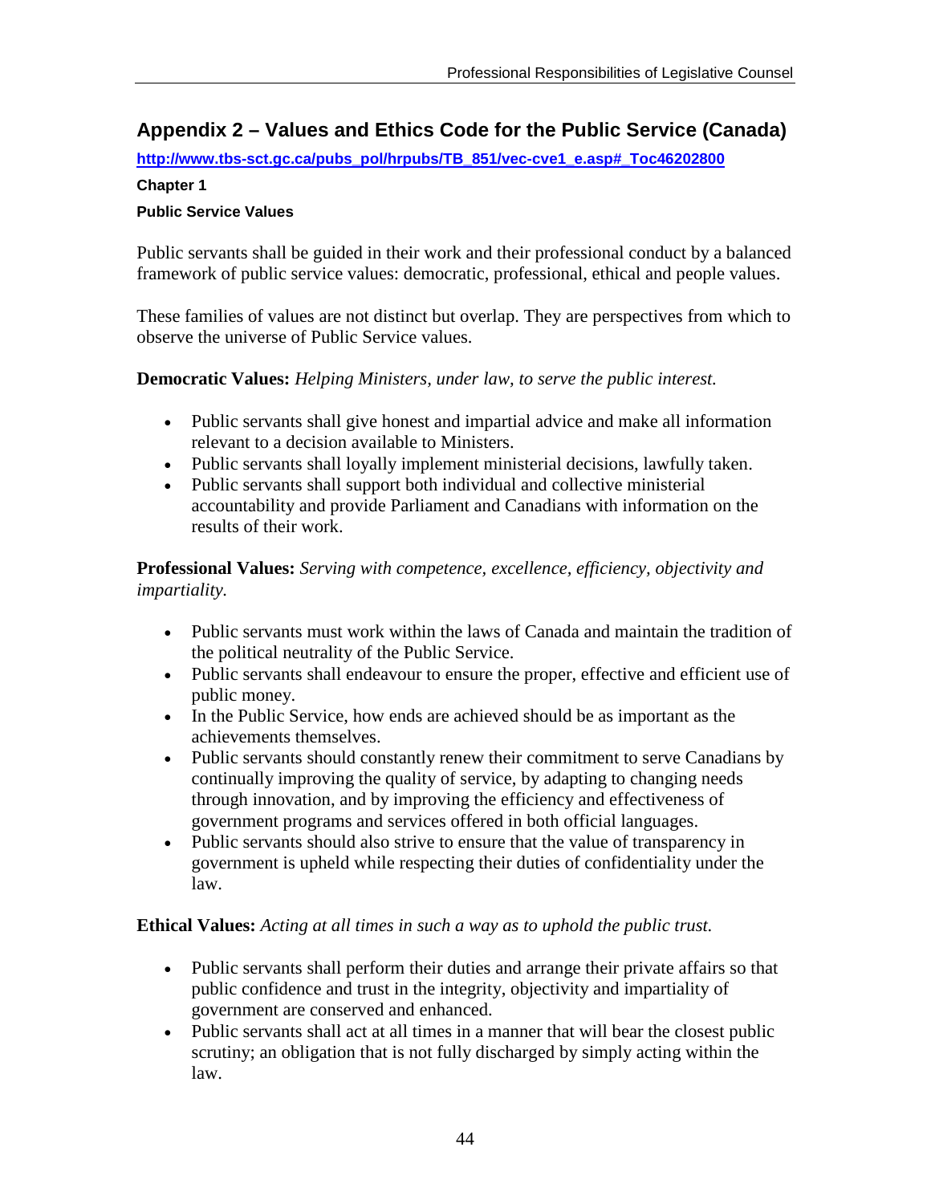## Appendix 2 – Values and Ethics Code for the Public Service (Canada)

**http://www.tbs-sct.gc.ca/pubs_pol/hrpubs/TB_851/vec-cve1_e.asp#_Toc46202800**

**Chapter 1**

**Public Service Values**

Public servants shall be guided in their work and their professional conduct by a balanced framework of public service values: democratic, professional, ethical and people values.

These families of values are not distinct but overlap. They are perspectives from which to observe the universe of Public Service values.

**Democratic Values:** *Helping Ministers, under law, to serve the public interest.*

- Public servants shall give honest and impartial advice and make all information relevant to a decision available to Ministers.
- Public servants shall loyally implement ministerial decisions, lawfully taken.
- Public servants shall support both individual and collective ministerial accountability and provide Parliament and Canadians with information on the results of their work.

**Professional Values:** *Serving with competence, excellence, efficiency, objectivity and impartiality.*

- Public servants must work within the laws of Canada and maintain the tradition of the political neutrality of the Public Service.
- Public servants shall endeavour to ensure the proper, effective and efficient use of public money.
- In the Public Service, how ends are achieved should be as important as the achievements themselves.
- Public servants should constantly renew their commitment to serve Canadians by continually improving the quality of service, by adapting to changing needs through innovation, and by improving the efficiency and effectiveness of government programs and services offered in both official languages.
- Public servants should also strive to ensure that the value of transparency in government is upheld while respecting their duties of confidentiality under the law.

**Ethical Values:** *Acting at all times in such a way as to uphold the public trust.*

- Public servants shall perform their duties and arrange their private affairs so that public confidence and trust in the integrity, objectivity and impartiality of government are conserved and enhanced.
- Public servants shall act at all times in a manner that will bear the closest public scrutiny; an obligation that is not fully discharged by simply acting within the law.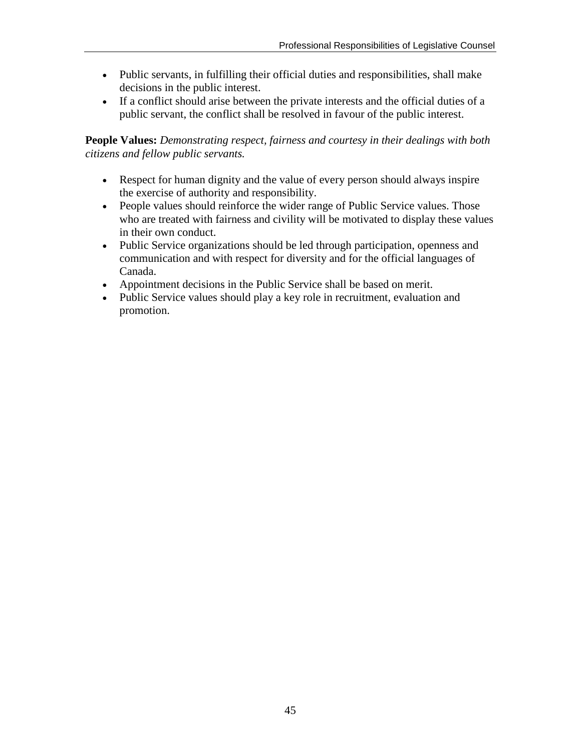- Public servants, in fulfilling their official duties and responsibilities, shall make decisions in the public interest.
- If a conflict should arise between the private interests and the official duties of a public servant, the conflict shall be resolved in favour of the public interest.

**People Values:** *Demonstrating respect, fairness and courtesy in their dealings with both citizens and fellow public servants.*

- Respect for human dignity and the value of every person should always inspire the exercise of authority and responsibility.
- People values should reinforce the wider range of Public Service values. Those who are treated with fairness and civility will be motivated to display these values in their own conduct.
- Public Service organizations should be led through participation, openness and communication and with respect for diversity and for the official languages of Canada.
- Appointment decisions in the Public Service shall be based on merit.
- Public Service values should play a key role in recruitment, evaluation and promotion.